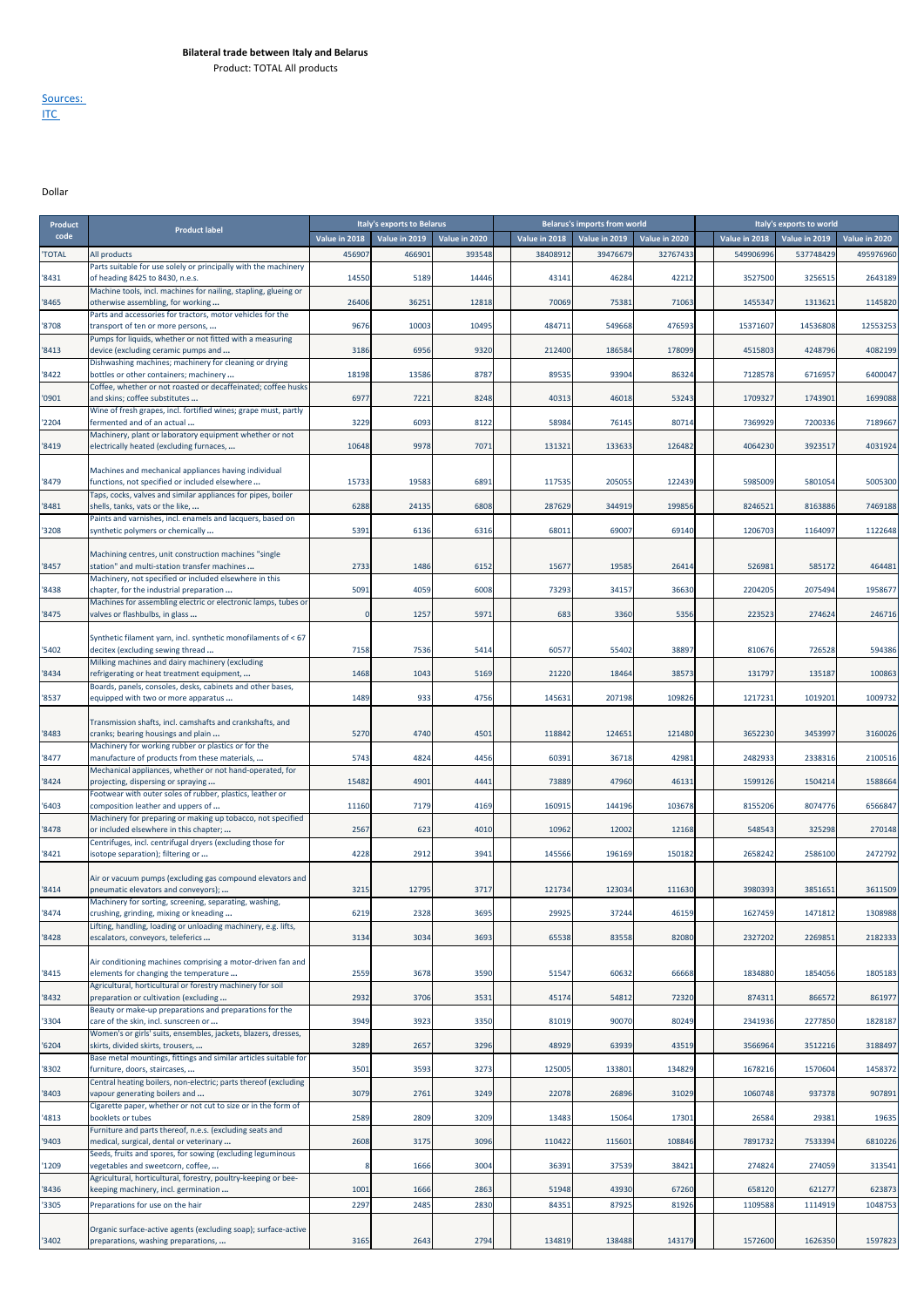# Bilateral trade between Italy and Belarus

Product: TOTAL All products

Sources: ITC

Dollar

| Product code | Product label | Italy's exports to Belarus | | | Belarus's imports from world | | | Italy's exports to world | | |
|---|---|---|---|---|---|---|---|---|---|---|
| | | Value in 2018 | Value in 2019 | Value in 2020 | Value in 2018 | Value in 2019 | Value in 2020 | Value in 2018 | Value in 2019 | Value in 2020 |
| 'TOTAL | All products | 456907 | 466901 | 393548 | 38408912 | 39476679 | 32767433 | 549906996 | 537748429 | 495976960 |
| '8431 | Parts suitable for use solely or principally with the machinery of heading 8425 to 8430, n.e.s. | 14550 | 5189 | 14446 | 43141 | 46284 | 42212 | 3527500 | 3256515 | 2643189 |
| '8465 | Machine tools, incl. machines for nailing, stapling, glueing or otherwise assembling, for working ... | 26406 | 36251 | 12818 | 70069 | 75381 | 71063 | 1455347 | 1313621 | 1145820 |
| '8708 | Parts and accessories for tractors, motor vehicles for the transport of ten or more persons, ... | 9676 | 10003 | 10495 | 484711 | 549668 | 476593 | 15371607 | 14536808 | 12553253 |
| '8413 | Pumps for liquids, whether or not fitted with a measuring device (excluding ceramic pumps and ... | 3186 | 6956 | 9320 | 212400 | 186584 | 178099 | 4515803 | 4248796 | 4082199 |
| '8422 | Dishwashing machines; machinery for cleaning or drying bottles or other containers; machinery ... | 18198 | 13586 | 8787 | 89535 | 93904 | 86324 | 7128578 | 6716957 | 6400047 |
| '0901 | Coffee, whether or not roasted or decaffeinated; coffee husks and skins; coffee substitutes ... | 6977 | 7221 | 8248 | 40313 | 46018 | 53243 | 1709327 | 1743901 | 1699088 |
| '2204 | Wine of fresh grapes, incl. fortified wines; grape must, partly fermented and of an actual ... | 3229 | 6093 | 8122 | 58984 | 76145 | 80714 | 7369929 | 7200336 | 7189667 |
| '8419 | Machinery, plant or laboratory equipment whether or not electrically heated (excluding furnaces, ... | 10648 | 9978 | 7071 | 131321 | 133633 | 126482 | 4064230 | 3923517 | 4031924 |
| '8479 | Machines and mechanical appliances having individual functions, not specified or included elsewhere ... | 15733 | 19583 | 6891 | 117535 | 205055 | 122439 | 5985009 | 5801054 | 5005300 |
| '8481 | Taps, cocks, valves and similar appliances for pipes, boiler shells, tanks, vats or the like, ... | 6288 | 24135 | 6808 | 287629 | 344919 | 199856 | 8246521 | 8163886 | 7469188 |
| '3208 | Paints and varnishes, incl. enamels and lacquers, based on synthetic polymers or chemically ... | 5391 | 6136 | 6316 | 68011 | 69007 | 69140 | 1206703 | 1164097 | 1122648 |
| '8457 | Machining centres, unit construction machines "single station" and multi-station transfer machines ... | 2733 | 1486 | 6152 | 15677 | 19585 | 26414 | 526981 | 585172 | 464481 |
| '8438 | Machinery, not specified or included elsewhere in this chapter, for the industrial preparation ... | 5091 | 4059 | 6008 | 73293 | 34157 | 36630 | 2204205 | 2075494 | 1958677 |
| '8475 | Machines for assembling electric or electronic lamps, tubes or valves or flashbulbs, in glass ... | 0 | 1257 | 5971 | 683 | 3360 | 5356 | 223523 | 274624 | 246716 |
| '5402 | Synthetic filament yarn, incl. synthetic monofilaments of < 67 decitex (excluding sewing thread ... | 7158 | 7536 | 5414 | 60577 | 55402 | 38897 | 810676 | 726528 | 594386 |
| '8434 | Milking machines and dairy machinery (excluding refrigerating or heat treatment equipment, ... | 1468 | 1043 | 5169 | 21220 | 18464 | 38573 | 131797 | 135187 | 100863 |
| '8537 | Boards, panels, consoles, desks, cabinets and other bases, equipped with two or more apparatus ... | 1489 | 933 | 4756 | 145631 | 207198 | 109826 | 1217231 | 1019201 | 1009732 |
| '8483 | Transmission shafts, incl. camshafts and crankshafts, and cranks; bearing housings and plain ... | 5270 | 4740 | 4501 | 118842 | 124651 | 121480 | 3652230 | 3453997 | 3160026 |
| '8477 | Machinery for working rubber or plastics or for the manufacture of products from these materials, ... | 5743 | 4824 | 4456 | 60391 | 36718 | 42981 | 2482933 | 2338316 | 2100516 |
| '8424 | Mechanical appliances, whether or not hand-operated, for projecting, dispersing or spraying ... | 15482 | 4901 | 4441 | 73889 | 47960 | 46131 | 1599126 | 1504214 | 1588664 |
| '6403 | Footwear with outer soles of rubber, plastics, leather or composition leather and uppers of ... | 11160 | 7179 | 4169 | 160915 | 144196 | 103678 | 8155206 | 8074776 | 6566847 |
| '8478 | Machinery for preparing or making up tobacco, not specified or included elsewhere in this chapter; ... | 2567 | 623 | 4010 | 10962 | 12002 | 12168 | 548543 | 325298 | 270148 |
| '8421 | Centrifuges, incl. centrifugal dryers (excluding those for isotope separation); filtering or ... | 4228 | 2912 | 3941 | 145566 | 196169 | 150182 | 2658242 | 2586100 | 2472792 |
| '8414 | Air or vacuum pumps (excluding gas compound elevators and pneumatic elevators and conveyors); ... | 3215 | 12795 | 3717 | 121734 | 123034 | 111630 | 3980393 | 3851651 | 3611509 |
| '8474 | Machinery for sorting, screening, separating, washing, crushing, grinding, mixing or kneading ... | 6219 | 2328 | 3695 | 29925 | 37244 | 46159 | 1627459 | 1471812 | 1308988 |
| '8428 | Lifting, handling, loading or unloading machinery, e.g. lifts, escalators, conveyors, teleferics ... | 3134 | 3034 | 3693 | 65538 | 83558 | 82080 | 2327202 | 2269851 | 2182333 |
| '8415 | Air conditioning machines comprising a motor-driven fan and elements for changing the temperature ... | 2559 | 3678 | 3590 | 51547 | 60632 | 66668 | 1834880 | 1854056 | 1805183 |
| '8432 | Agricultural, horticultural or forestry machinery for soil preparation or cultivation (excluding ... | 2932 | 3706 | 3531 | 45174 | 54812 | 72320 | 874311 | 866572 | 861977 |
| '3304 | Beauty or make-up preparations and preparations for the care of the skin, incl. sunscreen or ... | 3949 | 3923 | 3350 | 81019 | 90070 | 80249 | 2341936 | 2277850 | 1828187 |
| '6204 | Women's or girls' suits, ensembles, jackets, blazers, dresses, skirts, divided skirts, trousers, ... | 3289 | 2657 | 3296 | 48929 | 63939 | 43519 | 3566964 | 3512216 | 3188497 |
| '8302 | Base metal mountings, fittings and similar articles suitable for furniture, doors, staircases, ... | 3501 | 3593 | 3273 | 125005 | 133801 | 134829 | 1678216 | 1570604 | 1458372 |
| '8403 | Central heating boilers, non-electric; parts thereof (excluding vapour generating boilers and ... | 3079 | 2761 | 3249 | 22078 | 26896 | 31029 | 1060748 | 937378 | 907891 |
| '4813 | Cigarette paper, whether or not cut to size or in the form of booklets or tubes | 2589 | 2809 | 3209 | 13483 | 15064 | 17301 | 26584 | 29381 | 19635 |
| '9403 | Furniture and parts thereof, n.e.s. (excluding seats and medical, surgical, dental or veterinary ... | 2608 | 3175 | 3096 | 110422 | 115601 | 108846 | 7891732 | 7533394 | 6810226 |
| '1209 | Seeds, fruits and spores, for sowing (excluding leguminous vegetables and sweetcorn, coffee, ... | 8 | 1666 | 3004 | 36391 | 37539 | 38421 | 274824 | 274059 | 313541 |
| '8436 | Agricultural, horticultural, forestry, poultry-keeping or bee-keeping machinery, incl. germination ... | 1001 | 1666 | 2863 | 51948 | 43930 | 67260 | 658120 | 621277 | 623873 |
| '3305 | Preparations for use on the hair | 2297 | 2485 | 2830 | 84351 | 87925 | 81926 | 1109588 | 1114919 | 1048753 |
| '3402 | Organic surface-active agents (excluding soap); surface-active preparations, washing preparations, ... | 3165 | 2643 | 2794 | 134819 | 138488 | 143179 | 1572600 | 1626350 | 1597823 |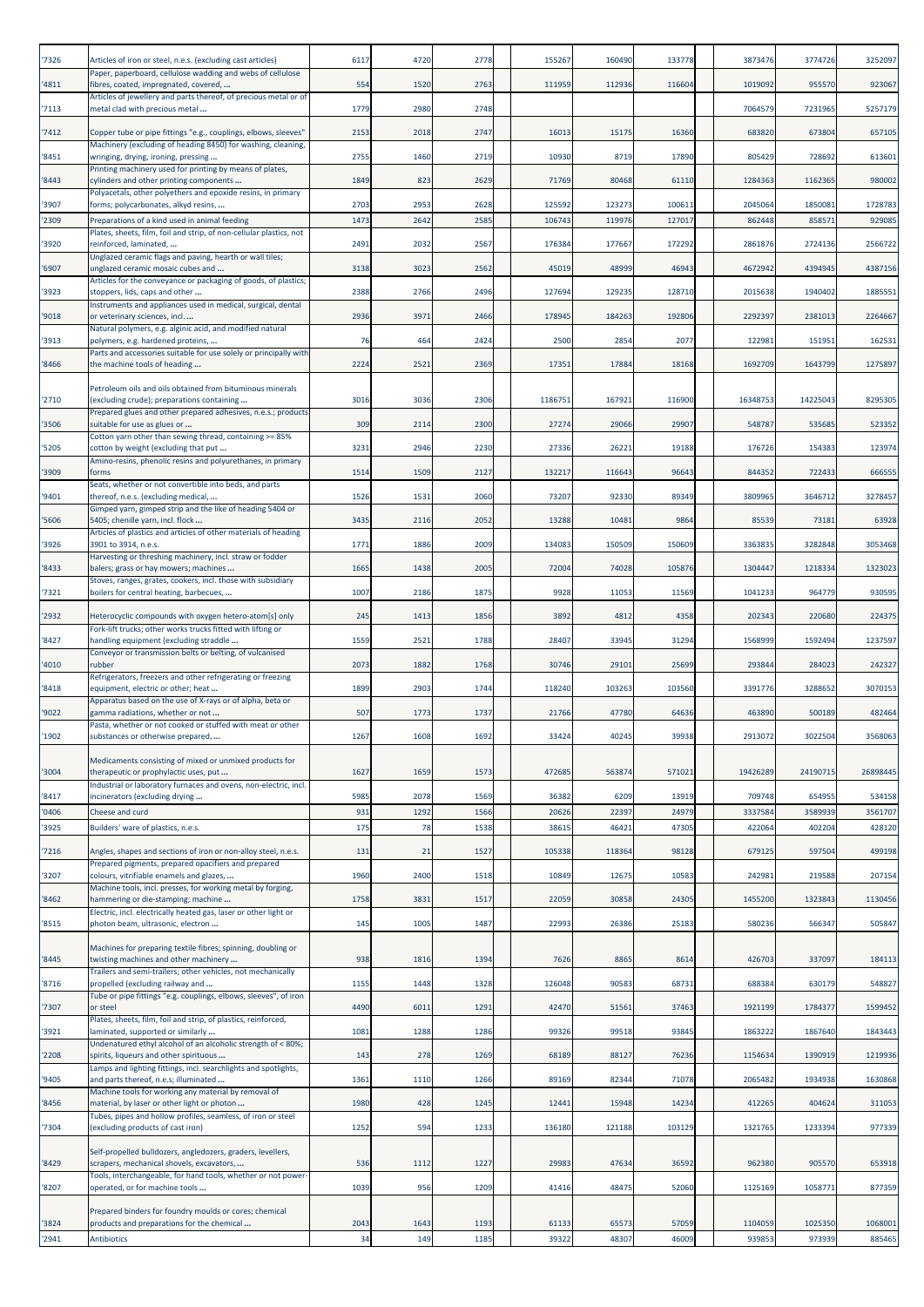| | | | | | | | | | | |
|---|---|---|---|---|---|---|---|---|---|---|
| '7326 | Articles of iron or steel, n.e.s. (excluding cast articles) | 6117 | 4720 | 2778 | 155267 | 160490 | 133778 | 3873476 | 3774726 | 3252097 |
| '4811 | Paper, paperboard, cellulose wadding and webs of cellulose fibres, coated, impregnated, covered, ... | 554 | 1520 | 2763 | 111959 | 112936 | 116604 | 1019092 | 955570 | 923067 |
| '7113 | Articles of jewellery and parts thereof, of precious metal or of metal clad with precious metal ... | 1779 | 2980 | 2748 | | | | 7064579 | 7231965 | 5257179 |
| '7412 | Copper tube or pipe fittings "e.g., couplings, elbows, sleeves" | 2153 | 2018 | 2747 | 16013 | 15175 | 16360 | 683820 | 673804 | 657105 |
| '8451 | Machinery (excluding of heading 8450) for washing, cleaning, wringing, drying, ironing, pressing ... | 2755 | 1460 | 2719 | 10930 | 8719 | 17890 | 805429 | 728692 | 613601 |
| '8443 | Printing machinery used for printing by means of plates, cylinders and other printing components ... | 1849 | 823 | 2629 | 71769 | 80468 | 61110 | 1284363 | 1162365 | 980002 |
| '3907 | Polyacetals, other polyethers and epoxide resins, in primary forms; polycarbonates, alkyd resins, ... | 2703 | 2953 | 2628 | 125592 | 123273 | 100611 | 2045064 | 1850081 | 1728783 |
| '2309 | Preparations of a kind used in animal feeding | 1473 | 2642 | 2585 | 106743 | 119976 | 127017 | 862448 | 858571 | 929085 |
| '3920 | Plates, sheets, film, foil and strip, of non-cellular plastics, not reinforced, laminated, ... | 2491 | 2032 | 2567 | 176384 | 177667 | 172292 | 2861876 | 2724136 | 2566722 |
| '6907 | Unglazed ceramic flags and paving, hearth or wall tiles; unglazed ceramic mosaic cubes and ... | 3138 | 3023 | 2562 | 45019 | 48999 | 46943 | 4672942 | 4394945 | 4387156 |
| '3923 | Articles for the conveyance or packaging of goods, of plastics; stoppers, lids, caps and other ... | 2388 | 2766 | 2496 | 127694 | 129235 | 128710 | 2015638 | 1940402 | 1885551 |
| '9018 | Instruments and appliances used in medical, surgical, dental or veterinary sciences, incl. ... | 2936 | 3971 | 2466 | 178945 | 184263 | 192806 | 2292397 | 2381013 | 2264667 |
| '3913 | Natural polymers, e.g. alginic acid, and modified natural polymers, e.g. hardened proteins, ... | 76 | 464 | 2424 | 2500 | 2854 | 2077 | 122981 | 151951 | 162531 |
| '8466 | Parts and accessories suitable for use solely or principally with the machine tools of heading ... | 2224 | 2521 | 2369 | 17351 | 17884 | 18168 | 1692709 | 1643799 | 1275897 |
| '2710 | Petroleum oils and oils obtained from bituminous minerals (excluding crude); preparations containing ... | 3016 | 3036 | 2306 | 1186751 | 167921 | 116900 | 16348753 | 14225043 | 8295305 |
| '3506 | Prepared glues and other prepared adhesives, n.e.s.; products suitable for use as glues or ... | 309 | 2114 | 2300 | 27274 | 29066 | 29907 | 548787 | 535685 | 523352 |
| '5205 | Cotton yarn other than sewing thread, containing >= 85% cotton by weight (excluding that put ... | 3231 | 2946 | 2230 | 27336 | 26221 | 19188 | 176726 | 154383 | 123974 |
| '3909 | Amino-resins, phenolic resins and polyurethanes, in primary forms | 1514 | 1509 | 2127 | 132217 | 116643 | 96643 | 844352 | 722433 | 666555 |
| '9401 | Seats, whether or not convertible into beds, and parts thereof, n.e.s. (excluding medical, ... | 1526 | 1531 | 2060 | 73207 | 92330 | 89349 | 3809965 | 3646712 | 3278457 |
| '5606 | Gimped yarn, gimped strip and the like of heading 5404 or 5405; chenille yarn, incl. flock ... | 3435 | 2116 | 2052 | 13288 | 10481 | 9864 | 85539 | 73181 | 63928 |
| '3926 | Articles of plastics and articles of other materials of heading 3901 to 3914, n.e.s. | 1771 | 1886 | 2009 | 134083 | 150509 | 150609 | 3363835 | 3282848 | 3053468 |
| '8433 | Harvesting or threshing machinery, incl. straw or fodder balers; grass or hay mowers; machines ... | 1665 | 1438 | 2005 | 72004 | 74028 | 105876 | 1304447 | 1218334 | 1323023 |
| '7321 | Stoves, ranges, grates, cookers, incl. those with subsidiary boilers for central heating, barbecues, ... | 1007 | 2186 | 1875 | 9928 | 11053 | 11569 | 1041233 | 964779 | 930595 |
| '2932 | Heterocyclic compounds with oxygen hetero-atom[s] only | 245 | 1413 | 1856 | 3892 | 4812 | 4358 | 202343 | 220680 | 224375 |
| '8427 | Fork-lift trucks; other works trucks fitted with lifting or handling equipment (excluding straddle ... | 1559 | 2521 | 1788 | 28407 | 33945 | 31294 | 1568999 | 1592494 | 1237597 |
| '4010 | Conveyor or transmission belts or belting, of vulcanised rubber | 2073 | 1882 | 1768 | 30746 | 29101 | 25699 | 293844 | 284023 | 242327 |
| '8418 | Refrigerators, freezers and other refrigerating or freezing equipment, electric or other; heat ... | 1899 | 2903 | 1744 | 118240 | 103263 | 103560 | 3391776 | 3288652 | 3070153 |
| '9022 | Apparatus based on the use of X-rays or of alpha, beta or gamma radiations, whether or not ... | 507 | 1773 | 1737 | 21766 | 47780 | 64636 | 463890 | 500189 | 482464 |
| '1902 | Pasta, whether or not cooked or stuffed with meat or other substances or otherwise prepared, ... | 1267 | 1608 | 1692 | 33424 | 40245 | 39938 | 2913072 | 3022504 | 3568063 |
| '3004 | Medicaments consisting of mixed or unmixed products for therapeutic or prophylactic uses, put ... | 1627 | 1659 | 1573 | 472685 | 563874 | 571021 | 19426289 | 24190715 | 26898445 |
| '8417 | Industrial or laboratory furnaces and ovens, non-electric, incl. incinerators (excluding drying ... | 5985 | 2078 | 1569 | 36382 | 6209 | 13919 | 709748 | 654955 | 534158 |
| '0406 | Cheese and curd | 931 | 1292 | 1566 | 20626 | 22397 | 24979 | 3337584 | 3589939 | 3561707 |
| '3925 | Builders' ware of plastics, n.e.s. | 175 | 78 | 1538 | 38615 | 46421 | 47305 | 422064 | 402204 | 428120 |
| '7216 | Angles, shapes and sections of iron or non-alloy steel, n.e.s. | 131 | 21 | 1527 | 105338 | 118364 | 98128 | 679125 | 597504 | 499198 |
| '3207 | Prepared pigments, prepared opacifiers and prepared colours, vitrifiable enamels and glazes, ... | 1960 | 2400 | 1518 | 10849 | 12675 | 10583 | 242981 | 219588 | 207154 |
| '8462 | Machine tools, incl. presses, for working metal by forging, hammering or die-stamping; machine ... | 1758 | 3831 | 1517 | 22059 | 30858 | 24305 | 1455200 | 1323843 | 1130456 |
| '8515 | Electric, incl. electrically heated gas, laser or other light or photon beam, ultrasonic, electron ... | 145 | 1005 | 1487 | 22993 | 26386 | 25183 | 580236 | 566347 | 505847 |
| '8445 | Machines for preparing textile fibres; spinning, doubling or twisting machines and other machinery ... | 938 | 1816 | 1394 | 7626 | 8865 | 8614 | 426703 | 337097 | 184113 |
| '8716 | Trailers and semi-trailers; other vehicles, not mechanically propelled (excluding railway and ... | 1155 | 1448 | 1328 | 126048 | 90583 | 68731 | 688384 | 630179 | 548827 |
| '7307 | Tube or pipe fittings "e.g. couplings, elbows, sleeves", of iron or steel | 4490 | 6011 | 1291 | 42470 | 51561 | 37463 | 1921199 | 1784377 | 1599452 |
| '3921 | Plates, sheets, film, foil and strip, of plastics, reinforced, laminated, supported or similarly ... | 1081 | 1288 | 1286 | 99326 | 99518 | 93845 | 1863222 | 1867640 | 1843443 |
| '2208 | Undenatured ethyl alcohol of an alcoholic strength of < 80%; spirits, liqueurs and other spirituous ... | 143 | 278 | 1269 | 68189 | 88127 | 76236 | 1154634 | 1390919 | 1219936 |
| '9405 | Lamps and lighting fittings, incl. searchlights and spotlights, and parts thereof, n.e.s; illuminated ... | 1361 | 1110 | 1266 | 89169 | 82344 | 71078 | 2065482 | 1934938 | 1630868 |
| '8456 | Machine tools for working any material by removal of material, by laser or other light or photon ... | 1980 | 428 | 1245 | 12441 | 15948 | 14234 | 412265 | 404624 | 311053 |
| '7304 | Tubes, pipes and hollow profiles, seamless, of iron or steel (excluding products of cast iron) | 1252 | 594 | 1233 | 136180 | 121188 | 103129 | 1321765 | 1233394 | 977339 |
| '8429 | Self-propelled bulldozers, angledozers, graders, levellers, scrapers, mechanical shovels, excavators, ... | 536 | 1112 | 1227 | 29983 | 47634 | 36592 | 962380 | 905570 | 653918 |
| '8207 | Tools, interchangeable, for hand tools, whether or not power-operated, or for machine tools ... | 1039 | 956 | 1209 | 41416 | 48475 | 52060 | 1125169 | 1058771 | 877359 |
| '3824 | Prepared binders for foundry moulds or cores; chemical products and preparations for the chemical ... | 2043 | 1643 | 1193 | 61133 | 65573 | 57059 | 1104059 | 1025350 | 1068001 |
| '2941 | Antibiotics | 34 | 149 | 1185 | 39322 | 48307 | 46009 | 939853 | 973939 | 885465 |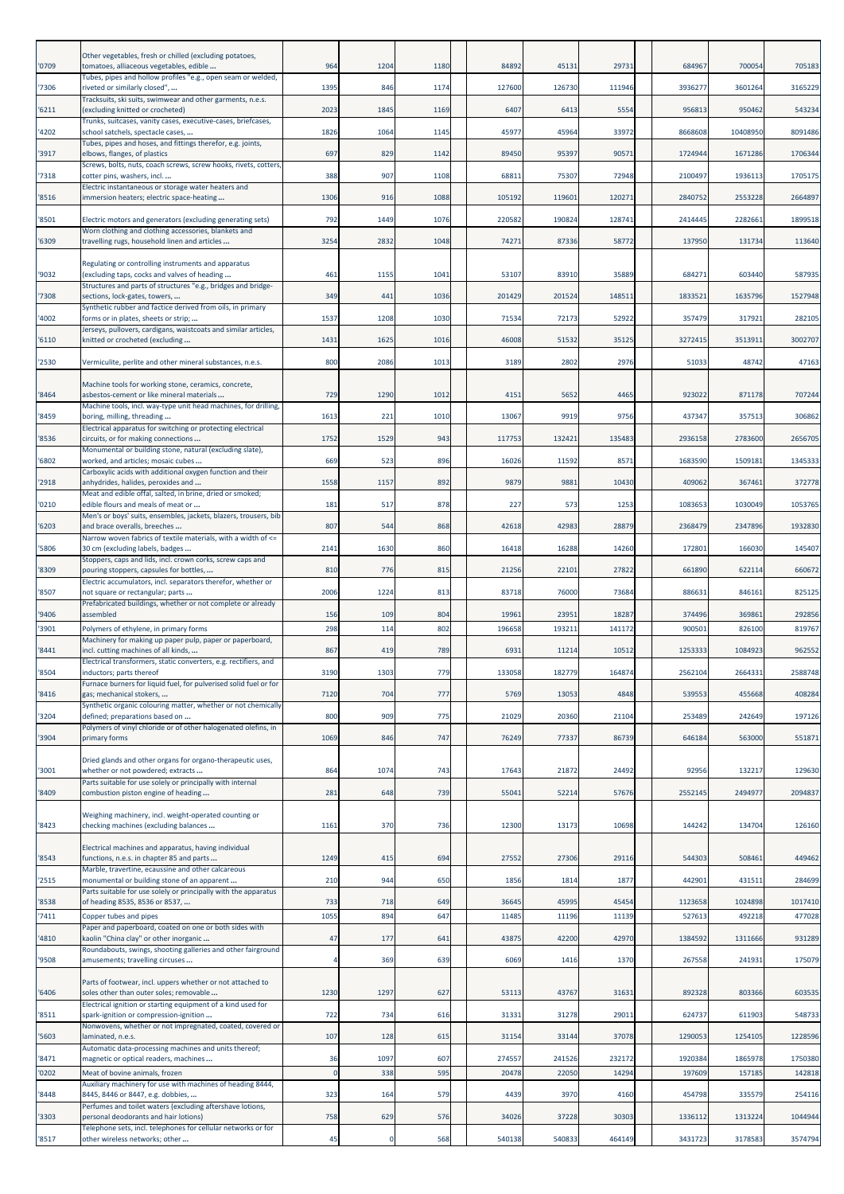| | | | | | | | | | | |
|---|---|---|---|---|---|---|---|---|---|---|
| '0709 | Other vegetables, fresh or chilled (excluding potatoes, tomatoes, alliaceous vegetables, edible ... | 964 | 1204 | 1180 | 84892 | 45131 | 29731 | 684967 | 700054 | 705183 |
| '7306 | Tubes, pipes and hollow profiles "e.g., open seam or welded, riveted or similarly closed", ... | 1395 | 846 | 1174 | 127600 | 126730 | 111946 | 3936277 | 3601264 | 3165229 |
| '6211 | Tracksuits, ski suits, swimwear and other garments, n.e.s. (excluding knitted or crocheted) | 2023 | 1845 | 1169 | 6407 | 6413 | 5554 | 956813 | 950462 | 543234 |
| '4202 | Trunks, suitcases, vanity cases, executive-cases, briefcases, school satchels, spectacle cases, ... | 1826 | 1064 | 1145 | 45977 | 45964 | 33972 | 8668608 | 10408950 | 8091486 |
| '3917 | Tubes, pipes and hoses, and fittings therefor, e.g. joints, elbows, flanges, of plastics | 697 | 829 | 1142 | 89450 | 95397 | 90571 | 1724944 | 1671286 | 1706344 |
| '7318 | Screws, bolts, nuts, coach screws, screw hooks, rivets, cotters, cotter pins, washers, incl. ... | 388 | 907 | 1108 | 68811 | 75307 | 72948 | 2100497 | 1936113 | 1705175 |
| '8516 | Electric instantaneous or storage water heaters and immersion heaters; electric space-heating ... | 1306 | 916 | 1088 | 105192 | 119601 | 120271 | 2840752 | 2553228 | 2664897 |
| '8501 | Electric motors and generators (excluding generating sets) | 792 | 1449 | 1076 | 220582 | 190824 | 128741 | 2414445 | 2282661 | 1899518 |
| '6309 | Worn clothing and clothing accessories, blankets and travelling rugs, household linen and articles ... | 3254 | 2832 | 1048 | 74271 | 87336 | 58772 | 137950 | 131734 | 113640 |
| '9032 | Regulating or controlling instruments and apparatus (excluding taps, cocks and valves of heading ... | 461 | 1155 | 1041 | 53107 | 83910 | 35889 | 684271 | 603440 | 587935 |
| '7308 | Structures and parts of structures "e.g., bridges and bridge-sections, lock-gates, towers, ... | 349 | 441 | 1036 | 201429 | 201524 | 148511 | 1833521 | 1635796 | 1527948 |
| '4002 | Synthetic rubber and factice derived from oils, in primary forms or in plates, sheets or strip; ... | 1537 | 1208 | 1030 | 71534 | 72173 | 52922 | 357479 | 317921 | 282105 |
| '6110 | Jerseys, pullovers, cardigans, waistcoats and similar articles, knitted or crocheted (excluding ... | 1431 | 1625 | 1016 | 46008 | 51532 | 35125 | 3272415 | 3513911 | 3002707 |
| '2530 | Vermiculite, perlite and other mineral substances, n.e.s. | 800 | 2086 | 1013 | 3189 | 2802 | 2976 | 51033 | 48742 | 47163 |
| '8464 | Machine tools for working stone, ceramics, concrete, asbestos-cement or like mineral materials ... | 729 | 1290 | 1012 | 4151 | 5652 | 4465 | 923022 | 871178 | 707244 |
| '8459 | Machine tools, incl. way-type unit head machines, for drilling, boring, milling, threading ... | 1613 | 221 | 1010 | 13067 | 9919 | 9756 | 437347 | 357513 | 306862 |
| '8536 | Electrical apparatus for switching or protecting electrical circuits, or for making connections ... | 1752 | 1529 | 943 | 117753 | 132421 | 135483 | 2936158 | 2783600 | 2656705 |
| '6802 | Monumental or building stone, natural (excluding slate), worked, and articles; mosaic cubes ... | 669 | 523 | 896 | 16026 | 11592 | 8571 | 1683590 | 1509181 | 1345333 |
| '2918 | Carboxylic acids with additional oxygen function and their anhydrides, halides, peroxides and ... | 1558 | 1157 | 892 | 9879 | 9881 | 10430 | 409062 | 367461 | 372778 |
| '0210 | Meat and edible offal, salted, in brine, dried or smoked; edible flours and meals of meat or ... | 181 | 517 | 878 | 227 | 573 | 1253 | 1083653 | 1030049 | 1053765 |
| '6203 | Men's or boys' suits, ensembles, jackets, blazers, trousers, bib and brace overalls, breeches ... | 807 | 544 | 868 | 42618 | 42983 | 28879 | 2368479 | 2347896 | 1932830 |
| '5806 | Narrow woven fabrics of textile materials, with a width of <= 30 cm (excluding labels, badges ... | 2141 | 1630 | 860 | 16418 | 16288 | 14260 | 172801 | 166030 | 145407 |
| '8309 | Stoppers, caps and lids, incl. crown corks, screw caps and pouring stoppers, capsules for bottles, ... | 810 | 776 | 815 | 21256 | 22101 | 27822 | 661890 | 622114 | 660672 |
| '8507 | Electric accumulators, incl. separators therefor, whether or not square or rectangular; parts ... | 2006 | 1224 | 813 | 83718 | 76000 | 73684 | 886631 | 846161 | 825125 |
| '9406 | Prefabricated buildings, whether or not complete or already assembled | 156 | 109 | 804 | 19961 | 23951 | 18287 | 374496 | 369861 | 292856 |
| '3901 | Polymers of ethylene, in primary forms | 298 | 114 | 802 | 196658 | 193211 | 141172 | 900501 | 826100 | 819767 |
| '8441 | Machinery for making up paper pulp, paper or paperboard, incl. cutting machines of all kinds, ... | 867 | 419 | 789 | 6931 | 11214 | 10512 | 1253333 | 1084923 | 962552 |
| '8504 | Electrical transformers, static converters, e.g. rectifiers, and inductors; parts thereof | 3190 | 1303 | 779 | 133058 | 182779 | 164874 | 2562104 | 2664331 | 2588748 |
| '8416 | Furnace burners for liquid fuel, for pulverised solid fuel or for gas; mechanical stokers, ... | 7120 | 704 | 777 | 5769 | 13053 | 4848 | 539553 | 455668 | 408284 |
| '3204 | Synthetic organic colouring matter, whether or not chemically defined; preparations based on ... | 800 | 909 | 775 | 21029 | 20360 | 21104 | 253489 | 242649 | 197126 |
| '3904 | Polymers of vinyl chloride or of other halogenated olefins, in primary forms | 1069 | 846 | 747 | 76249 | 77337 | 86739 | 646184 | 563000 | 551871 |
| '3001 | Dried glands and other organs for organo-therapeutic uses, whether or not powdered; extracts ... | 864 | 1074 | 743 | 17643 | 21872 | 24492 | 92956 | 132217 | 129630 |
| '8409 | Parts suitable for use solely or principally with internal combustion piston engine of heading ... | 281 | 648 | 739 | 55041 | 52214 | 57676 | 2552145 | 2494977 | 2094837 |
| '8423 | Weighing machinery, incl. weight-operated counting or checking machines (excluding balances ... | 1161 | 370 | 736 | 12300 | 13173 | 10698 | 144242 | 134704 | 126160 |
| '8543 | Electrical machines and apparatus, having individual functions, n.e.s. in chapter 85 and parts ... | 1249 | 415 | 694 | 27552 | 27306 | 29116 | 544303 | 508461 | 449462 |
| '2515 | Marble, travertine, ecaussine and other calcareous monumental or building stone of an apparent ... | 210 | 944 | 650 | 1856 | 1814 | 1877 | 442901 | 431511 | 284699 |
| '8538 | Parts suitable for use solely or principally with the apparatus of heading 8535, 8536 or 8537, ... | 733 | 718 | 649 | 36645 | 45995 | 45454 | 1123658 | 1024898 | 1017410 |
| '7411 | Copper tubes and pipes | 1055 | 894 | 647 | 11485 | 11196 | 11139 | 527613 | 492218 | 477028 |
| '4810 | Paper and paperboard, coated on one or both sides with kaolin "China clay" or other inorganic ... | 47 | 177 | 641 | 43875 | 42200 | 42970 | 1384592 | 1311666 | 931289 |
| '9508 | Roundabouts, swings, shooting galleries and other fairground amusements; travelling circuses ... | 4 | 369 | 639 | 6069 | 1416 | 1370 | 267558 | 241931 | 175079 |
| '6406 | Parts of footwear, incl. uppers whether or not attached to soles other than outer soles; removable ... | 1230 | 1297 | 627 | 53113 | 43767 | 31631 | 892328 | 803366 | 603535 |
| '8511 | Electrical ignition or starting equipment of a kind used for spark-ignition or compression-ignition ... | 722 | 734 | 616 | 31331 | 31278 | 29011 | 624737 | 611903 | 548733 |
| '5603 | Nonwovens, whether or not impregnated, coated, covered or laminated, n.e.s. | 107 | 128 | 615 | 31154 | 33144 | 37078 | 1290053 | 1254105 | 1228596 |
| '8471 | Automatic data-processing machines and units thereof; magnetic or optical readers, machines ... | 36 | 1097 | 607 | 274557 | 241526 | 232172 | 1920384 | 1865978 | 1750380 |
| '0202 | Meat of bovine animals, frozen | 0 | 338 | 595 | 20478 | 22050 | 14294 | 197609 | 157185 | 142818 |
| '8448 | Auxiliary machinery for use with machines of heading 8444, 8445, 8446 or 8447, e.g. dobbies, ... | 323 | 164 | 579 | 4439 | 3970 | 4160 | 454798 | 335579 | 254116 |
| '3303 | Perfumes and toilet waters (excluding aftershave lotions, personal deodorants and hair lotions) | 758 | 629 | 576 | 34026 | 37228 | 30303 | 1336112 | 1313224 | 1044944 |
| '8517 | Telephone sets, incl. telephones for cellular networks or for other wireless networks; other ... | 45 | 0 | 568 | 540138 | 540833 | 464149 | 3431723 | 3178583 | 3574794 |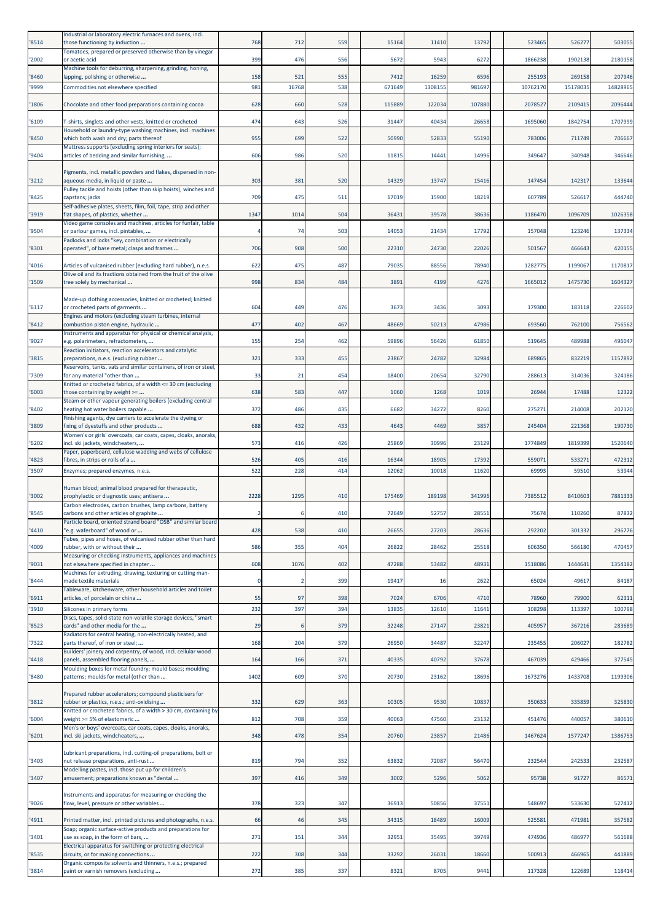| | | | | | | | | | | |
|---|---|---|---|---|---|---|---|---|---|---|
| '8514 | Industrial or laboratory electric furnaces and ovens, incl. those functioning by induction ... | 768 | 712 | 559 | 15164 | 11410 | 13792 | 523465 | 526277 | 503055 |
| '2002 | Tomatoes, prepared or preserved otherwise than by vinegar or acetic acid | 399 | 476 | 556 | 5672 | 5943 | 6272 | 1866238 | 1902138 | 2180158 |
| '8460 | Machine tools for deburring, sharpening, grinding, honing, lapping, polishing or otherwise ... | 158 | 521 | 555 | 7412 | 16259 | 6596 | 255193 | 269158 | 207946 |
| '9999 | Commodities not elsewhere specified | 981 | 16768 | 538 | 671649 | 1308155 | 981697 | 10762170 | 15178035 | 14828965 |
| '1806 | Chocolate and other food preparations containing cocoa | 628 | 660 | 528 | 115889 | 122034 | 107880 | 2078527 | 2109415 | 2096444 |
| '6109 | T-shirts, singlets and other vests, knitted or crocheted | 474 | 643 | 526 | 31447 | 40434 | 26658 | 1695060 | 1842754 | 1707999 |
| '8450 | Household or laundry-type washing machines, incl. machines which both wash and dry; parts thereof | 955 | 699 | 522 | 50990 | 52833 | 55190 | 783006 | 711749 | 706667 |
| '9404 | Mattress supports (excluding spring interiors for seats); articles of bedding and similar furnishing, ... | 606 | 986 | 520 | 11815 | 14441 | 14996 | 349647 | 340948 | 346646 |
| '3212 | Pigments, incl. metallic powders and flakes, dispersed in non-aqueous media, in liquid or paste ... | 303 | 381 | 520 | 14329 | 13747 | 15416 | 147454 | 142317 | 133644 |
| '8425 | Pulley tackle and hoists (other than skip hoists); winches and capstans; jacks | 709 | 475 | 511 | 17019 | 15900 | 18219 | 607789 | 526617 | 444740 |
| '3919 | Self-adhesive plates, sheets, film, foil, tape, strip and other flat shapes, of plastics, whether ... | 1347 | 1014 | 504 | 36431 | 39578 | 38636 | 1186470 | 1096709 | 1026358 |
| '9504 | Video game consoles and machines, articles for funfair, table or parlour games, incl. pintables, ... | 4 | 74 | 503 | 14053 | 21434 | 17792 | 157048 | 123246 | 137334 |
| '8301 | Padlocks and locks "key, combination or electrically operated", of base metal; clasps and frames ... | 706 | 908 | 500 | 22310 | 24730 | 22026 | 501567 | 466643 | 420155 |
| '4016 | Articles of vulcanised rubber (excluding hard rubber), n.e.s. | 622 | 475 | 487 | 79035 | 88556 | 78940 | 1282775 | 1199067 | 1170817 |
| '1509 | Olive oil and its fractions obtained from the fruit of the olive tree solely by mechanical ... | 998 | 834 | 484 | 3891 | 4199 | 4276 | 1665012 | 1475730 | 1604327 |
| '6117 | Made-up clothing accessories, knitted or crocheted; knitted or crocheted parts of garments ... | 604 | 449 | 476 | 3673 | 3436 | 3093 | 179300 | 183118 | 226602 |
| '8412 | Engines and motors (excluding steam turbines, internal combustion piston engine, hydraulic ... | 477 | 402 | 467 | 48669 | 50213 | 47986 | 693560 | 762100 | 756562 |
| '9027 | Instruments and apparatus for physical or chemical analysis, e.g. polarimeters, refractometers, ... | 155 | 254 | 462 | 59896 | 56426 | 61850 | 519645 | 489988 | 496047 |
| '3815 | Reaction initiators, reaction accelerators and catalytic preparations, n.e.s. (excluding rubber ... | 321 | 333 | 455 | 23867 | 24782 | 32984 | 689865 | 832219 | 1157892 |
| '7309 | Reservoirs, tanks, vats and similar containers, of iron or steel, for any material "other than ... | 33 | 21 | 454 | 18400 | 20654 | 32790 | 288613 | 314036 | 324186 |
| '6003 | Knitted or crocheted fabrics, of a width <= 30 cm (excluding those containing by weight >= ... | 638 | 583 | 447 | 1060 | 1268 | 1019 | 26944 | 17488 | 12322 |
| '8402 | Steam or other vapour generating boilers (excluding central heating hot water boilers capable ... | 372 | 486 | 435 | 6682 | 34272 | 8260 | 275271 | 214008 | 202120 |
| '3809 | Finishing agents, dye carriers to accelerate the dyeing or fixing of dyestuffs and other products ... | 688 | 432 | 433 | 4643 | 4469 | 3857 | 245404 | 221368 | 190730 |
| '6202 | Women's or girls' overcoats, car coats, capes, cloaks, anoraks, incl. ski jackets, windcheaters, ... | 573 | 416 | 426 | 25869 | 30996 | 23129 | 1774849 | 1819399 | 1520640 |
| '4823 | Paper, paperboard, cellulose wadding and webs of cellulose fibres, in strips or rolls of a ... | 526 | 405 | 416 | 16344 | 18905 | 17392 | 559071 | 533271 | 472312 |
| '3507 | Enzymes; prepared enzymes, n.e.s. | 522 | 228 | 414 | 12062 | 10018 | 11620 | 69993 | 59510 | 53944 |
| '3002 | Human blood; animal blood prepared for therapeutic, prophylactic or diagnostic uses; antisera ... | 2228 | 1295 | 410 | 175469 | 189198 | 341996 | 7385512 | 8410603 | 7881333 |
| '8545 | Carbon electrodes, carbon brushes, lamp carbons, battery carbons and other articles of graphite ... | 2 | 6 | 410 | 72649 | 52757 | 28551 | 75674 | 110260 | 87832 |
| '4410 | Particle board, oriented strand board "OSB" and similar board "e.g. waferboard" of wood or ... | 428 | 538 | 410 | 26655 | 27203 | 28636 | 292202 | 301332 | 296776 |
| '4009 | Tubes, pipes and hoses, of vulcanised rubber other than hard rubber, with or without their ... | 586 | 355 | 404 | 26822 | 28462 | 25518 | 606350 | 566180 | 470457 |
| '9031 | Measuring or checking instruments, appliances and machines not elsewhere specified in chapter ... | 608 | 1076 | 402 | 47288 | 53482 | 48931 | 1518086 | 1444641 | 1354182 |
| '8444 | Machines for extruding, drawing, texturing or cutting man-made textile materials | 0 | 2 | 399 | 19417 | 16 | 2622 | 65024 | 49617 | 84187 |
| '6911 | Tableware, kitchenware, other household articles and toilet articles, of porcelain or china ... | 55 | 97 | 398 | 7024 | 6706 | 4710 | 78960 | 79900 | 62311 |
| '3910 | Silicones in primary forms | 232 | 397 | 394 | 13835 | 12610 | 11641 | 108298 | 113397 | 100798 |
| '8523 | Discs, tapes, solid-state non-volatile storage devices, "smart cards" and other media for the ... | 29 | 6 | 379 | 32248 | 27147 | 23821 | 405957 | 367216 | 283689 |
| '7322 | Radiators for central heating, non-electrically heated, and parts thereof, of iron or steel; ... | 168 | 204 | 379 | 26950 | 34487 | 32247 | 235455 | 206027 | 182782 |
| '4418 | Builders' joinery and carpentry, of wood, incl. cellular wood panels, assembled flooring panels, ... | 164 | 166 | 371 | 40335 | 40792 | 37678 | 467039 | 429466 | 377545 |
| '8480 | Moulding boxes for metal foundry; mould bases; moulding patterns; moulds for metal (other than ... | 1402 | 609 | 370 | 20730 | 23162 | 18696 | 1673276 | 1433708 | 1199306 |
| '3812 | Prepared rubber accelerators; compound plasticisers for rubber or plastics, n.e.s.; anti-oxidising ... | 332 | 629 | 363 | 10305 | 9530 | 10837 | 350633 | 335859 | 325830 |
| '6004 | Knitted or crocheted fabrics, of a width > 30 cm, containing by weight >= 5% of elastomeric ... | 812 | 708 | 359 | 40063 | 47560 | 23132 | 451476 | 440057 | 380610 |
| '6201 | Men's or boys' overcoats, car coats, capes, cloaks, anoraks, incl. ski jackets, windcheaters, ... | 348 | 478 | 354 | 20760 | 23857 | 21486 | 1467624 | 1577247 | 1386753 |
| '3403 | Lubricant preparations, incl. cutting-oil preparations, bolt or nut release preparations, anti-rust ... | 819 | 794 | 352 | 63832 | 72087 | 56470 | 232544 | 242533 | 232587 |
| '3407 | Modelling pastes, incl. those put up for children's amusement; preparations known as "dental ... | 397 | 416 | 349 | 3002 | 5296 | 5062 | 95738 | 91727 | 86571 |
| '9026 | Instruments and apparatus for measuring or checking the flow, level, pressure or other variables ... | 378 | 323 | 347 | 36913 | 50856 | 37551 | 548697 | 533630 | 527412 |
| '4911 | Printed matter, incl. printed pictures and photographs, n.e.s. | 66 | 46 | 345 | 34315 | 18489 | 16009 | 525581 | 471981 | 357582 |
| '3401 | Soap; organic surface-active products and preparations for use as soap, in the form of bars, ... | 271 | 151 | 344 | 32951 | 35495 | 39749 | 474936 | 486977 | 561688 |
| '8535 | Electrical apparatus for switching or protecting electrical circuits, or for making connections ... | 222 | 308 | 344 | 33292 | 26031 | 18660 | 500913 | 466965 | 441889 |
| '3814 | Organic composite solvents and thinners, n.e.s.; prepared paint or varnish removers (excluding ... | 272 | 385 | 337 | 8321 | 8705 | 9441 | 117328 | 122689 | 118414 |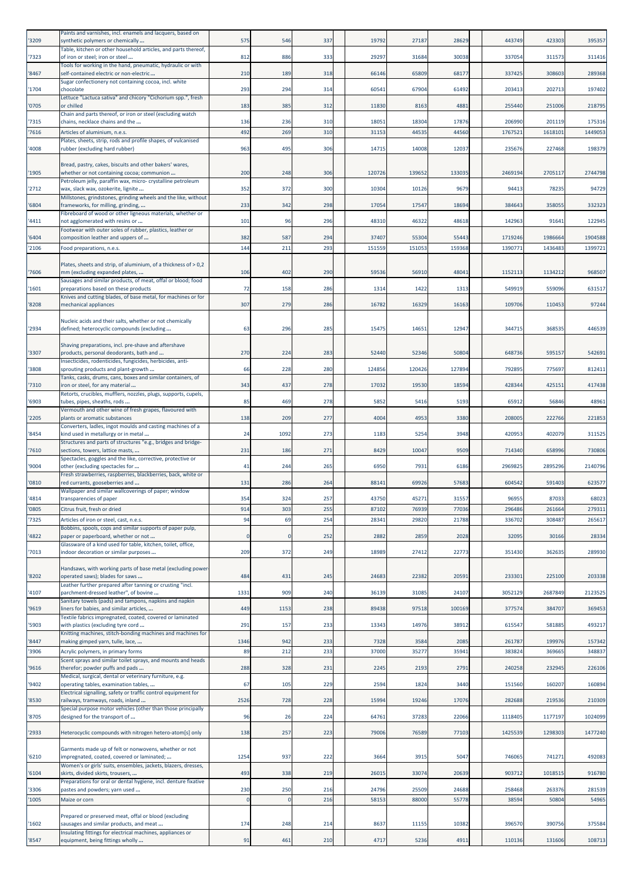| '3209 | Paints and varnishes, incl. enamels and lacquers, based on synthetic polymers or chemically ... | 575 | 546 | 337 | 19792 | 27187 | 28629 | 443749 | 423303 | 395357 |
|---|---|---|---|---|---|---|---|---|---|---|
| '7323 | Table, kitchen or other household articles, and parts thereof, of iron or steel; iron or steel ... | 812 | 886 | 333 | 29297 | 31684 | 30038 | 337054 | 311573 | 311416 |
| '8467 | Tools for working in the hand, pneumatic, hydraulic or with self-contained electric or non-electric ... | 210 | 189 | 318 | 66146 | 65809 | 68177 | 337425 | 308603 | 289368 |
| '1704 | Sugar confectionery not containing cocoa, incl. white chocolate | 293 | 294 | 314 | 60541 | 67904 | 61492 | 203413 | 202713 | 197402 |
| '0705 | Lettuce "Lactuca sativa" and chicory "Cichorium spp.", fresh or chilled | 183 | 385 | 312 | 11830 | 8163 | 4881 | 255440 | 251006 | 218795 |
| '7315 | Chain and parts thereof, or iron or steel (excluding watch chains, necklace chains and the ... | 136 | 236 | 310 | 18051 | 18304 | 17876 | 206990 | 201119 | 175316 |
| '7616 | Articles of aluminium, n.e.s. | 492 | 269 | 310 | 31153 | 44535 | 44560 | 1767521 | 1618101 | 1449053 |
| '4008 | Plates, sheets, strip, rods and profile shapes, of vulcanised rubber (excluding hard rubber) | 963 | 495 | 306 | 14715 | 14008 | 12037 | 235676 | 227468 | 198379 |
| '1905 | Bread, pastry, cakes, biscuits and other bakers' wares, whether or not containing cocoa; communion ... | 200 | 248 | 306 | 120726 | 139652 | 133035 | 2469194 | 2705117 | 2744798 |
| '2712 | Petroleum jelly, paraffin wax, micro- crystalline petroleum wax, slack wax, ozokerite, lignite ... | 352 | 372 | 300 | 10304 | 10126 | 9679 | 94413 | 78235 | 94729 |
| '6804 | Millstones, grindstones, grinding wheels and the like, without frameworks, for milling, grinding, ... | 233 | 342 | 298 | 17054 | 17547 | 18694 | 384643 | 358055 | 332323 |
| '4411 | Fibreboard of wood or other ligneous materials, whether or not agglomerated with resins or ... | 101 | 96 | 296 | 48310 | 46322 | 48618 | 142963 | 91641 | 122945 |
| '6404 | Footwear with outer soles of rubber, plastics, leather or composition leather and uppers of ... | 382 | 587 | 294 | 37407 | 55304 | 55443 | 1719246 | 1986664 | 1904588 |
| '2106 | Food preparations, n.e.s. | 144 | 211 | 293 | 151559 | 151053 | 159368 | 1390771 | 1436483 | 1399721 |
| '7606 | Plates, sheets and strip, of aluminium, of a thickness of > 0,2 mm (excluding expanded plates, ... | 106 | 402 | 290 | 59536 | 56910 | 48041 | 1152113 | 1134212 | 968507 |
| '1601 | Sausages and similar products, of meat, offal or blood; food preparations based on these products | 72 | 158 | 286 | 1314 | 1422 | 1313 | 549919 | 559096 | 631517 |
| '8208 | Knives and cutting blades, of base metal, for machines or for mechanical appliances | 307 | 279 | 286 | 16782 | 16329 | 16163 | 109706 | 110453 | 97244 |
| '2934 | Nucleic acids and their salts, whether or not chemically defined; heterocyclic compounds (excluding ... | 63 | 296 | 285 | 15475 | 14651 | 12947 | 344715 | 368535 | 446539 |
| '3307 | Shaving preparations, incl. pre-shave and aftershave products, personal deodorants, bath and ... | 270 | 224 | 283 | 52440 | 52346 | 50804 | 648736 | 595157 | 542691 |
| '3808 | Insecticides, rodenticides, fungicides, herbicides, anti-sprouting products and plant-growth ... | 66 | 228 | 280 | 124856 | 120426 | 127894 | 792895 | 775697 | 812411 |
| '7310 | Tanks, casks, drums, cans, boxes and similar containers, of iron or steel, for any material ... | 343 | 437 | 278 | 17032 | 19530 | 18594 | 428344 | 425151 | 417438 |
| '6903 | Retorts, crucibles, mufflers, nozzles, plugs, supports, cupels, tubes, pipes, sheaths, rods ... | 85 | 469 | 278 | 5852 | 5416 | 5193 | 65912 | 56846 | 48961 |
| '2205 | Vermouth and other wine of fresh grapes, flavoured with plants or aromatic substances | 138 | 209 | 277 | 4004 | 4953 | 3380 | 208005 | 222766 | 221853 |
| '8454 | Converters, ladles, ingot moulds and casting machines of a kind used in metallurgy or in metal ... | 24 | 1092 | 273 | 1183 | 5254 | 3948 | 420953 | 402079 | 311525 |
| '7610 | Structures and parts of structures "e.g., bridges and bridge-sections, towers, lattice masts, ... | 231 | 186 | 271 | 8429 | 10047 | 9509 | 714340 | 658996 | 730806 |
| '9004 | Spectacles, goggles and the like, corrective, protective or other (excluding spectacles for ... | 41 | 244 | 265 | 6950 | 7931 | 6186 | 2969825 | 2895296 | 2140796 |
| '0810 | Fresh strawberries, raspberries, blackberries, back, white or red currants, gooseberries and ... | 131 | 286 | 264 | 88141 | 69926 | 57683 | 604542 | 591403 | 623577 |
| '4814 | Wallpaper and similar wallcoverings of paper; window transparencies of paper | 354 | 324 | 257 | 43750 | 45271 | 31557 | 96955 | 87033 | 68023 |
| '0805 | Citrus fruit, fresh or dried | 914 | 303 | 255 | 87102 | 76939 | 77036 | 296486 | 261664 | 279311 |
| '7325 | Articles of iron or steel, cast, n.e.s. | 94 | 69 | 254 | 28341 | 29820 | 21788 | 336702 | 308487 | 265617 |
| '4822 | Bobbins, spools, cops and similar supports of paper pulp, paper or paperboard, whether or not ... | 0 | 0 | 252 | 2882 | 2859 | 2028 | 32095 | 30166 | 28334 |
| '7013 | Glassware of a kind used for table, kitchen, toilet, office, indoor decoration or similar purposes ... | 209 | 372 | 249 | 18989 | 27412 | 22773 | 351430 | 362635 | 289930 |
| '8202 | Handsaws, with working parts of base metal (excluding power-operated saws); blades for saws ... | 484 | 431 | 245 | 24683 | 22382 | 20591 | 233301 | 225100 | 203338 |
| '4107 | Leather further prepared after tanning or crusting "incl. parchment-dressed leather", of bovine ... | 1331 | 909 | 240 | 36139 | 31085 | 24107 | 3052129 | 2687849 | 2123525 |
| '9619 | Sanitary towels (pads) and tampons, napkins and napkin liners for babies, and similar articles, ... | 449 | 1153 | 238 | 89438 | 97518 | 100169 | 377574 | 384707 | 369453 |
| '5903 | Textile fabrics impregnated, coated, covered or laminated with plastics (excluding tyre cord ... | 291 | 157 | 233 | 13343 | 14976 | 38912 | 615547 | 581885 | 493217 |
| '8447 | Knitting machines, stitch-bonding machines and machines for making gimped yarn, tulle, lace, ... | 1346 | 942 | 233 | 7328 | 3584 | 2085 | 261787 | 199976 | 157342 |
| '3906 | Acrylic polymers, in primary forms | 89 | 212 | 233 | 37000 | 35277 | 35941 | 383824 | 369665 | 348837 |
| '9616 | Scent sprays and similar toilet sprays, and mounts and heads therefor; powder puffs and pads ... | 288 | 328 | 231 | 2245 | 2193 | 2791 | 240258 | 232945 | 226106 |
| '9402 | Medical, surgical, dental or veterinary furniture, e.g. operating tables, examination tables, ... | 67 | 105 | 229 | 2594 | 1824 | 3440 | 151560 | 160207 | 160894 |
| '8530 | Electrical signalling, safety or traffic control equipment for railways, tramways, roads, inland ... | 2526 | 728 | 228 | 15994 | 19246 | 17076 | 282688 | 219536 | 210309 |
| '8705 | Special purpose motor vehicles (other than those principally designed for the transport of ... | 96 | 26 | 224 | 64761 | 37283 | 22066 | 1118405 | 1177197 | 1024099 |
| '2933 | Heterocyclic compounds with nitrogen hetero-atom[s] only | 138 | 257 | 223 | 79006 | 76589 | 77103 | 1425539 | 1298303 | 1477240 |
| '6210 | Garments made up of felt or nonwovens, whether or not impregnated, coated, covered or laminated; ... | 1254 | 937 | 222 | 3664 | 3915 | 5047 | 746065 | 741271 | 492083 |
| '6104 | Women's or girls' suits, ensembles, jackets, blazers, dresses, skirts, divided skirts, trousers, ... | 493 | 338 | 219 | 26015 | 33074 | 20639 | 903712 | 1018515 | 916780 |
| '3306 | Preparations for oral or dental hygiene, incl. denture fixative pastes and powders; yarn used ... | 230 | 250 | 216 | 24796 | 25509 | 24688 | 258468 | 263376 | 281539 |
| '1005 | Maize or corn | 0 | 0 | 216 | 58153 | 88000 | 55778 | 38594 | 50804 | 54965 |
| '1602 | Prepared or preserved meat, offal or blood (excluding sausages and similar products, and meat ... | 174 | 248 | 214 | 8637 | 11155 | 10382 | 396570 | 390756 | 375584 |
| '8547 | Insulating fittings for electrical machines, appliances or equipment, being fittings wholly ... | 91 | 461 | 210 | 4717 | 5236 | 4911 | 110136 | 131606 | 108713 |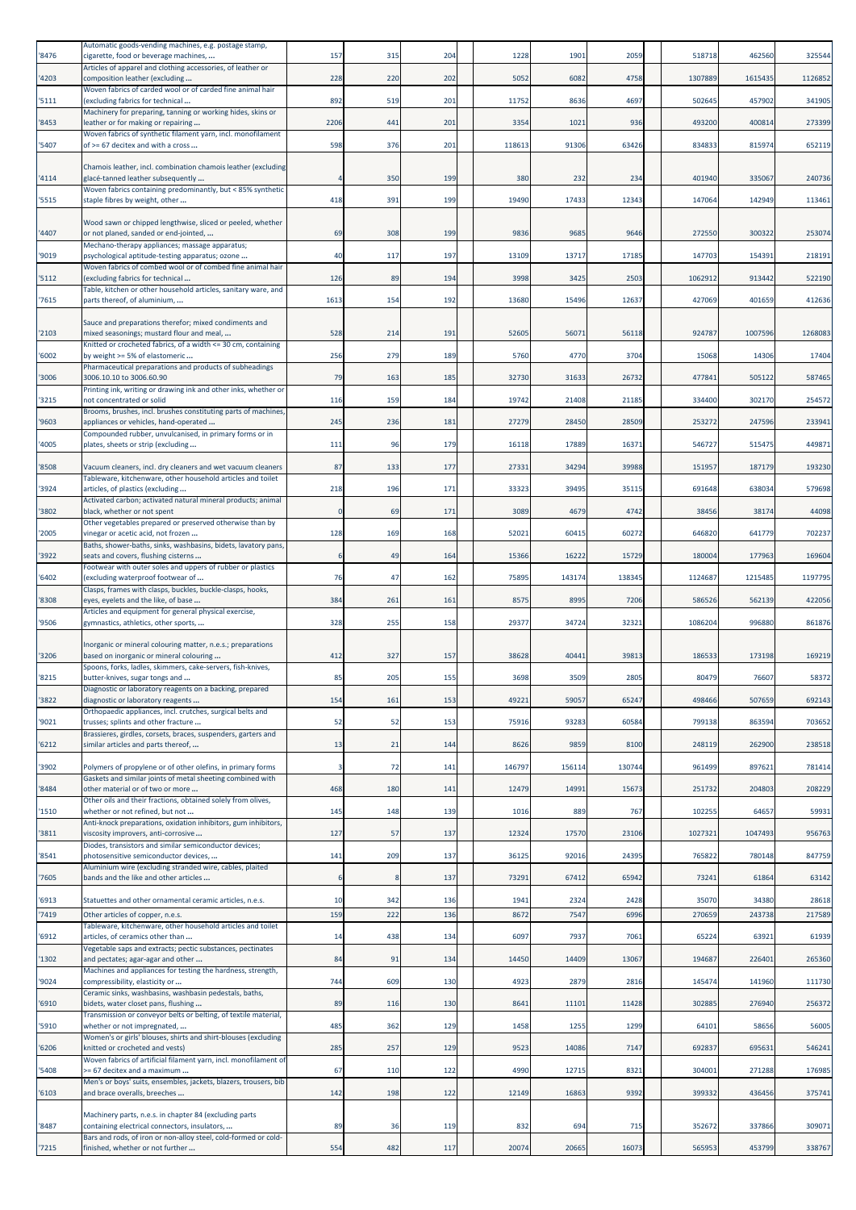| '8476 | Automatic goods-vending machines, e.g. postage stamp, cigarette, food or beverage machines, ... | 157 | 315 | 204 | 1228 | 1901 | 2059 | 518718 | 462560 | 325544 |
|---|---|---|---|---|---|---|---|---|---|---|
| '4203 | Articles of apparel and clothing accessories, of leather or composition leather (excluding ... | 228 | 220 | 202 | 5052 | 6082 | 4758 | 1307889 | 1615435 | 1126852 |
| '5111 | Woven fabrics of carded wool or of carded fine animal hair (excluding fabrics for technical ... | 892 | 519 | 201 | 11752 | 8636 | 4697 | 502645 | 457902 | 341905 |
| '8453 | Machinery for preparing, tanning or working hides, skins or leather or for making or repairing ... | 2206 | 441 | 201 | 3354 | 1021 | 936 | 493200 | 400814 | 273399 |
| '5407 | Woven fabrics of synthetic filament yarn, incl. monofilament of >= 67 decitex and with a cross ... | 598 | 376 | 201 | 118613 | 91306 | 63426 | 834833 | 815974 | 652119 |
| '4114 | Chamois leather, incl. combination chamois leather (excluding glacé-tanned leather subsequently ... | 4 | 350 | 199 | 380 | 232 | 234 | 401940 | 335067 | 240736 |
| '5515 | Woven fabrics containing predominantly, but < 85% synthetic staple fibres by weight, other ... | 418 | 391 | 199 | 19490 | 17433 | 12343 | 147064 | 142949 | 113461 |
| '4407 | Wood sawn or chipped lengthwise, sliced or peeled, whether or not planed, sanded or end-jointed, ... | 69 | 308 | 199 | 9836 | 9685 | 9646 | 272550 | 300322 | 253074 |
| '9019 | Mechano-therapy appliances; massage apparatus; psychological aptitude-testing apparatus; ozone ... | 40 | 117 | 197 | 13109 | 13717 | 17185 | 147703 | 154391 | 218191 |
| '5112 | Woven fabrics of combed wool or of combed fine animal hair (excluding fabrics for technical ... | 126 | 89 | 194 | 3998 | 3425 | 2503 | 1062912 | 913442 | 522190 |
| '7615 | Table, kitchen or other household articles, sanitary ware, and parts thereof, of aluminium, ... | 1613 | 154 | 192 | 13680 | 15496 | 12637 | 427069 | 401659 | 412636 |
| '2103 | Sauce and preparations therefor; mixed condiments and mixed seasonings; mustard flour and meal, ... | 528 | 214 | 191 | 52605 | 56071 | 56118 | 924787 | 1007596 | 1268083 |
| '6002 | Knitted or crocheted fabrics, of a width <= 30 cm, containing by weight >= 5% of elastomeric ... | 256 | 279 | 189 | 5760 | 4770 | 3704 | 15068 | 14306 | 17404 |
| '3006 | Pharmaceutical preparations and products of subheadings 3006.10.10 to 3006.60.90 | 79 | 163 | 185 | 32730 | 31633 | 26732 | 477841 | 505122 | 587465 |
| '3215 | Printing ink, writing or drawing ink and other inks, whether or not concentrated or solid | 116 | 159 | 184 | 19742 | 21408 | 21185 | 334400 | 302170 | 254572 |
| '9603 | Brooms, brushes, incl. brushes constituting parts of machines, appliances or vehicles, hand-operated ... | 245 | 236 | 181 | 27279 | 28450 | 28509 | 253272 | 247596 | 233941 |
| '4005 | Compounded rubber, unvulcanised, in primary forms or in plates, sheets or strip (excluding ... | 111 | 96 | 179 | 16118 | 17889 | 16371 | 546727 | 515475 | 449871 |
| '8508 | Vacuum cleaners, incl. dry cleaners and wet vacuum cleaners | 87 | 133 | 177 | 27331 | 34294 | 39988 | 151957 | 187179 | 193230 |
| '3924 | Tableware, kitchenware, other household articles and toilet articles, of plastics (excluding ... | 218 | 196 | 171 | 33323 | 39495 | 35115 | 691648 | 638034 | 579698 |
| '3802 | Activated carbon; activated natural mineral products; animal black, whether or not spent | 0 | 69 | 171 | 3089 | 4679 | 4742 | 38456 | 38174 | 44098 |
| '2005 | Other vegetables prepared or preserved otherwise than by vinegar or acetic acid, not frozen ... | 128 | 169 | 168 | 52021 | 60415 | 60272 | 646820 | 641779 | 702237 |
| '3922 | Baths, shower-baths, sinks, washbasins, bidets, lavatory pans, seats and covers, flushing cisterns ... | 6 | 49 | 164 | 15366 | 16222 | 15729 | 180004 | 177963 | 169604 |
| '6402 | Footwear with outer soles and uppers of rubber or plastics (excluding waterproof footwear of ... | 76 | 47 | 162 | 75895 | 143174 | 138345 | 1124687 | 1215485 | 1197795 |
| '8308 | Clasps, frames with clasps, buckles, buckle-clasps, hooks, eyes, eyelets and the like, of base ... | 384 | 261 | 161 | 8575 | 8995 | 7206 | 586526 | 562139 | 422056 |
| '9506 | Articles and equipment for general physical exercise, gymnastics, athletics, other sports, ... | 328 | 255 | 158 | 29377 | 34724 | 32321 | 1086204 | 996880 | 861876 |
| '3206 | Inorganic or mineral colouring matter, n.e.s.; preparations based on inorganic or mineral colouring ... | 412 | 327 | 157 | 38628 | 40441 | 39813 | 186533 | 173198 | 169219 |
| '8215 | Spoons, forks, ladles, skimmers, cake-servers, fish-knives, butter-knives, sugar tongs and ... | 85 | 205 | 155 | 3698 | 3509 | 2805 | 80479 | 76607 | 58372 |
| '3822 | Diagnostic or laboratory reagents on a backing, prepared diagnostic or laboratory reagents ... | 154 | 161 | 153 | 49221 | 59057 | 65247 | 498466 | 507659 | 692143 |
| '9021 | Orthopaedic appliances, incl. crutches, surgical belts and trusses; splints and other fracture ... | 52 | 52 | 153 | 75916 | 93283 | 60584 | 799138 | 863594 | 703652 |
| '6212 | Brassieres, girdles, corsets, braces, suspenders, garters and similar articles and parts thereof, ... | 13 | 21 | 144 | 8626 | 9859 | 8100 | 248119 | 262900 | 238518 |
| '3902 | Polymers of propylene or of other olefins, in primary forms | 3 | 72 | 141 | 146797 | 156114 | 130744 | 961499 | 897621 | 781414 |
| '8484 | Gaskets and similar joints of metal sheeting combined with other material or of two or more ... | 468 | 180 | 141 | 12479 | 14991 | 15673 | 251732 | 204803 | 208229 |
| '1510 | Other oils and their fractions, obtained solely from olives, whether or not refined, but not ... | 145 | 148 | 139 | 1016 | 889 | 767 | 102255 | 64657 | 59931 |
| '3811 | Anti-knock preparations, oxidation inhibitors, gum inhibitors, viscosity improvers, anti-corrosive ... | 127 | 57 | 137 | 12324 | 17570 | 23106 | 1027321 | 1047493 | 956763 |
| '8541 | Diodes, transistors and similar semiconductor devices; photosensitive semiconductor devices, ... | 141 | 209 | 137 | 36125 | 92016 | 24395 | 765822 | 780148 | 847759 |
| '7605 | Aluminium wire (excluding stranded wire, cables, plaited bands and the like and other articles ... | 6 | 8 | 137 | 73291 | 67412 | 65942 | 73241 | 61864 | 63142 |
| '6913 | Statuettes and other ornamental ceramic articles, n.e.s. | 10 | 342 | 136 | 1941 | 2324 | 2428 | 35070 | 34380 | 28618 |
| '7419 | Other articles of copper, n.e.s. | 159 | 222 | 136 | 8672 | 7547 | 6996 | 270659 | 243738 | 217589 |
| '6912 | Tableware, kitchenware, other household articles and toilet articles, of ceramics other than ... | 14 | 438 | 134 | 6097 | 7937 | 7061 | 65224 | 63921 | 61939 |
| '1302 | Vegetable saps and extracts; pectic substances, pectinates and pectates; agar-agar and other ... | 84 | 91 | 134 | 14450 | 14409 | 13067 | 194687 | 226401 | 265360 |
| '9024 | Machines and appliances for testing the hardness, strength, compressibility, elasticity or ... | 744 | 609 | 130 | 4923 | 2879 | 2816 | 145474 | 141960 | 111730 |
| '6910 | Ceramic sinks, washbasins, washbasin pedestals, baths, bidets, water closet pans, flushing ... | 89 | 116 | 130 | 8641 | 11101 | 11428 | 302885 | 276940 | 256372 |
| '5910 | Transmission or conveyor belts or belting, of textile material, whether or not impregnated, ... | 485 | 362 | 129 | 1458 | 1255 | 1299 | 64101 | 58656 | 56005 |
| '6206 | Women's or girls' blouses, shirts and shirt-blouses (excluding knitted or crocheted and vests) | 285 | 257 | 129 | 9523 | 14086 | 7147 | 692837 | 695631 | 546241 |
| '5408 | Woven fabrics of artificial filament yarn, incl. monofilament of >= 67 decitex and a maximum ... | 67 | 110 | 122 | 4990 | 12715 | 8321 | 304001 | 271288 | 176985 |
| '6103 | Men's or boys' suits, ensembles, jackets, blazers, trousers, bib and brace overalls, breeches ... | 142 | 198 | 122 | 12149 | 16863 | 9392 | 399332 | 436456 | 375741 |
| '8487 | Machinery parts, n.e.s. in chapter 84 (excluding parts containing electrical connectors, insulators, ... | 89 | 36 | 119 | 832 | 694 | 715 | 352672 | 337866 | 309071 |
| '7215 | Bars and rods, of iron or non-alloy steel, cold-formed or cold-finished, whether or not further ... | 554 | 482 | 117 | 20074 | 20665 | 16073 | 565953 | 453799 | 338767 |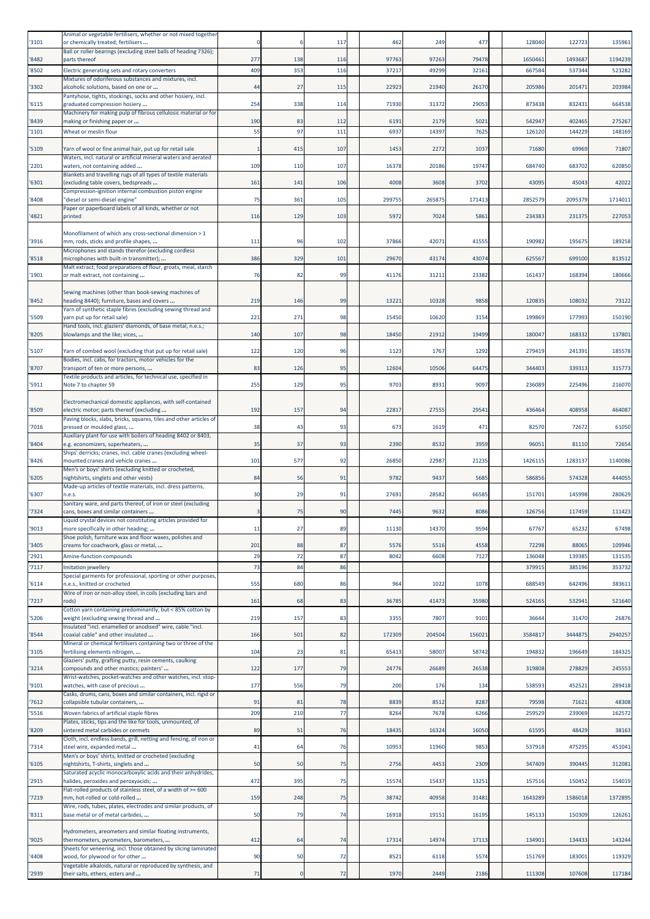| | | | | | | | | | | |
|---|---|---|---|---|---|---|---|---|---|---|
| '3101 | Animal or vegetable fertilisers, whether or not mixed together or chemically treated; fertilisers ... | 0 | 6 | 117 | 462 | 249 | 477 | 128040 | 122723 | 135961 |
| '8482 | Ball or roller bearings (excluding steel balls of heading 7326); parts thereof | 277 | 138 | 116 | 97763 | 97263 | 79478 | 1650461 | 1493687 | 1194239 |
| '8502 | Electric generating sets and rotary converters | 409 | 353 | 116 | 37217 | 49299 | 32161 | 667584 | 537344 | 523282 |
| '3302 | Mixtures of odoriferous substances and mixtures, incl. alcoholic solutions, based on one or ... | 44 | 27 | 115 | 22923 | 21940 | 26170 | 205986 | 201471 | 203984 |
| '6115 | Pantyhose, tights, stockings, socks and other hosiery, incl. graduated compression hosiery ... | 254 | 338 | 114 | 71930 | 31372 | 29053 | 873438 | 832431 | 664538 |
| '8439 | Machinery for making pulp of fibrous cellulosic material or for making or finishing paper or ... | 190 | 83 | 112 | 6191 | 2179 | 5021 | 542947 | 402465 | 275267 |
| '1101 | Wheat or meslin flour | 55 | 97 | 111 | 6937 | 14397 | 7625 | 126120 | 144229 | 148169 |
| '5109 | Yarn of wool or fine animal hair, put up for retail sale | 1 | 415 | 107 | 1453 | 2272 | 1037 | 71680 | 69969 | 71807 |
| '2201 | Waters, incl. natural or artificial mineral waters and aerated waters, not containing added ... | 109 | 110 | 107 | 16378 | 20186 | 19747 | 684740 | 683702 | 620850 |
| '6301 | Blankets and travelling rugs of all types of textile materials (excluding table covers, bedspreads ... | 161 | 141 | 106 | 4008 | 3608 | 3702 | 43095 | 45043 | 42022 |
| '8408 | Compression-ignition internal combustion piston engine "diesel or semi-diesel engine" | 75 | 361 | 105 | 299755 | 265875 | 171413 | 2852579 | 2095379 | 1714011 |
| '4821 | Paper or paperboard labels of all kinds, whether or not printed | 116 | 129 | 103 | 5972 | 7024 | 5861 | 234383 | 231375 | 227053 |
| '3916 | Monofilament of which any cross-sectional dimension > 1 mm, rods, sticks and profile shapes, ... | 111 | 96 | 102 | 37866 | 42071 | 41555 | 190982 | 195675 | 189258 |
| '8518 | Microphones and stands therefor (excluding cordless microphones with built-in transmitter); ... | 386 | 329 | 101 | 29670 | 43174 | 43074 | 625567 | 699100 | 813512 |
| '1901 | Malt extract; food preparations of flour, groats, meal, starch or malt extract, not containing ... | 76 | 82 | 99 | 41176 | 31211 | 23382 | 161437 | 168394 | 180666 |
| '8452 | Sewing machines (other than book-sewing machines of heading 8440); furniture, bases and covers ... | 219 | 146 | 99 | 13221 | 10328 | 9858 | 120835 | 108032 | 73122 |
| '5509 | Yarn of synthetic staple fibres (excluding sewing thread and yarn put up for retail sale) | 221 | 271 | 98 | 15450 | 10620 | 3154 | 199869 | 177993 | 150190 |
| '8205 | Hand tools, incl. glaziers' diamonds, of base metal, n.e.s.; blowlamps and the like; vices, ... | 140 | 107 | 98 | 18450 | 21912 | 19499 | 180047 | 168332 | 137801 |
| '5107 | Yarn of combed wool (excluding that put up for retail sale) | 122 | 120 | 96 | 1123 | 1767 | 1292 | 279419 | 241391 | 185578 |
| '8707 | Bodies, incl. cabs, for tractors, motor vehicles for the transport of ten or more persons, ... | 83 | 126 | 95 | 12604 | 10506 | 64475 | 344403 | 339313 | 315773 |
| '5911 | Textile products and articles, for technical use, specified in Note 7 to chapter 59 | 255 | 129 | 95 | 9703 | 8931 | 9097 | 236089 | 225496 | 216070 |
| '8509 | Electromechanical domestic appliances, with self-contained electric motor; parts thereof (excluding ... | 192 | 157 | 94 | 22817 | 27555 | 29541 | 436464 | 408958 | 464087 |
| '7016 | Paving blocks, slabs, bricks, squares, tiles and other articles of pressed or moulded glass, ... | 38 | 43 | 93 | 673 | 1619 | 471 | 82570 | 72672 | 61050 |
| '8404 | Auxiliary plant for use with boilers of heading 8402 or 8403, e.g. economizers, superheaters, ... | 35 | 37 | 93 | 2390 | 8532 | 3959 | 96051 | 81110 | 72654 |
| '8426 | Ships' derricks; cranes, incl. cable cranes (excluding wheel-mounted cranes and vehicle cranes ... | 101 | 577 | 92 | 26850 | 22987 | 21235 | 1426115 | 1283137 | 1140086 |
| '6205 | Men's or boys' shirts (excluding knitted or crocheted, nightshirts, singlets and other vests) | 84 | 56 | 91 | 9782 | 9437 | 5685 | 586856 | 574328 | 444055 |
| '6307 | Made-up articles of textile materials, incl. dress patterns, n.e.s. | 30 | 29 | 91 | 27691 | 28582 | 66585 | 151701 | 145998 | 280629 |
| '7324 | Sanitary ware, and parts thereof, of iron or steel (excluding cans, boxes and similar containers ... | 3 | 75 | 90 | 7445 | 9632 | 8086 | 126756 | 117459 | 111423 |
| '9013 | Liquid crystal devices not constituting articles provided for more specifically in other heading; ... | 11 | 27 | 89 | 11130 | 14370 | 9594 | 67767 | 65232 | 67498 |
| '3405 | Shoe polish, furniture wax and floor waxes, polishes and creams for coachwork, glass or metal, ... | 201 | 88 | 87 | 5576 | 5516 | 4558 | 72298 | 88065 | 109946 |
| '2921 | Amine-function compounds | 29 | 72 | 87 | 8042 | 6608 | 7127 | 136048 | 139385 | 131535 |
| '7117 | Imitation jewellery | 73 | 84 | 86 | | | | 379915 | 385196 | 353732 |
| '6114 | Special garments for professional, sporting or other purposes, n.e.s., knitted or crocheted | 555 | 680 | 86 | 964 | 1022 | 1078 | 688549 | 642496 | 383611 |
| '7217 | Wire of iron or non-alloy steel, in coils (excluding bars and rods) | 161 | 68 | 83 | 36785 | 41473 | 35980 | 524165 | 532941 | 521640 |
| '5206 | Cotton yarn containing predominantly, but < 85% cotton by weight (excluding sewing thread and ... | 219 | 157 | 83 | 3355 | 7807 | 9101 | 36644 | 31470 | 26876 |
| '8544 | Insulated "incl. enamelled or anodised" wire, cable "incl. coaxial cable" and other insulated ... | 166 | 501 | 82 | 172309 | 204504 | 156021 | 3584817 | 3444875 | 2940257 |
| '3105 | Mineral or chemical fertilisers containing two or three of the fertilising elements nitrogen, ... | 104 | 23 | 81 | 65413 | 58007 | 58742 | 194832 | 196649 | 184325 |
| '3214 | Glaziers' putty, grafting putty, resin cements, caulking compounds and other mastics; painters' ... | 122 | 177 | 79 | 24776 | 26689 | 26538 | 319808 | 278829 | 245553 |
| '9101 | Wrist-watches, pocket-watches and other watches, incl. stop-watches, with case of precious ... | 177 | 556 | 79 | 200 | 176 | 134 | 538593 | 452521 | 289418 |
| '7612 | Casks, drums, cans, boxes and similar containers, incl. rigid or collapsible tubular containers, ... | 91 | 81 | 78 | 8839 | 8512 | 8287 | 79598 | 71621 | 48308 |
| '5516 | Woven fabrics of artificial staple fibres | 209 | 210 | 77 | 8264 | 7678 | 6266 | 259529 | 239069 | 162572 |
| '8209 | Plates, sticks, tips and the like for tools, unmounted, of sintered metal carbides or cermets | 89 | 51 | 76 | 18435 | 16324 | 16050 | 61595 | 48429 | 38163 |
| '7314 | Cloth, incl. endless bands, grill, netting and fencing, of iron or steel wire, expanded metal ... | 41 | 64 | 76 | 10953 | 11960 | 9853 | 537918 | 475295 | 451041 |
| '6105 | Men's or boys' shirts, knitted or crocheted (excluding nightshirts, T-shirts, singlets and ... | 50 | 50 | 75 | 2756 | 4453 | 2309 | 347409 | 390445 | 312081 |
| '2915 | Saturated acyclic monocarboxylic acids and their anhydrides, halides, peroxides and peroxyacids; ... | 472 | 395 | 75 | 15574 | 15437 | 13251 | 157516 | 150452 | 154019 |
| '7219 | Flat-rolled products of stainless steel, of a width of >= 600 mm, hot-rolled or cold-rolled ... | 159 | 248 | 75 | 38742 | 40958 | 31481 | 1643289 | 1586018 | 1372895 |
| '8311 | Wire, rods, tubes, plates, electrodes and similar products, of base metal or of metal carbides, ... | 50 | 79 | 74 | 16918 | 19151 | 16195 | 145133 | 150309 | 126261 |
| '9025 | Hydrometers, areometers and similar floating instruments, thermometers, pyrometers, barometers, ... | 412 | 64 | 74 | 17314 | 14974 | 17113 | 134901 | 134433 | 143244 |
| '4408 | Sheets for veneering, incl. those obtained by slicing laminated wood, for plywood or for other ... | 90 | 50 | 72 | 8521 | 6118 | 5574 | 151769 | 183001 | 119329 |
| '2939 | Vegetable alkaloids, natural or reproduced by synthesis, and their salts, ethers, esters and ... | 71 | 0 | 72 | 1970 | 2449 | 2186 | 111308 | 107608 | 117184 |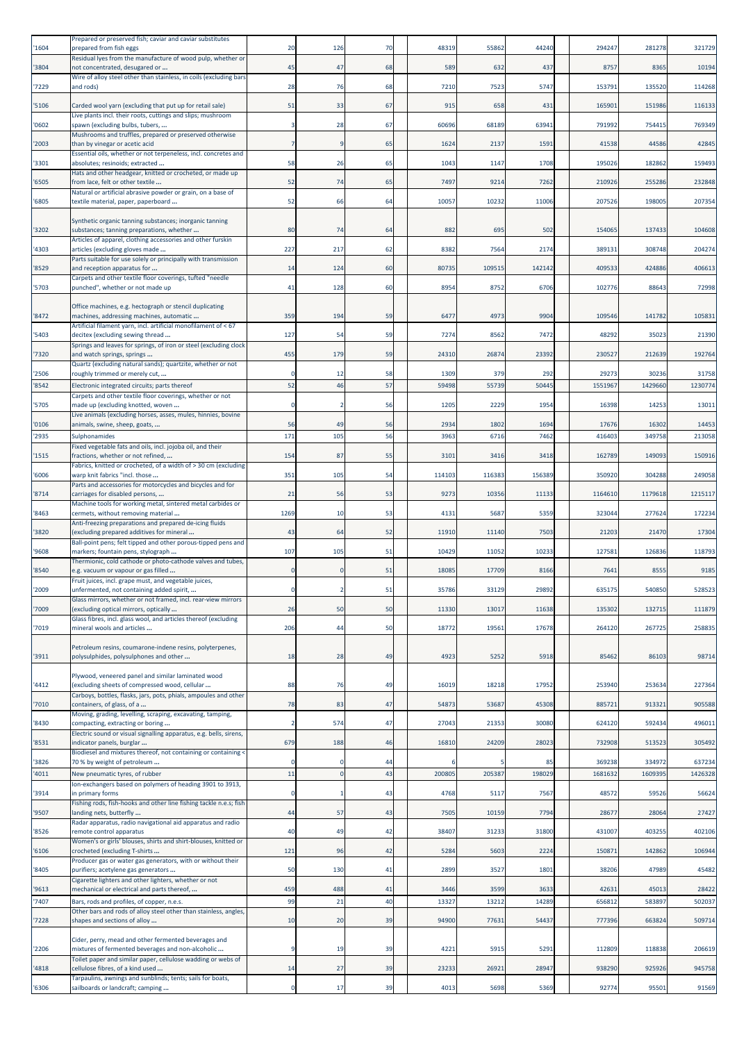| '1604 | Prepared or preserved fish; caviar and caviar substitutes prepared from fish eggs | 20 | 126 | 70 | 48319 | 55862 | 44240 | 294247 | 281278 | 321729 |
|---|---|---|---|---|---|---|---|---|---|---|
| '3804 | Residual lyes from the manufacture of wood pulp, whether or not concentrated, desugared or ... | 45 | 47 | 68 | 589 | 632 | 437 | 8757 | 8365 | 10194 |
| '7229 | Wire of alloy steel other than stainless, in coils (excluding bars and rods) | 28 | 76 | 68 | 7210 | 7523 | 5747 | 153791 | 135520 | 114268 |
| '5106 | Carded wool yarn (excluding that put up for retail sale) | 51 | 33 | 67 | 915 | 658 | 431 | 165901 | 151986 | 116133 |
| '0602 | Live plants incl. their roots, cuttings and slips; mushroom spawn (excluding bulbs, tubers, ... | 3 | 28 | 67 | 60696 | 68189 | 63941 | 791992 | 754415 | 769349 |
| '2003 | Mushrooms and truffles, prepared or preserved otherwise than by vinegar or acetic acid | 7 | 9 | 65 | 1624 | 2137 | 1591 | 41538 | 44586 | 42845 |
| '3301 | Essential oils, whether or not terpeneless, incl. concretes and absolutes; resinoids; extracted ... | 58 | 26 | 65 | 1043 | 1147 | 1708 | 195026 | 182862 | 159493 |
| '6505 | Hats and other headgear, knitted or crocheted, or made up from lace, felt or other textile ... | 52 | 74 | 65 | 7497 | 9214 | 7262 | 210926 | 255286 | 232848 |
| '6805 | Natural or artificial abrasive powder or grain, on a base of textile material, paper, paperboard ... | 52 | 66 | 64 | 10057 | 10232 | 11006 | 207526 | 198005 | 207354 |
| '3202 | Synthetic organic tanning substances; inorganic tanning substances; tanning preparations, whether ... | 80 | 74 | 64 | 882 | 695 | 502 | 154065 | 137433 | 104608 |
| '4303 | Articles of apparel, clothing accessories and other furskin articles (excluding gloves made ... | 227 | 217 | 62 | 8382 | 7564 | 2174 | 389131 | 308748 | 204274 |
| '8529 | Parts suitable for use solely or principally with transmission and reception apparatus for ... | 14 | 124 | 60 | 80735 | 109515 | 142142 | 409533 | 424886 | 406613 |
| '5703 | Carpets and other textile floor coverings, tufted "needle punched", whether or not made up | 41 | 128 | 60 | 8954 | 8752 | 6706 | 102776 | 88643 | 72998 |
| '8472 | Office machines, e.g. hectograph or stencil duplicating machines, addressing machines, automatic ... | 359 | 194 | 59 | 6477 | 4973 | 9904 | 109546 | 141782 | 105831 |
| '5403 | Artificial filament yarn, incl. artificial monofilament of < 67 decitex (excluding sewing thread ... | 127 | 54 | 59 | 7274 | 8562 | 7472 | 48292 | 35023 | 21390 |
| '7320 | Springs and leaves for springs, of iron or steel (excluding clock and watch springs, springs ... | 455 | 179 | 59 | 24310 | 26874 | 23392 | 230527 | 212639 | 192764 |
| '2506 | Quartz (excluding natural sands); quartzite, whether or not roughly trimmed or merely cut, ... | 0 | 12 | 58 | 1309 | 379 | 292 | 29273 | 30236 | 31758 |
| '8542 | Electronic integrated circuits; parts thereof | 52 | 46 | 57 | 59498 | 55739 | 50445 | 1551967 | 1429660 | 1230774 |
| '5705 | Carpets and other textile floor coverings, whether or not made up (excluding knotted, woven ... | 0 | 2 | 56 | 1205 | 2229 | 1954 | 16398 | 14253 | 13011 |
| '0106 | Live animals (excluding horses, asses, mules, hinnies, bovine animals, swine, sheep, goats, ... | 56 | 49 | 56 | 2934 | 1802 | 1694 | 17676 | 16302 | 14453 |
| '2935 | Sulphonamides | 171 | 105 | 56 | 3963 | 6716 | 7462 | 416403 | 349758 | 213058 |
| '1515 | Fixed vegetable fats and oils, incl. jojoba oil, and their fractions, whether or not refined, ... | 154 | 87 | 55 | 3101 | 3416 | 3418 | 162789 | 149093 | 150916 |
| '6006 | Fabrics, knitted or crocheted, of a width of > 30 cm (excluding warp knit fabrics "incl. those ... | 351 | 105 | 54 | 114103 | 116383 | 156389 | 350920 | 304288 | 249058 |
| '8714 | Parts and accessories for motorcycles and bicycles and for carriages for disabled persons, ... | 21 | 56 | 53 | 9273 | 10356 | 11133 | 1164610 | 1179618 | 1215117 |
| '8463 | Machine tools for working metal, sintered metal carbides or cermets, without removing material ... | 1269 | 10 | 53 | 4131 | 5687 | 5359 | 323044 | 277624 | 172234 |
| '3820 | Anti-freezing preparations and prepared de-icing fluids (excluding prepared additives for mineral ... | 43 | 64 | 52 | 11910 | 11140 | 7503 | 21203 | 21470 | 17304 |
| '9608 | Ball-point pens; felt tipped and other porous-tipped pens and markers; fountain pens, stylograph ... | 107 | 105 | 51 | 10429 | 11052 | 10233 | 127581 | 126836 | 118793 |
| '8540 | Thermionic, cold cathode or photo-cathode valves and tubes, e.g. vacuum or vapour or gas filled ... | 0 | 0 | 51 | 18085 | 17709 | 8166 | 7641 | 8555 | 9185 |
| '2009 | Fruit juices, incl. grape must, and vegetable juices, unfermented, not containing added spirit, ... | 0 | 2 | 51 | 35786 | 33129 | 29892 | 635175 | 540850 | 528523 |
| '7009 | Glass mirrors, whether or not framed, incl. rear-view mirrors (excluding optical mirrors, optically ... | 26 | 50 | 50 | 11330 | 13017 | 11638 | 135302 | 132715 | 111879 |
| '7019 | Glass fibres, incl. glass wool, and articles thereof (excluding mineral wools and articles ... | 206 | 44 | 50 | 18772 | 19561 | 17678 | 264120 | 267725 | 258835 |
| '3911 | Petroleum resins, coumarone-indene resins, polyterpenes, polysulphides, polysulphones and other ... | 18 | 28 | 49 | 4923 | 5252 | 5918 | 85462 | 86103 | 98714 |
| '4412 | Plywood, veneered panel and similar laminated wood (excluding sheets of compressed wood, cellular ... | 88 | 76 | 49 | 16019 | 18218 | 17952 | 253940 | 253634 | 227364 |
| '7010 | Carboys, bottles, flasks, jars, pots, phials, ampoules and other containers, of glass, of a ... | 78 | 83 | 47 | 54873 | 53687 | 45308 | 885721 | 913321 | 905588 |
| '8430 | Moving, grading, levelling, scraping, excavating, tamping, compacting, extracting or boring ... | 2 | 574 | 47 | 27043 | 21353 | 30080 | 624120 | 592434 | 496011 |
| '8531 | Electric sound or visual signalling apparatus, e.g. bells, sirens, indicator panels, burglar ... | 679 | 188 | 46 | 16810 | 24209 | 28023 | 732908 | 513523 | 305492 |
| '3826 | Biodiesel and mixtures thereof, not containing or containing < 70 % by weight of petroleum ... | 0 | 0 | 44 | 6 | 5 | 85 | 369238 | 334972 | 637234 |
| '4011 | New pneumatic tyres, of rubber | 11 | 0 | 43 | 200805 | 205387 | 198029 | 1681632 | 1609395 | 1426328 |
| '3914 | Ion-exchangers based on polymers of heading 3901 to 3913, in primary forms | 0 | 1 | 43 | 4768 | 5117 | 7567 | 48572 | 59526 | 56624 |
| '9507 | Fishing rods, fish-hooks and other line fishing tackle n.e.s; fish landing nets, butterfly ... | 44 | 57 | 43 | 7505 | 10159 | 7794 | 28677 | 28064 | 27427 |
| '8526 | Radar apparatus, radio navigational aid apparatus and radio remote control apparatus | 40 | 49 | 42 | 38407 | 31233 | 31800 | 431007 | 403255 | 402106 |
| '6106 | Women's or girls' blouses, shirts and shirt-blouses, knitted or crocheted (excluding T-shirts ... | 121 | 96 | 42 | 5284 | 5603 | 2224 | 150871 | 142862 | 106944 |
| '8405 | Producer gas or water gas generators, with or without their purifiers; acetylene gas generators ... | 50 | 130 | 41 | 2899 | 3527 | 1801 | 38206 | 47989 | 45482 |
| '9613 | Cigarette lighters and other lighters, whether or not mechanical or electrical and parts thereof, ... | 459 | 488 | 41 | 3446 | 3599 | 3633 | 42631 | 45013 | 28422 |
| '7407 | Bars, rods and profiles, of copper, n.e.s. | 99 | 21 | 40 | 13327 | 13212 | 14289 | 656812 | 583897 | 502037 |
| '7228 | Other bars and rods of alloy steel other than stainless, angles, shapes and sections of alloy ... | 10 | 20 | 39 | 94900 | 77631 | 54437 | 777396 | 663824 | 509714 |
| '2206 | Cider, perry, mead and other fermented beverages and mixtures of fermented beverages and non-alcoholic ... | 9 | 19 | 39 | 4221 | 5915 | 5291 | 112809 | 118838 | 206619 |
| '4818 | Toilet paper and similar paper, cellulose wadding or webs of cellulose fibres, of a kind used ... | 14 | 27 | 39 | 23233 | 26921 | 28947 | 938290 | 925926 | 945758 |
| '6306 | Tarpaulins, awnings and sunblinds; tents; sails for boats, sailboards or landcraft; camping ... | 0 | 17 | 39 | 4013 | 5698 | 5369 | 92774 | 95501 | 91569 |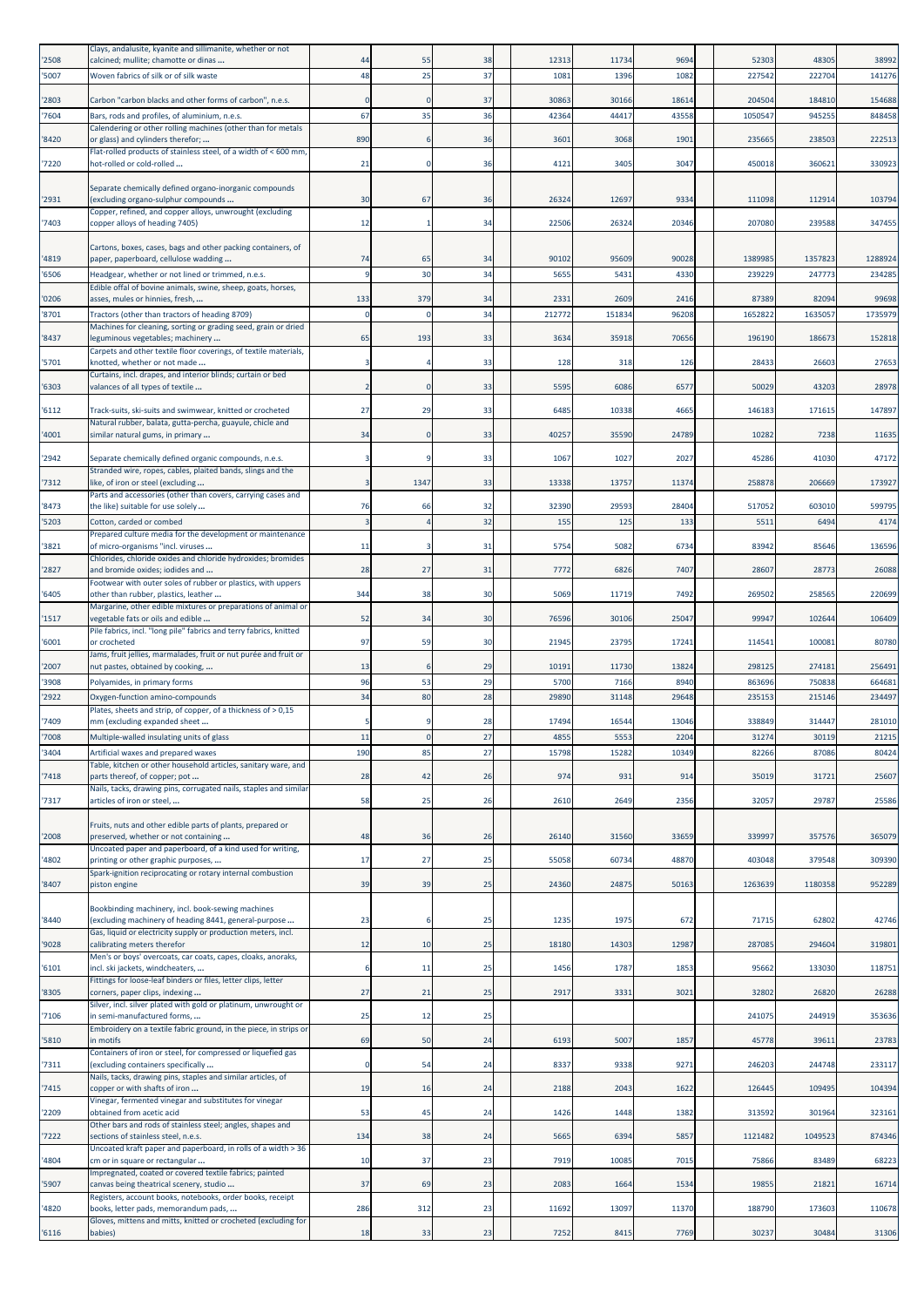| | | | | | | | | | | |
|---|---|---|---|---|---|---|---|---|---|---|
| '2508 | Clays, andalusite, kyanite and sillimanite, whether or not calcined; mullite; chamotte or dinas ... | 44 | 55 | 38 | 12313 | 11734 | 9694 | 52303 | 48305 | 38992 |
| '5007 | Woven fabrics of silk or of silk waste | 48 | 25 | 37 | 1081 | 1396 | 1082 | 227542 | 222704 | 141276 |
| '2803 | Carbon "carbon blacks and other forms of carbon", n.e.s. | 0 | 0 | 37 | 30863 | 30166 | 18614 | 204504 | 184810 | 154688 |
| '7604 | Bars, rods and profiles, of aluminium, n.e.s. | 67 | 35 | 36 | 42364 | 44417 | 43558 | 1050547 | 945255 | 848458 |
| '8420 | Calendering or other rolling machines (other than for metals or glass) and cylinders therefor; ... | 890 | 6 | 36 | 3601 | 3068 | 1901 | 235665 | 238503 | 222513 |
| '7220 | Flat-rolled products of stainless steel, of a width of < 600 mm, hot-rolled or cold-rolled ... | 21 | 0 | 36 | 4121 | 3405 | 3047 | 450018 | 360621 | 330923 |
| '2931 | Separate chemically defined organo-inorganic compounds (excluding organo-sulphur compounds ... | 30 | 67 | 36 | 26324 | 12697 | 9334 | 111098 | 112914 | 103794 |
| '7403 | Copper, refined, and copper alloys, unwrought (excluding copper alloys of heading 7405) | 12 | 1 | 34 | 22506 | 26324 | 20346 | 207080 | 239588 | 347455 |
| '4819 | Cartons, boxes, cases, bags and other packing containers, of paper, paperboard, cellulose wadding ... | 74 | 65 | 34 | 90102 | 95609 | 90028 | 1389985 | 1357823 | 1288924 |
| '6506 | Headgear, whether or not lined or trimmed, n.e.s. | 9 | 30 | 34 | 5655 | 5431 | 4330 | 239229 | 247773 | 234285 |
| '0206 | Edible offal of bovine animals, swine, sheep, goats, horses, asses, mules or hinnies, fresh, ... | 133 | 379 | 34 | 2331 | 2609 | 2416 | 87389 | 82094 | 99698 |
| '8701 | Tractors (other than tractors of heading 8709) | 0 | 0 | 34 | 212772 | 151834 | 96208 | 1652822 | 1635057 | 1735979 |
| '8437 | Machines for cleaning, sorting or grading seed, grain or dried leguminous vegetables; machinery ... | 65 | 193 | 33 | 3634 | 35918 | 70656 | 196190 | 186673 | 152818 |
| '5701 | Carpets and other textile floor coverings, of textile materials, knotted, whether or not made ... | 3 | 4 | 33 | 128 | 318 | 126 | 28433 | 26603 | 27653 |
| '6303 | Curtains, incl. drapes, and interior blinds; curtain or bed valances of all types of textile ... | 2 | 0 | 33 | 5595 | 6086 | 6577 | 50029 | 43203 | 28978 |
| '6112 | Track-suits, ski-suits and swimwear, knitted or crocheted | 27 | 29 | 33 | 6485 | 10338 | 4665 | 146183 | 171615 | 147897 |
| '4001 | Natural rubber, balata, gutta-percha, guayule, chicle and similar natural gums, in primary ... | 34 | 0 | 33 | 40257 | 35590 | 24789 | 10282 | 7238 | 11635 |
| '2942 | Separate chemically defined organic compounds, n.e.s. | 3 | 9 | 33 | 1067 | 1027 | 2027 | 45286 | 41030 | 47172 |
| '7312 | Stranded wire, ropes, cables, plaited bands, slings and the like, of iron or steel (excluding ... | 3 | 1347 | 33 | 13338 | 13757 | 11374 | 258878 | 206669 | 173927 |
| '8473 | Parts and accessories (other than covers, carrying cases and the like) suitable for use solely ... | 76 | 66 | 32 | 32390 | 29593 | 28404 | 517052 | 603010 | 599795 |
| '5203 | Cotton, carded or combed | 3 | 4 | 32 | 155 | 125 | 133 | 5511 | 6494 | 4174 |
| '3821 | Prepared culture media for the development or maintenance of micro-organisms "incl. viruses ... | 11 | 3 | 31 | 5754 | 5082 | 6734 | 83942 | 85646 | 136596 |
| '2827 | Chlorides, chloride oxides and chloride hydroxides; bromides and bromide oxides; iodides and ... | 28 | 27 | 31 | 7772 | 6826 | 7407 | 28607 | 28773 | 26088 |
| '6405 | Footwear with outer soles of rubber or plastics, with uppers other than rubber, plastics, leather ... | 344 | 38 | 30 | 5069 | 11719 | 7492 | 269502 | 258565 | 220699 |
| '1517 | Margarine, other edible mixtures or preparations of animal or vegetable fats or oils and edible ... | 52 | 34 | 30 | 76596 | 30106 | 25047 | 99947 | 102644 | 106409 |
| '6001 | Pile fabrics, incl. "long pile" fabrics and terry fabrics, knitted or crocheted | 97 | 59 | 30 | 21945 | 23795 | 17241 | 114541 | 100081 | 80780 |
| '2007 | Jams, fruit jellies, marmalades, fruit or nut purée and fruit or nut pastes, obtained by cooking, ... | 13 | 6 | 29 | 10191 | 11730 | 13824 | 298125 | 274181 | 256491 |
| '3908 | Polyamides, in primary forms | 96 | 53 | 29 | 5700 | 7166 | 8940 | 863696 | 750838 | 664681 |
| '2922 | Oxygen-function amino-compounds | 34 | 80 | 28 | 29890 | 31148 | 29648 | 235153 | 215146 | 234497 |
| '7409 | Plates, sheets and strip, of copper, of a thickness of > 0,15 mm (excluding expanded sheet ... | 5 | 9 | 28 | 17494 | 16544 | 13046 | 338849 | 314447 | 281010 |
| '7008 | Multiple-walled insulating units of glass | 11 | 0 | 27 | 4855 | 5553 | 2204 | 31274 | 30119 | 21215 |
| '3404 | Artificial waxes and prepared waxes | 190 | 85 | 27 | 15798 | 15282 | 10349 | 82266 | 87086 | 80424 |
| '7418 | Table, kitchen or other household articles, sanitary ware, and parts thereof, of copper; pot ... | 28 | 42 | 26 | 974 | 931 | 914 | 35019 | 31721 | 25607 |
| '7317 | Nails, tacks, drawing pins, corrugated nails, staples and similar articles of iron or steel, ... | 58 | 25 | 26 | 2610 | 2649 | 2356 | 32057 | 29787 | 25586 |
| '2008 | Fruits, nuts and other edible parts of plants, prepared or preserved, whether or not containing ... | 48 | 36 | 26 | 26140 | 31560 | 33659 | 339997 | 357576 | 365079 |
| '4802 | Uncoated paper and paperboard, of a kind used for writing, printing or other graphic purposes, ... | 17 | 27 | 25 | 55058 | 60734 | 48870 | 403048 | 379548 | 309390 |
| '8407 | Spark-ignition reciprocating or rotary internal combustion piston engine | 39 | 39 | 25 | 24360 | 24875 | 50163 | 1263639 | 1180358 | 952289 |
| '8440 | Bookbinding machinery, incl. book-sewing machines (excluding machinery of heading 8441, general-purpose ... | 23 | 6 | 25 | 1235 | 1975 | 672 | 71715 | 62802 | 42746 |
| '9028 | Gas, liquid or electricity supply or production meters, incl. calibrating meters therefor | 12 | 10 | 25 | 18180 | 14303 | 12987 | 287085 | 294604 | 319801 |
| '6101 | Men's or boys' overcoats, car coats, capes, cloaks, anoraks, incl. ski jackets, windcheaters, ... | 6 | 11 | 25 | 1456 | 1787 | 1853 | 95662 | 133030 | 118751 |
| '8305 | Fittings for loose-leaf binders or files, letter clips, letter corners, paper clips, indexing ... | 27 | 21 | 25 | 2917 | 3331 | 3021 | 32802 | 26820 | 26288 |
| '7106 | Silver, incl. silver plated with gold or platinum, unwrought or in semi-manufactured forms, ... | 25 | 12 | 25 | | | | 241075 | 244919 | 353636 |
| '5810 | Embroidery on a textile fabric ground, in the piece, in strips or in motifs | 69 | 50 | 24 | 6193 | 5007 | 1857 | 45778 | 39611 | 23783 |
| '7311 | Containers of iron or steel, for compressed or liquefied gas (excluding containers specifically ... | 0 | 54 | 24 | 8337 | 9338 | 9271 | 246203 | 244748 | 233117 |
| '7415 | Nails, tacks, drawing pins, staples and similar articles, of copper or with shafts of iron ... | 19 | 16 | 24 | 2188 | 2043 | 1622 | 126445 | 109495 | 104394 |
| '2209 | Vinegar, fermented vinegar and substitutes for vinegar obtained from acetic acid | 53 | 45 | 24 | 1426 | 1448 | 1382 | 313592 | 301964 | 323161 |
| '7222 | Other bars and rods of stainless steel; angles, shapes and sections of stainless steel, n.e.s. | 134 | 38 | 24 | 5665 | 6394 | 5857 | 1121482 | 1049523 | 874346 |
| '4804 | Uncoated kraft paper and paperboard, in rolls of a width > 36 cm or in square or rectangular ... | 10 | 37 | 23 | 7919 | 10085 | 7015 | 75866 | 83489 | 68223 |
| '5907 | Impregnated, coated or covered textile fabrics; painted canvas being theatrical scenery, studio ... | 37 | 69 | 23 | 2083 | 1664 | 1534 | 19855 | 21821 | 16714 |
| '4820 | Registers, account books, notebooks, order books, receipt books, letter pads, memorandum pads, ... | 286 | 312 | 23 | 11692 | 13097 | 11370 | 188790 | 173603 | 110678 |
| '6116 | Gloves, mittens and mitts, knitted or crocheted (excluding for babies) | 18 | 33 | 23 | 7252 | 8415 | 7769 | 30237 | 30484 | 31306 |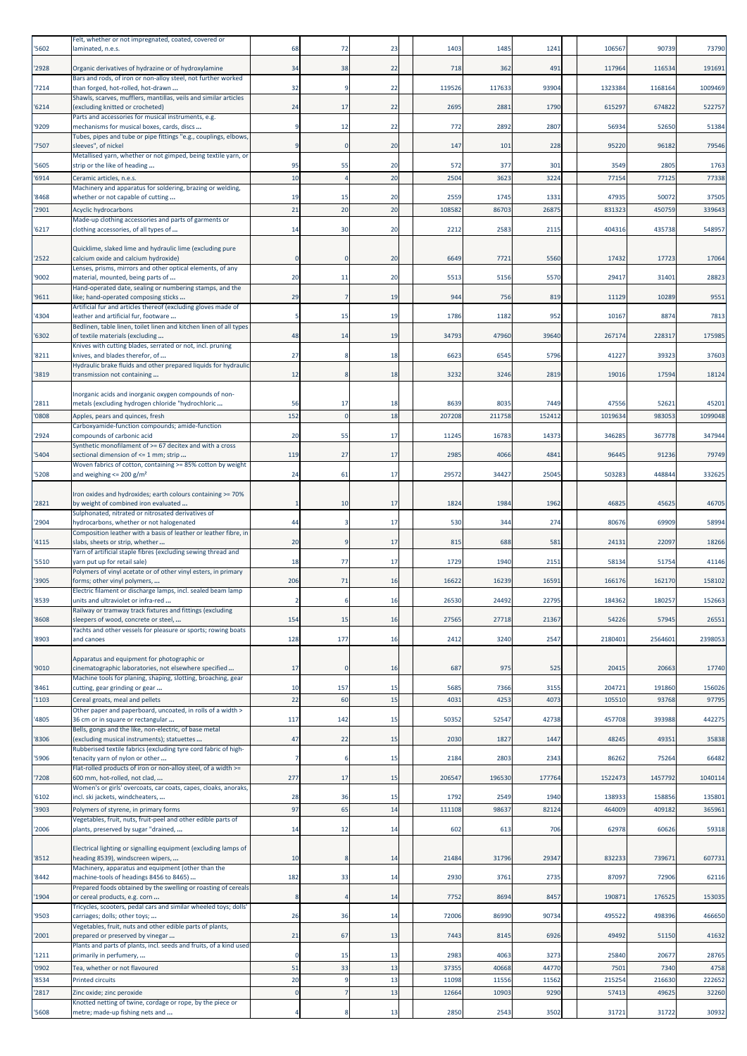| | | | | | | | | | | |
|---|---|---|---|---|---|---|---|---|---|---|
| '5602 | Felt, whether or not impregnated, coated, covered or laminated, n.e.s. | 68 | 72 | 23 | 1403 | 1485 | 1241 | 106567 | 90739 | 73790 |
| '2928 | Organic derivatives of hydrazine or of hydroxylamine | 34 | 38 | 22 | 718 | 362 | 491 | 117964 | 116534 | 191691 |
| '7214 | Bars and rods, of iron or non-alloy steel, not further worked than forged, hot-rolled, hot-drawn ... | 32 | 9 | 22 | 119526 | 117633 | 93904 | 1323384 | 1168164 | 1009469 |
| '6214 | Shawls, scarves, mufflers, mantillas, veils and similar articles (excluding knitted or crocheted) | 24 | 17 | 22 | 2695 | 2881 | 1790 | 615297 | 674822 | 522757 |
| '9209 | Parts and accessories for musical instruments, e.g. mechanisms for musical boxes, cards, discs ... | 9 | 12 | 22 | 772 | 2892 | 2807 | 56934 | 52650 | 51384 |
| '7507 | Tubes, pipes and tube or pipe fittings "e.g., couplings, elbows, sleeves", of nickel | 9 | 0 | 20 | 147 | 101 | 228 | 95220 | 96182 | 79546 |
| '5605 | Metallised yarn, whether or not gimped, being textile yarn, or strip or the like of heading ... | 95 | 55 | 20 | 572 | 377 | 301 | 3549 | 2805 | 1763 |
| '6914 | Ceramic articles, n.e.s. | 10 | 4 | 20 | 2504 | 3623 | 3224 | 77154 | 77125 | 77338 |
| '8468 | Machinery and apparatus for soldering, brazing or welding, whether or not capable of cutting ... | 19 | 15 | 20 | 2559 | 1745 | 1331 | 47935 | 50072 | 37505 |
| '2901 | Acyclic hydrocarbons | 21 | 20 | 20 | 108582 | 86703 | 26875 | 831323 | 450759 | 339643 |
| '6217 | Made-up clothing accessories and parts of garments or clothing accessories, of all types of ... | 14 | 30 | 20 | 2212 | 2583 | 2115 | 404316 | 435738 | 548957 |
| '2522 | Quicklime, slaked lime and hydraulic lime (excluding pure calcium oxide and calcium hydroxide) | 0 | 0 | 20 | 6649 | 7721 | 5560 | 17432 | 17723 | 17064 |
| '9002 | Lenses, prisms, mirrors and other optical elements, of any material, mounted, being parts of ... | 20 | 11 | 20 | 5513 | 5156 | 5570 | 29417 | 31401 | 28823 |
| '9611 | Hand-operated date, sealing or numbering stamps, and the like; hand-operated composing sticks ... | 29 | 7 | 19 | 944 | 756 | 819 | 11129 | 10289 | 9551 |
| '4304 | Artificial fur and articles thereof (excluding gloves made of leather and artificial fur, footware ... | 5 | 15 | 19 | 1786 | 1182 | 952 | 10167 | 8874 | 7813 |
| '6302 | Bedlinen, table linen, toilet linen and kitchen linen of all types of textile materials (excluding ... | 48 | 14 | 19 | 34793 | 47960 | 39640 | 267174 | 228317 | 175985 |
| '8211 | Knives with cutting blades, serrated or not, incl. pruning knives, and blades therefor, of ... | 27 | 8 | 18 | 6623 | 6545 | 5796 | 41227 | 39323 | 37603 |
| '3819 | Hydraulic brake fluids and other prepared liquids for hydraulic transmission not containing ... | 12 | 8 | 18 | 3232 | 3246 | 2819 | 19016 | 17594 | 18124 |
| '2811 | Inorganic acids and inorganic oxygen compounds of non-metals (excluding hydrogen chloride "hydrochloric ... | 56 | 17 | 18 | 8639 | 8035 | 7449 | 47556 | 52621 | 45201 |
| '0808 | Apples, pears and quinces, fresh | 152 | 0 | 18 | 207208 | 211758 | 152412 | 1019634 | 983053 | 1099048 |
| '2924 | Carboxyamide-function compounds; amide-function compounds of carbonic acid | 20 | 55 | 17 | 11245 | 16783 | 14373 | 346285 | 367778 | 347944 |
| '5404 | Synthetic monofilament of >= 67 decitex and with a cross sectional dimension of <= 1 mm; strip ... | 119 | 27 | 17 | 2985 | 4066 | 4841 | 96445 | 91236 | 79749 |
| '5208 | Woven fabrics of cotton, containing >= 85% cotton by weight and weighing <= 200 g/m² | 24 | 61 | 17 | 29572 | 34427 | 25045 | 503283 | 448844 | 332625 |
| '2821 | Iron oxides and hydroxides; earth colours containing >= 70% by weight of combined iron evaluated ... | 1 | 10 | 17 | 1824 | 1984 | 1962 | 46825 | 45625 | 46705 |
| '2904 | Sulphonated, nitrated or nitrosated derivatives of hydrocarbons, whether or not halogenated | 44 | 3 | 17 | 530 | 344 | 274 | 80676 | 69909 | 58994 |
| '4115 | Composition leather with a basis of leather or leather fibre, in slabs, sheets or strip, whether ... | 20 | 9 | 17 | 815 | 688 | 581 | 24131 | 22097 | 18266 |
| '5510 | Yarn of artificial staple fibres (excluding sewing thread and yarn put up for retail sale) | 18 | 77 | 17 | 1729 | 1940 | 2151 | 58134 | 51754 | 41146 |
| '3905 | Polymers of vinyl acetate or of other vinyl esters, in primary forms; other vinyl polymers, ... | 206 | 71 | 16 | 16622 | 16239 | 16591 | 166176 | 162170 | 158102 |
| '8539 | Electric filament or discharge lamps, incl. sealed beam lamp units and ultraviolet or infra-red ... | 2 | 6 | 16 | 26530 | 24492 | 22795 | 184362 | 180257 | 152663 |
| '8608 | Railway or tramway track fixtures and fittings (excluding sleepers of wood, concrete or steel, ... | 154 | 15 | 16 | 27565 | 27718 | 21367 | 54226 | 57945 | 26551 |
| '8903 | Yachts and other vessels for pleasure or sports; rowing boats and canoes | 128 | 177 | 16 | 2412 | 3240 | 2547 | 2180401 | 2564601 | 2398053 |
| '9010 | Apparatus and equipment for photographic or cinematographic laboratories, not elsewhere specified ... | 17 | 0 | 16 | 687 | 975 | 525 | 20415 | 20663 | 17740 |
| '8461 | Machine tools for planing, shaping, slotting, broaching, gear cutting, gear grinding or gear ... | 10 | 157 | 15 | 5685 | 7366 | 3155 | 204721 | 191860 | 156026 |
| '1103 | Cereal groats, meal and pellets | 22 | 60 | 15 | 4031 | 4253 | 4073 | 105510 | 93768 | 97795 |
| '4805 | Other paper and paperboard, uncoated, in rolls of a width > 36 cm or in square or rectangular ... | 117 | 142 | 15 | 50352 | 52547 | 42738 | 457708 | 393988 | 442275 |
| '8306 | Bells, gongs and the like, non-electric, of base metal (excluding musical instruments); statuettes ... | 47 | 22 | 15 | 2030 | 1827 | 1447 | 48245 | 49351 | 35838 |
| '5906 | Rubberised textile fabrics (excluding tyre cord fabric of high-tenacity yarn of nylon or other ... | 7 | 6 | 15 | 2184 | 2803 | 2343 | 86262 | 75264 | 66482 |
| '7208 | Flat-rolled products of iron or non-alloy steel, of a width >= 600 mm, hot-rolled, not clad, ... | 277 | 17 | 15 | 206547 | 196530 | 177764 | 1522473 | 1457792 | 1040114 |
| '6102 | Women's or girls' overcoats, car coats, capes, cloaks, anoraks, incl. ski jackets, windcheaters, ... | 28 | 36 | 15 | 1792 | 2549 | 1940 | 138933 | 158856 | 135801 |
| '3903 | Polymers of styrene, in primary forms | 97 | 65 | 14 | 111108 | 98637 | 82124 | 464009 | 409182 | 365961 |
| '2006 | Vegetables, fruit, nuts, fruit-peel and other edible parts of plants, preserved by sugar "drained, ... | 14 | 12 | 14 | 602 | 613 | 706 | 62978 | 60626 | 59318 |
| '8512 | Electrical lighting or signalling equipment (excluding lamps of heading 8539), windscreen wipers, ... | 10 | 8 | 14 | 21484 | 31796 | 29347 | 832233 | 739671 | 607731 |
| '8442 | Machinery, apparatus and equipment (other than the machine-tools of headings 8456 to 8465) ... | 182 | 33 | 14 | 2930 | 3761 | 2735 | 87097 | 72906 | 62116 |
| '1904 | Prepared foods obtained by the swelling or roasting of cereals or cereal products, e.g. corn ... | 8 | 4 | 14 | 7752 | 8694 | 8457 | 190871 | 176525 | 153035 |
| '9503 | Tricycles, scooters, pedal cars and similar wheeled toys; dolls' carriages; dolls; other toys; ... | 26 | 36 | 14 | 72006 | 86990 | 90734 | 495522 | 498396 | 466650 |
| '2001 | Vegetables, fruit, nuts and other edible parts of plants, prepared or preserved by vinegar ... | 21 | 67 | 13 | 7443 | 8145 | 6926 | 49492 | 51150 | 41632 |
| '1211 | Plants and parts of plants, incl. seeds and fruits, of a kind used primarily in perfumery, ... | 0 | 15 | 13 | 2983 | 4063 | 3273 | 25840 | 20677 | 28765 |
| '0902 | Tea, whether or not flavoured | 51 | 33 | 13 | 37355 | 40668 | 44770 | 7501 | 7340 | 4758 |
| '8534 | Printed circuits | 20 | 9 | 13 | 11098 | 11556 | 11562 | 215254 | 216630 | 222652 |
| '2817 | Zinc oxide; zinc peroxide | 0 | 7 | 13 | 12664 | 10903 | 9290 | 57413 | 49625 | 32260 |
| '5608 | Knotted netting of twine, cordage or rope, by the piece or metre; made-up fishing nets and ... | 4 | 8 | 13 | 2850 | 2543 | 3502 | 31721 | 31722 | 30932 |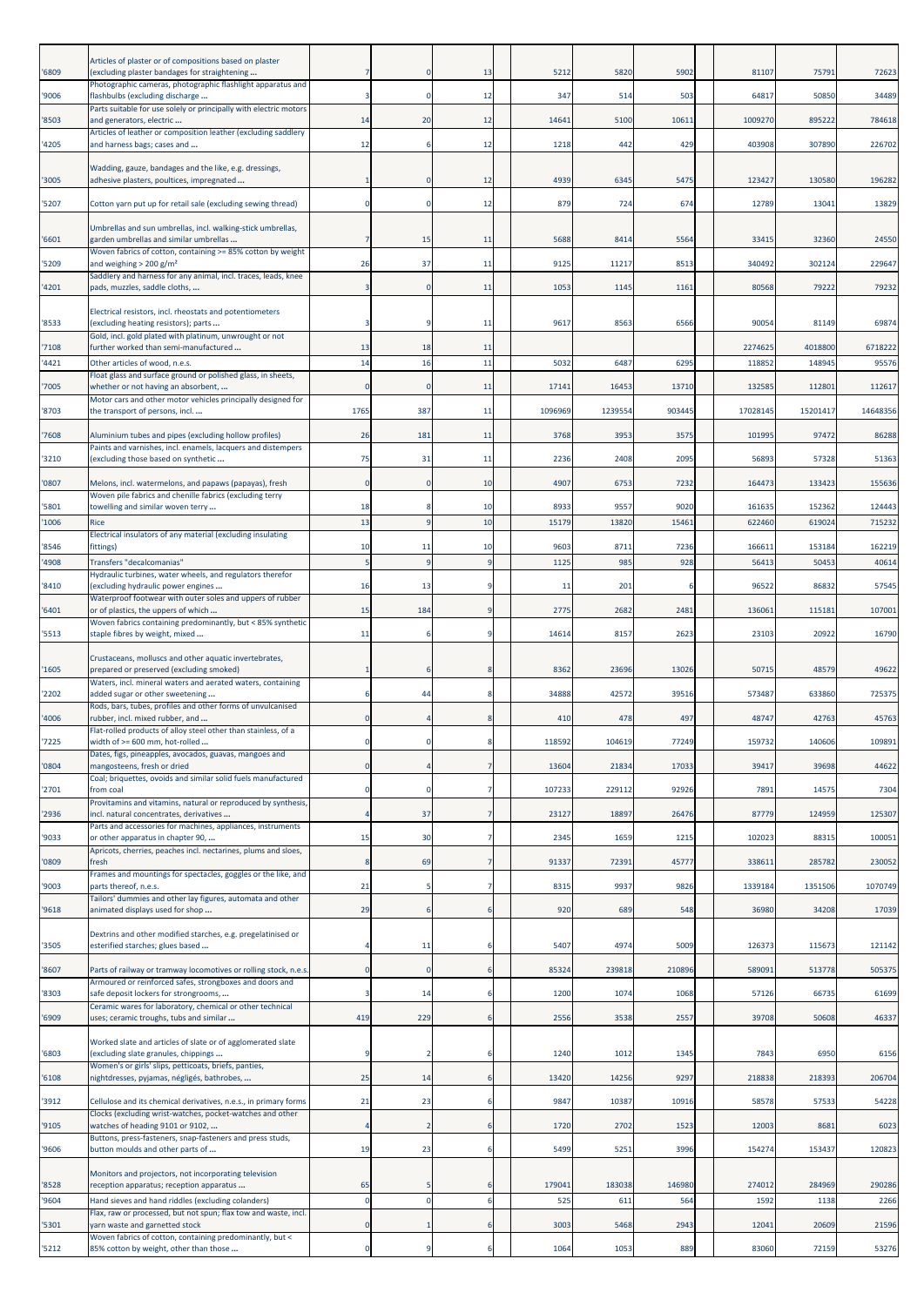| | | | | | | | | | | | |
|---|---|---|---|---|---|---|---|---|---|---|---|
| '6809 | Articles of plaster or of compositions based on plaster (excluding plaster bandages for straightening ... | 7 | 0 | 13 | 5212 | 5820 | 5902 | | 81107 | 75791 | 72623 |
| '9006 | Photographic cameras, photographic flashlight apparatus and flashbulbs (excluding discharge ... | 3 | 0 | 12 | 347 | 514 | 503 | | 64817 | 50850 | 34489 |
| '8503 | Parts suitable for use solely or principally with electric motors and generators, electric ... | 14 | 20 | 12 | 14641 | 5100 | 10611 | | 1009270 | 895222 | 784618 |
| '4205 | Articles of leather or composition leather (excluding saddlery and harness bags; cases and ... | 12 | 6 | 12 | 1218 | 442 | 429 | | 403908 | 307890 | 226702 |
| '3005 | Wadding, gauze, bandages and the like, e.g. dressings, adhesive plasters, poultices, impregnated ... | 1 | 0 | 12 | 4939 | 6345 | 5475 | | 123427 | 130580 | 196282 |
| '5207 | Cotton yarn put up for retail sale (excluding sewing thread) | 0 | 0 | 12 | 879 | 724 | 674 | | 12789 | 13041 | 13829 |
| '6601 | Umbrellas and sun umbrellas, incl. walking-stick umbrellas, garden umbrellas and similar umbrellas ... | 7 | 15 | 11 | 5688 | 8414 | 5564 | | 33415 | 32360 | 24550 |
| '5209 | Woven fabrics of cotton, containing >= 85% cotton by weight and weighing > 200 g/m² | 26 | 37 | 11 | 9125 | 11217 | 8513 | | 340492 | 302124 | 229647 |
| '4201 | Saddlery and harness for any animal, incl. traces, leads, knee pads, muzzles, saddle cloths, ... | 3 | 0 | 11 | 1053 | 1145 | 1161 | | 80568 | 79222 | 79232 |
| '8533 | Electrical resistors, incl. rheostats and potentiometers (excluding heating resistors); parts ... | 3 | 9 | 11 | 9617 | 8563 | 6566 | | 90054 | 81149 | 69874 |
| '7108 | Gold, incl. gold plated with platinum, unwrought or not further worked than semi-manufactured ... | 13 | 18 | 11 | | | | | 2274625 | 4018800 | 6718222 |
| '4421 | Other articles of wood, n.e.s. | 14 | 16 | 11 | 5032 | 6487 | 6295 | | 118852 | 148945 | 95576 |
| '7005 | Float glass and surface ground or polished glass, in sheets, whether or not having an absorbent, ... | 0 | 0 | 11 | 17141 | 16453 | 13710 | | 132585 | 112801 | 112617 |
| '8703 | Motor cars and other motor vehicles principally designed for the transport of persons, incl. ... | 1765 | 387 | 11 | 1096969 | 1239554 | 903445 | | 17028145 | 15201417 | 14648356 |
| '7608 | Aluminium tubes and pipes (excluding hollow profiles) | 26 | 181 | 11 | 3768 | 3953 | 3575 | | 101995 | 97472 | 86288 |
| '3210 | Paints and varnishes, incl. enamels, lacquers and distempers (excluding those based on synthetic ... | 75 | 31 | 11 | 2236 | 2408 | 2095 | | 56893 | 57328 | 51363 |
| '0807 | Melons, incl. watermelons, and papaws (papayas), fresh | 0 | 0 | 10 | 4907 | 6753 | 7232 | | 164473 | 133423 | 155636 |
| '5801 | Woven pile fabrics and chenille fabrics (excluding terry towelling and similar woven terry ... | 18 | 8 | 10 | 8933 | 9557 | 9020 | | 161635 | 152362 | 124443 |
| '1006 | Rice | 13 | 9 | 10 | 15179 | 13820 | 15461 | | 622460 | 619024 | 715232 |
| '8546 | Electrical insulators of any material (excluding insulating fittings) | 10 | 11 | 10 | 9603 | 8711 | 7236 | | 166611 | 153184 | 162219 |
| '4908 | Transfers "decalcomanias" | 5 | 9 | 9 | 1125 | 985 | 928 | | 56413 | 50453 | 40614 |
| '8410 | Hydraulic turbines, water wheels, and regulators therefor (excluding hydraulic power engines ... | 16 | 13 | 9 | 11 | 201 | 6 | | 96522 | 86832 | 57545 |
| '6401 | Waterproof footwear with outer soles and uppers of rubber or of plastics, the uppers of which ... | 15 | 184 | 9 | 2775 | 2682 | 2481 | | 136061 | 115181 | 107001 |
| '5513 | Woven fabrics containing predominantly, but < 85% synthetic staple fibres by weight, mixed ... | 11 | 6 | 9 | 14614 | 8157 | 2623 | | 23103 | 20922 | 16790 |
| '1605 | Crustaceans, molluscs and other aquatic invertebrates, prepared or preserved (excluding smoked) | 1 | 6 | 8 | 8362 | 23696 | 13026 | | 50715 | 48579 | 49622 |
| '2202 | Waters, incl. mineral waters and aerated waters, containing added sugar or other sweetening ... | 6 | 44 | 8 | 34888 | 42572 | 39516 | | 573487 | 633860 | 725375 |
| '4006 | Rods, bars, tubes, profiles and other forms of unvulcanised rubber, incl. mixed rubber, and ... | 0 | 4 | 8 | 410 | 478 | 497 | | 48747 | 42763 | 45763 |
| '7225 | Flat-rolled products of alloy steel other than stainless, of a width of >= 600 mm, hot-rolled ... | 0 | 0 | 8 | 118592 | 104619 | 77249 | | 159732 | 140606 | 109891 |
| '0804 | Dates, figs, pineapples, avocados, guavas, mangoes and mangosteens, fresh or dried | 0 | 4 | 7 | 13604 | 21834 | 17033 | | 39417 | 39698 | 44622 |
| '2701 | Coal; briquettes, ovoids and similar solid fuels manufactured from coal | 0 | 0 | 7 | 107233 | 229112 | 92926 | | 7891 | 14575 | 7304 |
| '2936 | Provitamins and vitamins, natural or reproduced by synthesis, incl. natural concentrates, derivatives ... | 4 | 37 | 7 | 23127 | 18897 | 26476 | | 87779 | 124959 | 125307 |
| '9033 | Parts and accessories for machines, appliances, instruments or other apparatus in chapter 90, ... | 15 | 30 | 7 | 2345 | 1659 | 1215 | | 102023 | 88315 | 100051 |
| '0809 | Apricots, cherries, peaches incl. nectarines, plums and sloes, fresh | 8 | 69 | 7 | 91337 | 72391 | 45777 | | 338611 | 285782 | 230052 |
| '9003 | Frames and mountings for spectacles, goggles or the like, and parts thereof, n.e.s. | 21 | 5 | 7 | 8315 | 9937 | 9826 | | 1339184 | 1351506 | 1070749 |
| '9618 | Tailors' dummies and other lay figures, automata and other animated displays used for shop ... | 29 | 6 | 6 | 920 | 689 | 548 | | 36980 | 34208 | 17039 |
| '3505 | Dextrins and other modified starches, e.g. pregelatinised or esterified starches; glues based ... | 4 | 11 | 6 | 5407 | 4974 | 5009 | | 126373 | 115673 | 121142 |
| '8607 | Parts of railway or tramway locomotives or rolling stock, n.e.s. | 0 | 0 | 6 | 85324 | 239818 | 210896 | | 589091 | 513778 | 505375 |
| '8303 | Armoured or reinforced safes, strongboxes and doors and safe deposit lockers for strongrooms, ... | 3 | 14 | 6 | 1200 | 1074 | 1068 | | 57126 | 66735 | 61699 |
| '6909 | Ceramic wares for laboratory, chemical or other technical uses; ceramic troughs, tubs and similar ... | 419 | 229 | 6 | 2556 | 3538 | 2557 | | 39708 | 50608 | 46337 |
| '6803 | Worked slate and articles of slate or of agglomerated slate (excluding slate granules, chippings ... | 9 | 2 | 6 | 1240 | 1012 | 1345 | | 7843 | 6950 | 6156 |
| '6108 | Women's or girls' slips, petticoats, briefs, panties, nightdresses, pyjamas, négligés, bathrobes, ... | 25 | 14 | 6 | 13420 | 14256 | 9297 | | 218838 | 218393 | 206704 |
| '3912 | Cellulose and its chemical derivatives, n.e.s., in primary forms | 21 | 23 | 6 | 9847 | 10387 | 10916 | | 58578 | 57533 | 54228 |
| '9105 | Clocks (excluding wrist-watches, pocket-watches and other watches of heading 9101 or 9102, ... | 4 | 2 | 6 | 1720 | 2702 | 1523 | | 12003 | 8681 | 6023 |
| '9606 | Buttons, press-fasteners, snap-fasteners and press studs, button moulds and other parts of ... | 19 | 23 | 6 | 5499 | 5251 | 3996 | | 154274 | 153437 | 120823 |
| '8528 | Monitors and projectors, not incorporating television reception apparatus; reception apparatus ... | 65 | 5 | 6 | 179041 | 183038 | 146980 | | 274012 | 284969 | 290286 |
| '9604 | Hand sieves and hand riddles (excluding colanders) | 0 | 0 | 6 | 525 | 611 | 564 | | 1592 | 1138 | 2266 |
| '5301 | Flax, raw or processed, but not spun; flax tow and waste, incl. yarn waste and garnetted stock | 0 | 1 | 6 | 3003 | 5468 | 2943 | | 12041 | 20609 | 21596 |
| '5212 | Woven fabrics of cotton, containing predominantly, but < 85% cotton by weight, other than those ... | 0 | 9 | 6 | 1064 | 1053 | 889 | | 83060 | 72159 | 53276 |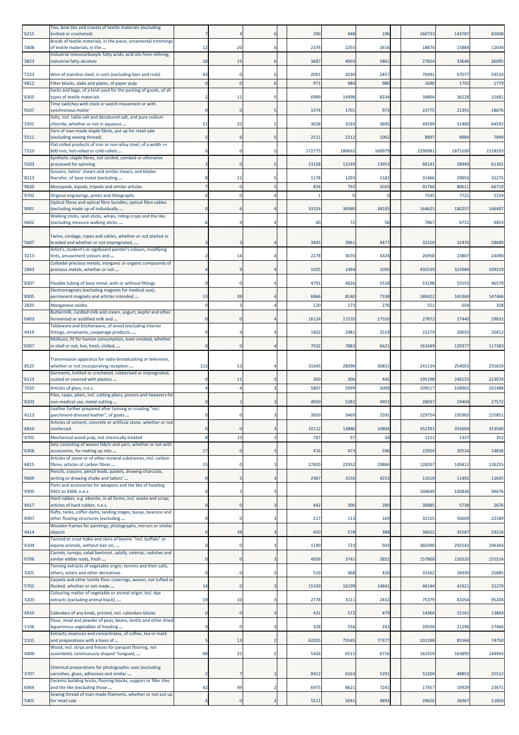| | | | | | | | | | | |
|---|---|---|---|---|---|---|---|---|---|---|
| '6215 | Ties, bow ties and cravats of textile materials (excluding knitted or crocheted) | 7 | 4 | 6 | 390 | 448 | 196 | 160733 | 143787 | 82608 |
| '5808 | Braids of textile materials, in the piece; ornamental trimmings of textile materials, in the ... | 12 | 20 | 6 | 2376 | 2255 | 2616 | 18874 | 15884 | 12034 |
| '3823 | Industrial monocarboxylic fatty acids; acid oils from refining; industrial fatty alcohols | 18 | 15 | 6 | 3687 | 4003 | 5861 | 27824 | 33646 | 26095 |
| '7223 | Wire of stainless steel, in coils (excluding bars and rods) | 43 | 0 | 6 | 2001 | 2030 | 2457 | 70491 | 67077 | 59524 |
| '4812 | Filter blocks, slabs and plates, of paper pulp | 0 | 0 | 6 | 971 | 984 | 986 | 1690 | 1703 | 1779 |
| '6305 | Sacks and bags, of a kind used for the packing of goods, of all types of textile materials | 2 | 11 | 5 | 6989 | 14998 | 8234 | 34804 | 36228 | 31681 |
| '9107 | Time switches with clock or watch movement or with synchronous motor | 0 | 0 | 5 | 1574 | 1701 | 973 | 23775 | 21391 | 18676 |
| '2501 | Salts, incl. table salt and denatured salt, and pure sodium chloride, whether or not in aqueous ... | 21 | 25 | 5 | 3028 | 3193 | 3695 | 49299 | 51400 | 64592 |
| '5511 | Yarn of man-made staple fibres, put up for retail sale (excluding sewing thread) | 5 | 6 | 5 | 2511 | 2212 | 1062 | 8897 | 8984 | 7849 |
| '7210 | Flat-rolled products of iron or non-alloy steel, of a width >= 600 mm, hot-rolled or cold-rolled ... | 6 | 0 | 5 | 172775 | 180662 | 166979 | 2290981 | 1875100 | 1518293 |
| '5503 | Synthetic staple fibres, not carded, combed or otherwise processed for spinning | 3 | 0 | 5 | 13158 | 12149 | 13953 | 60141 | 58949 | 61301 |
| '8213 | Scissors, tailors' shears and similar shears, and blades therefor, of base metal (excluding ... | 8 | 11 | 5 | 1178 | 1293 | 1182 | 31466 | 29955 | 32275 |
| '9620 | Monopods, bipods, tripods and similar articles | 7 | 0 | 5 | 834 | 792 | 2020 | 91760 | 80611 | 66710 |
| '9702 | Original engravings, prints and lithographs | 0 | 0 | 4 | 1 | 0 | 0 | 7545 | 7721 | 5159 |
| '9001 | Optical fibres and optical fibre bundles; optical fibre cables (excluding made up of individually ... | 0 | 6 | 4 | 33324 | 36980 | 38185 | 164625 | 180257 | 166407 |
| '6602 | Walking sticks, seat-sticks, whips, riding-crops and the like (excluding measure walking sticks, ... | 6 | 4 | 4 | 60 | 72 | 56 | 7867 | 6721 | 4853 |
| '5607 | Twine, cordage, ropes and cables, whether or not plaited or braided and whether or not impregnated, ... | 3 | 3 | 4 | 3445 | 3961 | 4477 | 32220 | 32470 | 28689 |
| '3213 | Artist's, student's or signboard painter's colours, modifying tints, amusement colours and ... | 2 | 14 | 4 | 2278 | 3070 | 4324 | 26958 | 23807 | 24490 |
| '2843 | Colloidal precious metals; inorganic or organic compounds of precious metals, whether or not ... | 4 | 9 | 4 | 1025 | 1494 | 1050 | 435539 | 323989 | 509219 |
| '8307 | Flexible tubing of base metal, with or without fittings | 0 | 0 | 4 | 4791 | 4826 | 5518 | 53198 | 55555 | 46579 |
| '8505 | Electromagnets (excluding magnets for medical use); permanent magnets and articles intended ... | 13 | 39 | 4 | 6866 | 8140 | 7338 | 180422 | 165369 | 147466 |
| '2820 | Manganese oxides | 0 | 3 | 4 | 120 | 173 | 276 | 551 | 654 | 358 |
| '0403 | Buttermilk, curdled milk and cream, yogurt, kephir and other fermented or acidified milk and ... | 0 | 0 | 4 | 16124 | 17235 | 17550 | 27872 | 27440 | 29832 |
| '4419 | Tableware and kitchenware, of wood (excluding interior fittings, ornaments, cooperage products, ... | 0 | 4 | 4 | 1602 | 2481 | 2519 | 22279 | 20655 | 20412 |
| '0307 | Molluscs, fit for human consumption, even smoked, whether in shell or not, live, fresh, chilled, ... | 0 | 0 | 4 | 7032 | 7883 | 6621 | 163349 | 129377 | 117383 |
| '8525 | Transmission apparatus for radio-broadcasting or television, whether or not incorporating reception ... | 113 | 53 | 4 | 31645 | 28096 | 30831 | 241134 | 254055 | 255659 |
| '6113 | Garments, knitted or crocheted, rubberised or impregnated, coated or covered with plastics ... | 0 | 11 | 3 | 300 | 306 | 445 | 195198 | 246155 | 223074 |
| '7020 | Articles of glass, n.e.s. | 4 | 4 | 3 | 5807 | 5999 | 5009 | 109517 | 104902 | 101488 |
| '8203 | Files, rasps, pliers, incl. cutting pliers, pincers and tweezers for non-medical use, metal-cutting ... | 0 | 2 | 3 | 4950 | 5282 | 4953 | 28037 | 29404 | 27572 |
| '4113 | Leather further prepared after tanning or crusting "incl. parchment-dressed leather", of goats ... | 0 | 0 | 3 | 3950 | 3469 | 2591 | 229754 | 195965 | 155851 |
| '6810 | Articles of cement, concrete or artificial stone, whether or not reinforced | 0 | 0 | 3 | 10112 | 13886 | 10804 | 352391 | 355604 | 333540 |
| '4701 | Mechanical wood pulp, not chemically treated | 8 | 15 | 3 | 787 | 97 | 34 | 1211 | 1337 | 352 |
| '6308 | Sets consisting of woven fabric and yarn, whether or not with accessories, for making up into ... | 17 | 0 | 3 | 416 | 473 | 596 | 22924 | 20524 | 14836 |
| '6815 | Articles of stone or of other mineral substances, incl. carbon fibres, articles of carbon fibres ... | 15 | 0 | 3 | 27820 | 22952 | 19866 | 128207 | 149412 | 126255 |
| '9609 | Pencils, crayons, pencil leads, pastels, drawing charcoals, writing or drawing chalks and tailors' ... | 0 | 5 | 3 | 2967 | 3156 | 4253 | 11610 | 11492 | 12645 |
| '9305 | Parts and accessories for weapons and the like of heading 9301 to 9304, n.e.s. | 0 | 3 | 3 | | | | 104649 | 100836 | 94676 |
| '4017 | Hard rubber, e.g. ebonite, in all forms, incl. waste and scrap; articles of hard rubber, n.e.s. | 0 | 0 | 3 | 442 | 396 | 280 | 36885 | 5738 | 2676 |
| '8907 | Rafts, tanks, coffer-dams, landing stages, buoys, beacons and other floating structures (excluding ... | 0 | 0 | 3 | 217 | 113 | 169 | 32155 | 50609 | 22189 |
| '4414 | Wooden frames for paintings, photographs, mirrors or similar objects | 0 | 38 | 3 | 450 | 578 | 388 | 36022 | 35587 | 29216 |
| '4104 | Tanned or crust hides and skins of bovine "incl. buffalo" or equine animals, without hair on, ... | 0 | 0 | 3 | 1190 | 723 | 503 | 360390 | 292542 | 196364 |
| '0706 | Carrots, turnips, salad beetroot, salsify, celeriac, radishes and similar edible roots, fresh ... | 0 | 0 | 3 | 4936 | 3741 | 2852 | 157868 | 150520 | 155514 |
| '3201 | Tanning extracts of vegetable origin; tannins and their salts, ethers, esters and other derivatives | 0 | 0 | 3 | 519 | 468 | 426 | 33162 | 26930 | 25885 |
| '5702 | Carpets and other textile floor coverings, woven, not tufted or flocked, whether or not made ... | 14 | 0 | 3 | 15330 | 16199 | 14841 | 40144 | 41921 | 31270 |
| '3203 | Colouring matter of vegetable or animal origin, incl. dye extracts (excluding animal black), ... | 19 | 10 | 3 | 2778 | 3111 | 2432 | 75379 | 81054 | 95204 |
| '4910 | Calendars of any kinds, printed, incl. calendars blocks | 0 | 0 | 3 | 431 | 572 | 479 | 14364 | 15161 | 13863 |
| '1106 | Flour, meal and powder of peas, beans, lentils and other dried leguminous vegetables of heading ... | 0 | 0 | 3 | 328 | 556 | 242 | 20504 | 21296 | 27466 |
| '2101 | Extracts, essences and concentrates, of coffee, tea or maté and preparations with a basis of ... | 5 | 13 | 2 | 62025 | 75545 | 77377 | 101398 | 85564 | 74750 |
| '4409 | Wood, incl. strips and friezes for parquet flooring, not assembled, continuously shaped "tongued, ... | 68 | 31 | 2 | 5426 | 6515 | 6716 | 163359 | 163895 | 144943 |
| '3707 | Chemical preparations for photographic uses (excluding varnishes, glues, adhesives and similar ... | 2 | 7 | 2 | 8412 | 6163 | 5291 | 52204 | 48852 | 25512 |
| '6904 | Ceramic building bricks, flooring blocks, support or filler tiles and the like (excluding those ... | 42 | 49 | 2 | 6975 | 8621 | 7241 | 17457 | 19929 | 23671 |
| '5401 | Sewing thread of man-made filaments, whether or not put up for retail sale | 4 | 0 | 2 | 5511 | 5041 | 4893 | 29626 | 26967 | 21850 |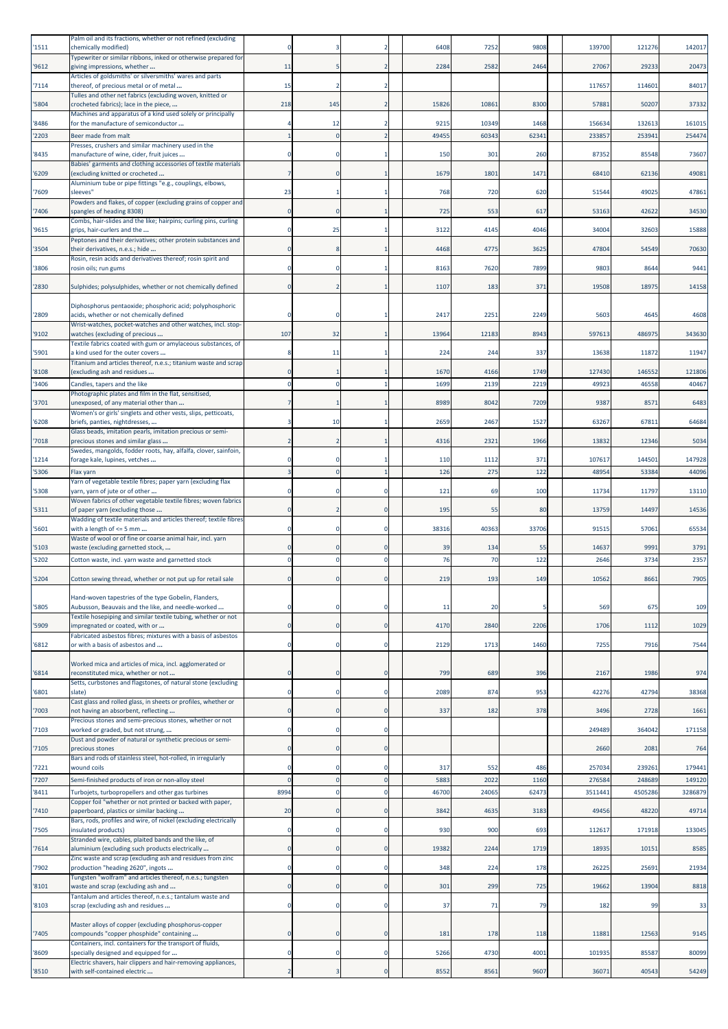| '1511 | Palm oil and its fractions, whether or not refined (excluding chemically modified) | 0 | 3 | 2 | 6408 | 7252 | 9808 | 139700 | 121276 | 142017 |
|---|---|---|---|---|---|---|---|---|---|---|
| '9612 | Typewriter or similar ribbons, inked or otherwise prepared for giving impressions, whether ... | 11 | 5 | 2 | 2284 | 2582 | 2464 | 27067 | 29233 | 20473 |
| '7114 | Articles of goldsmiths' or silversmiths' wares and parts thereof, of precious metal or of metal ... | 15 | 2 | 2 | | | | 117657 | 114601 | 84017 |
| '5804 | Tulles and other net fabrics (excluding woven, knitted or crocheted fabrics); lace in the piece, ... | 218 | 145 | 2 | 15826 | 10861 | 8300 | 57881 | 50207 | 37332 |
| '8486 | Machines and apparatus of a kind used solely or principally for the manufacture of semiconductor ... | 4 | 12 | 2 | 9215 | 10349 | 1468 | 156634 | 132613 | 161015 |
| '2203 | Beer made from malt | 1 | 0 | 2 | 49455 | 60343 | 62341 | 233857 | 253941 | 254474 |
| '8435 | Presses, crushers and similar machinery used in the manufacture of wine, cider, fruit juices ... | 0 | 0 | 1 | 150 | 301 | 260 | 87352 | 85548 | 73607 |
| '6209 | Babies' garments and clothing accessories of textile materials (excluding knitted or crocheted ... | 7 | 0 | 1 | 1679 | 1801 | 1471 | 68410 | 62136 | 49081 |
| '7609 | Aluminium tube or pipe fittings "e.g., couplings, elbows, sleeves" | 23 | 1 | 1 | 768 | 720 | 620 | 51544 | 49025 | 47861 |
| '7406 | Powders and flakes, of copper (excluding grains of copper and spangles of heading 8308) | 0 | 0 | 1 | 725 | 553 | 617 | 53163 | 42622 | 34530 |
| '9615 | Combs, hair-slides and the like; hairpins; curling pins, curling grips, hair-curlers and the ... | 0 | 25 | 1 | 3122 | 4145 | 4046 | 34004 | 32603 | 15888 |
| '3504 | Peptones and their derivatives; other protein substances and their derivatives, n.e.s.; hide ... | 0 | 8 | 1 | 4468 | 4775 | 3625 | 47804 | 54549 | 70630 |
| '3806 | Rosin, resin acids and derivatives thereof; rosin spirit and rosin oils; run gums | 0 | 0 | 1 | 8163 | 7620 | 7899 | 9803 | 8644 | 9441 |
| '2830 | Sulphides; polysulphides, whether or not chemically defined | 0 | 2 | 1 | 1107 | 183 | 371 | 19508 | 18975 | 14158 |
| '2809 | Diphosphorus pentaoxide; phosphoric acid; polyphosphoric acids, whether or not chemically defined | 0 | 0 | 1 | 2417 | 2251 | 2249 | 5603 | 4645 | 4608 |
| '9102 | Wrist-watches, pocket-watches and other watches, incl. stop-watches (excluding of precious ... | 107 | 32 | 1 | 13964 | 12183 | 8943 | 597613 | 486975 | 343630 |
| '5901 | Textile fabrics coated with gum or amylaceous substances, of a kind used for the outer covers ... | 8 | 11 | 1 | 224 | 244 | 337 | 13638 | 11872 | 11947 |
| '8108 | Titanium and articles thereof, n.e.s.; titanium waste and scrap (excluding ash and residues ... | 0 | 1 | 1 | 1670 | 4166 | 1749 | 127430 | 146552 | 121806 |
| '3406 | Candles, tapers and the like | 0 | 0 | 1 | 1699 | 2139 | 2219 | 49923 | 46558 | 40467 |
| '3701 | Photographic plates and film in the flat, sensitised, unexposed, of any material other than ... | 7 | 1 | 1 | 8989 | 8042 | 7209 | 9387 | 8571 | 6483 |
| '6208 | Women's or girls' singlets and other vests, slips, petticoats, briefs, panties, nightdresses, ... | 3 | 10 | 1 | 2659 | 2467 | 1527 | 63267 | 67811 | 64684 |
| '7018 | Glass beads, imitation pearls, imitation precious or semi-precious stones and similar glass ... | 2 | 2 | 1 | 4316 | 2321 | 1966 | 13832 | 12346 | 5034 |
| '1214 | Swedes, mangolds, fodder roots, hay, alfalfa, clover, sainfoin, forage kale, lupines, vetches ... | 0 | 0 | 1 | 110 | 1112 | 371 | 107617 | 144501 | 147928 |
| '5306 | Flax yarn | 3 | 0 | 1 | 126 | 275 | 122 | 48954 | 53384 | 44096 |
| '5308 | Yarn of vegetable textile fibres; paper yarn (excluding flax yarn, yarn of jute or of other ... | 0 | 0 | 0 | 121 | 69 | 100 | 11734 | 11797 | 13110 |
| '5311 | Woven fabrics of other vegetable textile fibres; woven fabrics of paper yarn (excluding those ... | 0 | 2 | 0 | 195 | 55 | 80 | 13759 | 14497 | 14536 |
| '5601 | Wadding of textile materials and articles thereof; textile fibres with a length of <= 5 mm ... | 0 | 0 | 0 | 38316 | 40363 | 33706 | 91515 | 57061 | 65534 |
| '5103 | Waste of wool or of fine or coarse animal hair, incl. yarn waste (excluding garnetted stock, ... | 0 | 0 | 0 | 39 | 134 | 55 | 14637 | 9991 | 3791 |
| '5202 | Cotton waste, incl. yarn waste and garnetted stock | 0 | 0 | 0 | 76 | 70 | 122 | 2646 | 3734 | 2357 |
| '5204 | Cotton sewing thread, whether or not put up for retail sale | 0 | 0 | 0 | 219 | 193 | 149 | 10562 | 8661 | 7905 |
| '5805 | Hand-woven tapestries of the type Gobelin, Flanders, Aubusson, Beauvais and the like, and needle-worked ... | 0 | 0 | 0 | 11 | 20 | 5 | 569 | 675 | 109 |
| '5909 | Textile hosepiping and similar textile tubing, whether or not impregnated or coated, with or ... | 0 | 0 | 0 | 4170 | 2840 | 2206 | 1706 | 1112 | 1029 |
| '6812 | Fabricated asbestos fibres; mixtures with a basis of asbestos or with a basis of asbestos and ... | 0 | 0 | 0 | 2129 | 1713 | 1460 | 7255 | 7916 | 7544 |
| '6814 | Worked mica and articles of mica, incl. agglomerated or reconstituted mica, whether or not ... | 0 | 0 | 0 | 799 | 689 | 396 | 2167 | 1986 | 974 |
| '6801 | Setts, curbstones and flagstones, of natural stone (excluding slate) | 0 | 0 | 0 | 2089 | 874 | 953 | 42276 | 42794 | 38368 |
| '7003 | Cast glass and rolled glass, in sheets or profiles, whether or not having an absorbent, reflecting ... | 0 | 0 | 0 | 337 | 182 | 378 | 3496 | 2728 | 1661 |
| '7103 | Precious stones and semi-precious stones, whether or not worked or graded, but not strung, ... | 0 | 0 | 0 | | | | 249489 | 364042 | 171158 |
| '7105 | Dust and powder of natural or synthetic precious or semi-precious stones | 0 | 0 | 0 | | | | 2660 | 2081 | 764 |
| '7221 | Bars and rods of stainless steel, hot-rolled, in irregularly wound coils | 0 | 0 | 0 | 317 | 552 | 486 | 257034 | 239261 | 179441 |
| '7207 | Semi-finished products of iron or non-alloy steel | 0 | 0 | 0 | 5883 | 2022 | 1160 | 276584 | 248689 | 149120 |
| '8411 | Turbojets, turbopropellers and other gas turbines | 8994 | 0 | 0 | 46700 | 24065 | 62473 | 3511441 | 4505286 | 3286879 |
| '7410 | Copper foil "whether or not printed or backed with paper, paperboard, plastics or similar backing ... | 20 | 0 | 0 | 3842 | 4635 | 3183 | 49456 | 48220 | 49714 |
| '7505 | Bars, rods, profiles and wire, of nickel (excluding electrically insulated products) | 0 | 0 | 0 | 930 | 900 | 693 | 112617 | 171918 | 133045 |
| '7614 | Stranded wire, cables, plaited bands and the like, of aluminium (excluding such products electrically ... | 0 | 0 | 0 | 19382 | 2244 | 1719 | 18935 | 10151 | 8585 |
| '7902 | Zinc waste and scrap (excluding ash and residues from zinc production "heading 2620", ingots ... | 0 | 0 | 0 | 348 | 224 | 178 | 26225 | 25691 | 21934 |
| '8101 | Tungsten "wolfram" and articles thereof, n.e.s.; tungsten waste and scrap (excluding ash and ... | 0 | 0 | 0 | 301 | 299 | 725 | 19662 | 13904 | 8818 |
| '8103 | Tantalum and articles thereof, n.e.s.; tantalum waste and scrap (excluding ash and residues ... | 0 | 0 | 0 | 37 | 71 | 79 | 182 | 99 | 33 |
| '7405 | Master alloys of copper (excluding phosphorus-copper compounds "copper phosphide" containing ... | 0 | 0 | 0 | 181 | 178 | 118 | 11881 | 12563 | 9145 |
| '8609 | Containers, incl. containers for the transport of fluids, specially designed and equipped for ... | 0 | 0 | 0 | 5266 | 4730 | 4001 | 101935 | 85587 | 80099 |
| '8510 | Electric shavers, hair clippers and hair-removing appliances, with self-contained electric ... | 2 | 3 | 0 | 8552 | 8561 | 9607 | 36071 | 40543 | 54249 |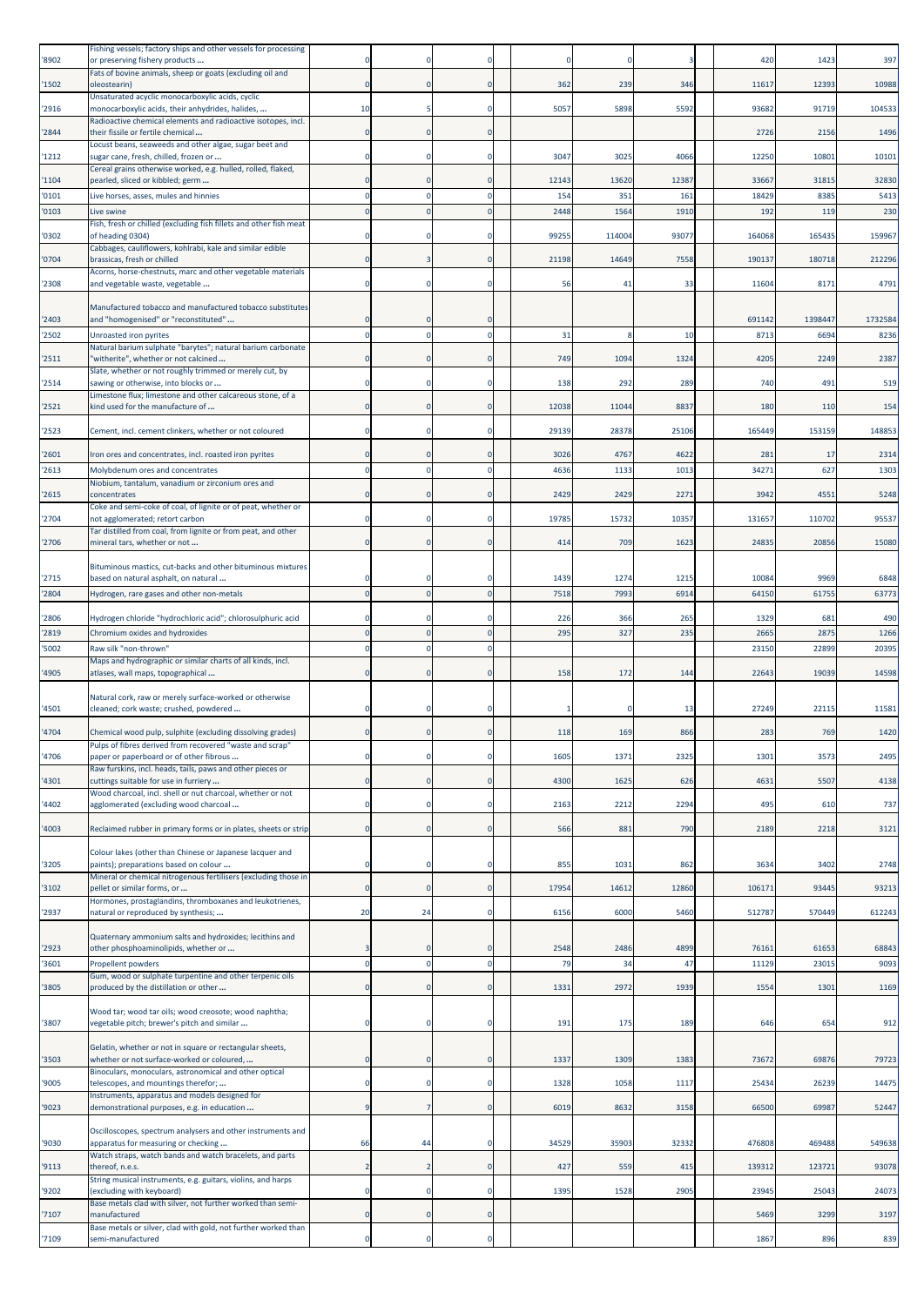| '8902 | Fishing vessels; factory ships and other vessels for processing or preserving fishery products ... | 0 | 0 | 0 | 0 | 0 | 3 | 420 | 1423 | 397 |
|---|---|---|---|---|---|---|---|---|---|---|
| '1502 | Fats of bovine animals, sheep or goats (excluding oil and oleostearin) | 0 | 0 | 0 | 362 | 239 | 346 | 11617 | 12393 | 10988 |
| '2916 | Unsaturated acyclic monocarboxylic acids, cyclic monocarboxylic acids, their anhydrides, halides, ... | 10 | 5 | 0 | 5057 | 5898 | 5592 | 93682 | 91719 | 104533 |
| '2844 | Radioactive chemical elements and radioactive isotopes, incl. their fissile or fertile chemical ... | 0 | 0 | 0 | | | | 2726 | 2156 | 1496 |
| '1212 | Locust beans, seaweeds and other algae, sugar beet and sugar cane, fresh, chilled, frozen or ... | 0 | 0 | 0 | 3047 | 3025 | 4066 | 12250 | 10801 | 10101 |
| '1104 | Cereal grains otherwise worked, e.g. hulled, rolled, flaked, pearled, sliced or kibbled; germ ... | 0 | 0 | 0 | 12143 | 13620 | 12387 | 33667 | 31815 | 32830 |
| '0101 | Live horses, asses, mules and hinnies | 0 | 0 | 0 | 154 | 351 | 161 | 18429 | 8385 | 5413 |
| '0103 | Live swine | 0 | 0 | 0 | 2448 | 1564 | 1910 | 192 | 119 | 230 |
| '0302 | Fish, fresh or chilled (excluding fish fillets and other fish meat of heading 0304) | 0 | 0 | 0 | 99255 | 114004 | 93077 | 164068 | 165435 | 159967 |
| '0704 | Cabbages, cauliflowers, kohlrabi, kale and similar edible brassicas, fresh or chilled | 0 | 3 | 0 | 21198 | 14649 | 7558 | 190137 | 180718 | 212296 |
| '2308 | Acorns, horse-chestnuts, marc and other vegetable materials and vegetable waste, vegetable ... | 0 | 0 | 0 | 56 | 41 | 33 | 11604 | 8171 | 4791 |
| '2403 | Manufactured tobacco and manufactured tobacco substitutes and "homogenised" or "reconstituted" ... | 0 | 0 | 0 | | | | 691142 | 1398447 | 1732584 |
| '2502 | Unroasted iron pyrites | 0 | 0 | 0 | 31 | 8 | 10 | 8713 | 6694 | 8236 |
| '2511 | Natural barium sulphate "barytes"; natural barium carbonate "witherite", whether or not calcined ... | 0 | 0 | 0 | 749 | 1094 | 1324 | 4205 | 2249 | 2387 |
| '2514 | Slate, whether or not roughly trimmed or merely cut, by sawing or otherwise, into blocks or ... | 0 | 0 | 0 | 138 | 292 | 289 | 740 | 491 | 519 |
| '2521 | Limestone flux; limestone and other calcareous stone, of a kind used for the manufacture of ... | 0 | 0 | 0 | 12038 | 11044 | 8837 | 180 | 110 | 154 |
| '2523 | Cement, incl. cement clinkers, whether or not coloured | 0 | 0 | 0 | 29139 | 28378 | 25106 | 165449 | 153159 | 148853 |
| '2601 | Iron ores and concentrates, incl. roasted iron pyrites | 0 | 0 | 0 | 3026 | 4767 | 4622 | 281 | 17 | 2314 |
| '2613 | Molybdenum ores and concentrates | 0 | 0 | 0 | 4636 | 1133 | 1013 | 34271 | 627 | 1303 |
| '2615 | Niobium, tantalum, vanadium or zirconium ores and concentrates | 0 | 0 | 0 | 2429 | 2429 | 2271 | 3942 | 4551 | 5248 |
| '2704 | Coke and semi-coke of coal, of lignite or of peat, whether or not agglomerated; retort carbon | 0 | 0 | 0 | 19785 | 15732 | 10357 | 131657 | 110702 | 95537 |
| '2706 | Tar distilled from coal, from lignite or from peat, and other mineral tars, whether or not ... | 0 | 0 | 0 | 414 | 709 | 1623 | 24835 | 20856 | 15080 |
| '2715 | Bituminous mastics, cut-backs and other bituminous mixtures based on natural asphalt, on natural ... | 0 | 0 | 0 | 1439 | 1274 | 1215 | 10084 | 9969 | 6848 |
| '2804 | Hydrogen, rare gases and other non-metals | 0 | 0 | 0 | 7518 | 7993 | 6914 | 64150 | 61755 | 63773 |
| '2806 | Hydrogen chloride "hydrochloric acid"; chlorosulphuric acid | 0 | 0 | 0 | 226 | 366 | 265 | 1329 | 681 | 490 |
| '2819 | Chromium oxides and hydroxides | 0 | 0 | 0 | 295 | 327 | 235 | 2665 | 2875 | 1266 |
| '5002 | Raw silk "non-thrown" | 0 | 0 | 0 | | | | 23150 | 22899 | 20395 |
| '4905 | Maps and hydrographic or similar charts of all kinds, incl. atlases, wall maps, topographical ... | 0 | 0 | 0 | 158 | 172 | 144 | 22643 | 19039 | 14598 |
| '4501 | Natural cork, raw or merely surface-worked or otherwise cleaned; cork waste; crushed, powdered ... | 0 | 0 | 0 | 1 | 0 | 13 | 27249 | 22115 | 11581 |
| '4704 | Chemical wood pulp, sulphite (excluding dissolving grades) | 0 | 0 | 0 | 118 | 169 | 866 | 283 | 769 | 1420 |
| '4706 | Pulps of fibres derived from recovered "waste and scrap" paper or paperboard or of other fibrous ... | 0 | 0 | 0 | 1605 | 1371 | 2325 | 1301 | 3573 | 2495 |
| '4301 | Raw furskins, incl. heads, tails, paws and other pieces or cuttings suitable for use in furriery ... | 0 | 0 | 0 | 4300 | 1625 | 626 | 4631 | 5507 | 4138 |
| '4402 | Wood charcoal, incl. shell or nut charcoal, whether or not agglomerated (excluding wood charcoal ... | 0 | 0 | 0 | 2163 | 2212 | 2294 | 495 | 610 | 737 |
| '4003 | Reclaimed rubber in primary forms or in plates, sheets or strip | 0 | 0 | 0 | 566 | 881 | 790 | 2189 | 2218 | 3121 |
| '3205 | Colour lakes (other than Chinese or Japanese lacquer and paints); preparations based on colour ... | 0 | 0 | 0 | 855 | 1031 | 862 | 3634 | 3402 | 2748 |
| '3102 | Mineral or chemical nitrogenous fertilisers (excluding those in pellet or similar forms, or ... | 0 | 0 | 0 | 17954 | 14612 | 12860 | 106171 | 93445 | 93213 |
| '2937 | Hormones, prostaglandins, thromboxanes and leukotrienes, natural or reproduced by synthesis; ... | 20 | 24 | 0 | 6156 | 6000 | 5460 | 512787 | 570449 | 612243 |
| '2923 | Quaternary ammonium salts and hydroxides; lecithins and other phosphoaminolipids, whether or ... | 3 | 0 | 0 | 2548 | 2486 | 4899 | 76161 | 61653 | 68843 |
| '3601 | Propellent powders | 0 | 0 | 0 | 79 | 34 | 47 | 11129 | 23015 | 9093 |
| '3805 | Gum, wood or sulphate turpentine and other terpenic oils produced by the distillation or other ... | 0 | 0 | 0 | 1331 | 2972 | 1939 | 1554 | 1301 | 1169 |
| '3807 | Wood tar; wood tar oils; wood creosote; wood naphtha; vegetable pitch; brewer's pitch and similar ... | 0 | 0 | 0 | 191 | 175 | 189 | 646 | 654 | 912 |
| '3503 | Gelatin, whether or not in square or rectangular sheets, whether or not surface-worked or coloured, ... | 0 | 0 | 0 | 1337 | 1309 | 1383 | 73672 | 69876 | 79723 |
| '9005 | Binoculars, monoculars, astronomical and other optical telescopes, and mountings therefor; ... | 0 | 0 | 0 | 1328 | 1058 | 1117 | 25434 | 26239 | 14475 |
| '9023 | Instruments, apparatus and models designed for demonstrational purposes, e.g. in education ... | 9 | 7 | 0 | 6019 | 8632 | 3158 | 66500 | 69987 | 52447 |
| '9030 | Oscilloscopes, spectrum analysers and other instruments and apparatus for measuring or checking ... | 66 | 44 | 0 | 34529 | 35903 | 32332 | 476808 | 469488 | 549638 |
| '9113 | Watch straps, watch bands and watch bracelets, and parts thereof, n.e.s. | 2 | 2 | 0 | 427 | 559 | 415 | 139312 | 123721 | 93078 |
| '9202 | String musical instruments, e.g. guitars, violins, and harps (excluding with keyboard) | 0 | 0 | 0 | 1395 | 1528 | 2905 | 23945 | 25043 | 24073 |
| '7107 | Base metals clad with silver, not further worked than semi-manufactured | 0 | 0 | 0 | | | | 5469 | 3299 | 3197 |
| '7109 | Base metals or silver, clad with gold, not further worked than semi-manufactured | 0 | 0 | 0 | | | | 1867 | 896 | 839 |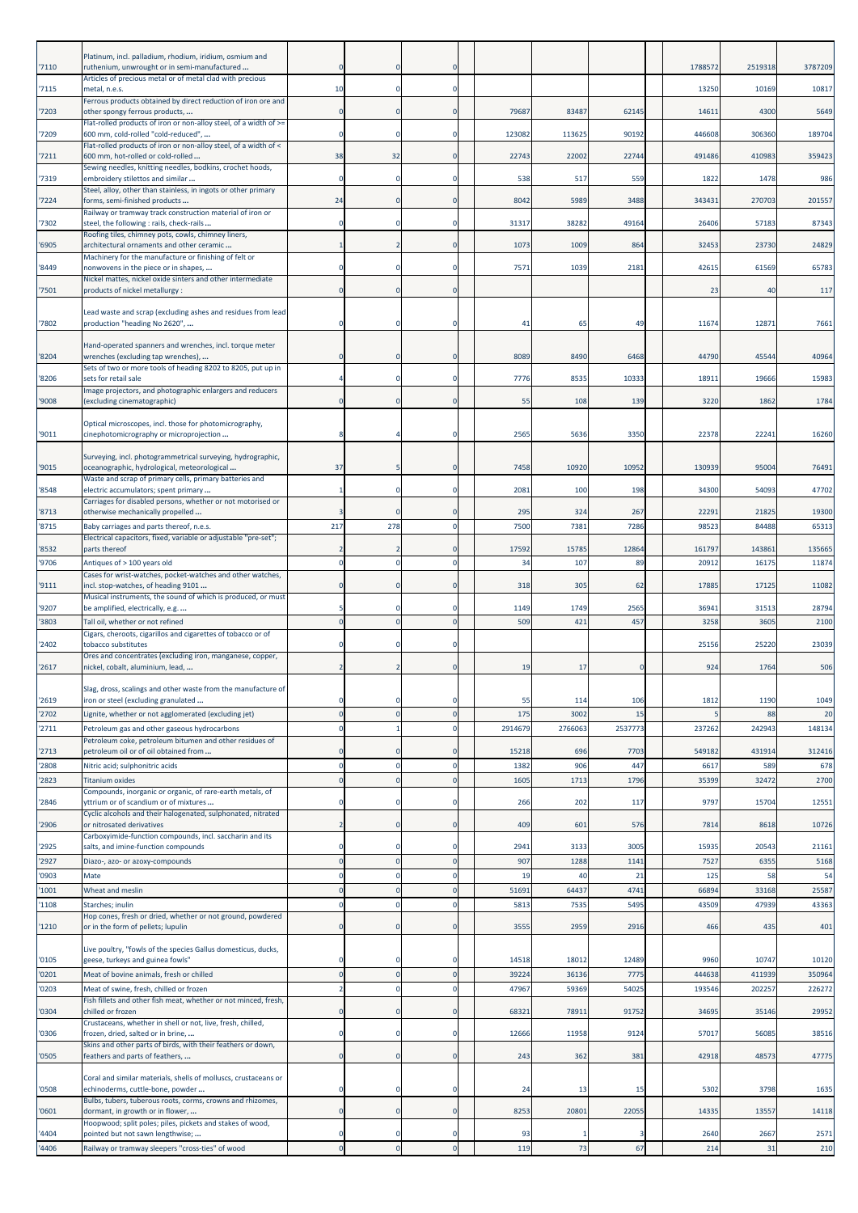| | | | | | | | | | | | |
|---|---|---|---|---|---|---|---|---|---|---|---|
| '7110 | Platinum, incl. palladium, rhodium, iridium, osmium and ruthenium, unwrought or in semi-manufactured ... | 0 | 0 | 0 | | | | | 1788572 | 2519318 | 3787209 |
| '7115 | Articles of precious metal or of metal clad with precious metal, n.e.s. | 10 | 0 | 0 | | | | | 13250 | 10169 | 10817 |
| '7203 | Ferrous products obtained by direct reduction of iron ore and other spongy ferrous products, ... | 0 | 0 | 0 | 79687 | 83487 | 62145 | | 14611 | 4300 | 5649 |
| '7209 | Flat-rolled products of iron or non-alloy steel, of a width of >= 600 mm, cold-rolled "cold-reduced", ... | 0 | 0 | 0 | 123082 | 113625 | 90192 | | 446608 | 306360 | 189704 |
| '7211 | Flat-rolled products of iron or non-alloy steel, of a width of < 600 mm, hot-rolled or cold-rolled ... | 38 | 32 | 0 | 22743 | 22002 | 22744 | | 491486 | 410983 | 359423 |
| '7319 | Sewing needles, knitting needles, bodkins, crochet hoods, embroidery stilettos and similar ... | 0 | 0 | 0 | 538 | 517 | 559 | | 1822 | 1478 | 986 |
| '7224 | Steel, alloy, other than stainless, in ingots or other primary forms, semi-finished products ... | 24 | 0 | 0 | 8042 | 5989 | 3488 | | 343431 | 270703 | 201557 |
| '7302 | Railway or tramway track construction material of iron or steel, the following : rails, check-rails ... | 0 | 0 | 0 | 31317 | 38282 | 49164 | | 26406 | 57183 | 87343 |
| '6905 | Roofing tiles, chimney pots, cowls, chimney liners, architectural ornaments and other ceramic ... | 1 | 2 | 0 | 1073 | 1009 | 864 | | 32453 | 23730 | 24829 |
| '8449 | Machinery for the manufacture or finishing of felt or nonwovens in the piece or in shapes, ... | 0 | 0 | 0 | 7571 | 1039 | 2181 | | 42615 | 61569 | 65783 |
| '7501 | Nickel mattes, nickel oxide sinters and other intermediate products of nickel metallurgy : | 0 | 0 | 0 | | | | | 23 | 40 | 117 |
| '7802 | Lead waste and scrap (excluding ashes and residues from lead production "heading No 2620", ... | 0 | 0 | 0 | 41 | 65 | 49 | | 11674 | 12871 | 7661 |
| '8204 | Hand-operated spanners and wrenches, incl. torque meter wrenches (excluding tap wrenches), ... | 0 | 0 | 0 | 8089 | 8490 | 6468 | | 44790 | 45544 | 40964 |
| '8206 | Sets of two or more tools of heading 8202 to 8205, put up in sets for retail sale | 4 | 0 | 0 | 7776 | 8535 | 10333 | | 18911 | 19666 | 15983 |
| '9008 | Image projectors, and photographic enlargers and reducers (excluding cinematographic) | 0 | 0 | 0 | 55 | 108 | 139 | | 3220 | 1862 | 1784 |
| '9011 | Optical microscopes, incl. those for photomicrography, cinephotomicrography or microprojection ... | 8 | 4 | 0 | 2565 | 5636 | 3350 | | 22378 | 22241 | 16260 |
| '9015 | Surveying, incl. photogrammetrical surveying, hydrographic, oceanographic, hydrological, meteorological ... | 37 | 5 | 0 | 7458 | 10920 | 10952 | | 130939 | 95004 | 76491 |
| '8548 | Waste and scrap of primary cells, primary batteries and electric accumulators; spent primary ... | 1 | 0 | 0 | 2081 | 100 | 198 | | 34300 | 54093 | 47702 |
| '8713 | Carriages for disabled persons, whether or not motorised or otherwise mechanically propelled ... | 3 | 0 | 0 | 295 | 324 | 267 | | 22291 | 21825 | 19300 |
| '8715 | Baby carriages and parts thereof, n.e.s. | 217 | 278 | 0 | 7500 | 7381 | 7286 | | 98523 | 84488 | 65313 |
| '8532 | Electrical capacitors, fixed, variable or adjustable "pre-set"; parts thereof | 2 | 2 | 0 | 17592 | 15785 | 12864 | | 161797 | 143861 | 135665 |
| '9706 | Antiques of > 100 years old | 0 | 0 | 0 | 34 | 107 | 89 | | 20912 | 16175 | 11874 |
| '9111 | Cases for wrist-watches, pocket-watches and other watches, incl. stop-watches, of heading 9101 ... | 0 | 0 | 0 | 318 | 305 | 62 | | 17885 | 17125 | 11082 |
| '9207 | Musical instruments, the sound of which is produced, or must be amplified, electrically, e.g. ... | 5 | 0 | 0 | 1149 | 1749 | 2565 | | 36941 | 31513 | 28794 |
| '3803 | Tall oil, whether or not refined | 0 | 0 | 0 | 509 | 421 | 457 | | 3258 | 3605 | 2100 |
| '2402 | Cigars, cheroots, cigarillos and cigarettes of tobacco or of tobacco substitutes | 0 | 0 | 0 | | | | | 25156 | 25220 | 23039 |
| '2617 | Ores and concentrates (excluding iron, manganese, copper, nickel, cobalt, aluminium, lead, ... | 2 | 2 | 0 | 19 | 17 | 0 | | 924 | 1764 | 506 |
| '2619 | Slag, dross, scalings and other waste from the manufacture of iron or steel (excluding granulated ... | 0 | 0 | 0 | 55 | 114 | 106 | | 1812 | 1190 | 1049 |
| '2702 | Lignite, whether or not agglomerated (excluding jet) | 0 | 0 | 0 | 175 | 3002 | 15 | | 5 | 88 | 20 |
| '2711 | Petroleum gas and other gaseous hydrocarbons | 0 | 1 | 0 | 2914679 | 2766063 | 2537773 | | 237262 | 242943 | 148134 |
| '2713 | Petroleum coke, petroleum bitumen and other residues of petroleum oil or of oil obtained from ... | 0 | 0 | 0 | 15218 | 696 | 7703 | | 549182 | 431914 | 312416 |
| '2808 | Nitric acid; sulphonitric acids | 0 | 0 | 0 | 1382 | 906 | 447 | | 6617 | 589 | 678 |
| '2823 | Titanium oxides | 0 | 0 | 0 | 1605 | 1713 | 1796 | | 35399 | 32472 | 2700 |
| '2846 | Compounds, inorganic or organic, of rare-earth metals, of yttrium or of scandium or of mixtures ... | 0 | 0 | 0 | 266 | 202 | 117 | | 9797 | 15704 | 12551 |
| '2906 | Cyclic alcohols and their halogenated, sulphonated, nitrated or nitrosated derivatives | 2 | 0 | 0 | 409 | 601 | 576 | | 7814 | 8618 | 10726 |
| '2925 | Carboxyimide-function compounds, incl. saccharin and its salts, and imine-function compounds | 0 | 0 | 0 | 2941 | 3133 | 3005 | | 15935 | 20543 | 21161 |
| '2927 | Diazo-, azo- or azoxy-compounds | 0 | 0 | 0 | 907 | 1288 | 1141 | | 7527 | 6355 | 5168 |
| '0903 | Mate | 0 | 0 | 0 | 19 | 40 | 21 | | 125 | 58 | 54 |
| '1001 | Wheat and meslin | 0 | 0 | 0 | 51691 | 64437 | 4741 | | 66894 | 33168 | 25587 |
| '1108 | Starches; inulin | 0 | 0 | 0 | 5813 | 7535 | 5495 | | 43509 | 47939 | 43363 |
| '1210 | Hop cones, fresh or dried, whether or not ground, powdered or in the form of pellets; lupulin | 0 | 0 | 0 | 3555 | 2959 | 2916 | | 466 | 435 | 401 |
| '0105 | Live poultry, "fowls of the species Gallus domesticus, ducks, geese, turkeys and guinea fowls" | 0 | 0 | 0 | 14518 | 18012 | 12489 | | 9960 | 10747 | 10120 |
| '0201 | Meat of bovine animals, fresh or chilled | 0 | 0 | 0 | 39224 | 36136 | 7775 | | 444638 | 411939 | 350964 |
| '0203 | Meat of swine, fresh, chilled or frozen | 2 | 0 | 0 | 47967 | 59369 | 54025 | | 193546 | 202257 | 226272 |
| '0304 | Fish fillets and other fish meat, whether or not minced, fresh, chilled or frozen | 0 | 0 | 0 | 68321 | 78911 | 91752 | | 34695 | 35146 | 29952 |
| '0306 | Crustaceans, whether in shell or not, live, fresh, chilled, frozen, dried, salted or in brine, ... | 0 | 0 | 0 | 12666 | 11958 | 9124 | | 57017 | 56085 | 38516 |
| '0505 | Skins and other parts of birds, with their feathers or down, feathers and parts of feathers, ... | 0 | 0 | 0 | 243 | 362 | 381 | | 42918 | 48573 | 47775 |
| '0508 | Coral and similar materials, shells of molluscs, crustaceans or echinoderms, cuttle-bone, powder ... | 0 | 0 | 0 | 24 | 13 | 15 | | 5302 | 3798 | 1635 |
| '0601 | Bulbs, tubers, tuberous roots, corms, crowns and rhizomes, dormant, in growth or in flower, ... | 0 | 0 | 0 | 8253 | 20801 | 22055 | | 14335 | 13557 | 14118 |
| '4404 | Hoopwood; split poles; piles, pickets and stakes of wood, pointed but not sawn lengthwise; ... | 0 | 0 | 0 | 93 | 1 | 3 | | 2640 | 2667 | 2571 |
| '4406 | Railway or tramway sleepers "cross-ties" of wood | 0 | 0 | 0 | 119 | 73 | 67 | | 214 | 31 | 210 |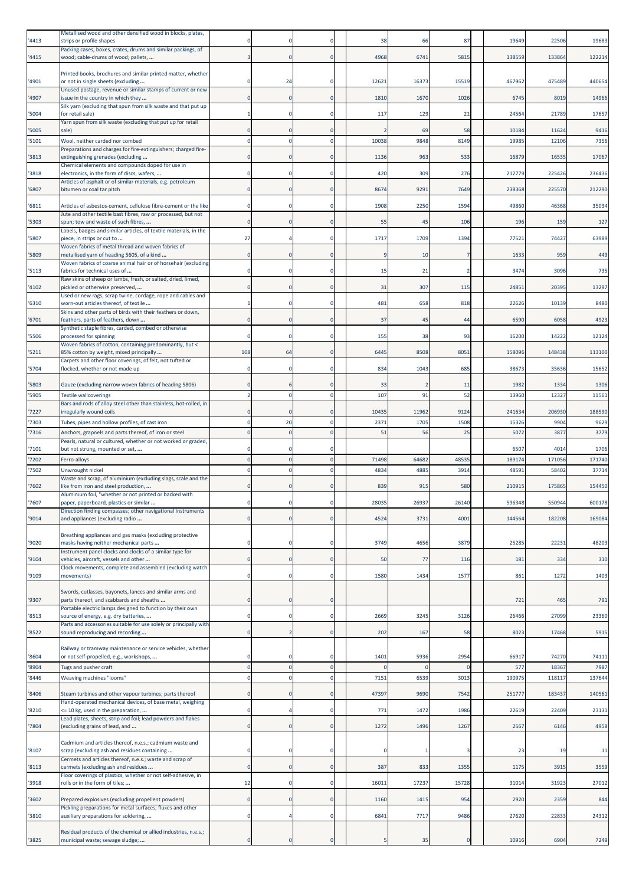| '4413 | Metallised wood and other densified wood in blocks, plates, strips or profile shapes | 0 | 0 | 0 | 38 | 66 | 87 | 19649 | 22506 | 19683 |
|---|---|---|---|---|---|---|---|---|---|---|
| '4415 | Packing cases, boxes, crates, drums and similar packings, of wood; cable-drums of wood; pallets, ... | 3 | 0 | 0 | 4968 | 6741 | 5815 | 138559 | 133864 | 122214 |
| '4901 | Printed books, brochures and similar printed matter, whether or not in single sheets (excluding ... | 0 | 24 | 0 | 12621 | 16373 | 15519 | 467962 | 475489 | 440654 |
| '4907 | Unused postage, revenue or similar stamps of current or new issue in the country in which they ... | 0 | 0 | 0 | 1810 | 1670 | 1026 | 6745 | 8019 | 14966 |
| '5004 | Silk yarn (excluding that spun from silk waste and that put up for retail sale) | 1 | 0 | 0 | 117 | 129 | 21 | 24564 | 21789 | 17657 |
| '5005 | Yarn spun from silk waste (excluding that put up for retail sale) | 0 | 0 | 0 | 2 | 69 | 58 | 10184 | 11624 | 9416 |
| '5101 | Wool, neither carded nor combed | 0 | 0 | 0 | 10038 | 9848 | 8149 | 19985 | 12106 | 7356 |
| '3813 | Preparations and charges for fire-extinguishers; charged fire-extinguishing grenades (excluding ... | 0 | 0 | 0 | 1136 | 963 | 533 | 16879 | 16535 | 17067 |
| '3818 | Chemical elements and compounds doped for use in electronics, in the form of discs, wafers, ... | 0 | 0 | 0 | 420 | 309 | 276 | 212779 | 225426 | 236436 |
| '6807 | Articles of asphalt or of similar materials, e.g. petroleum bitumen or coal tar pitch | 0 | 0 | 0 | 8674 | 9291 | 7649 | 238368 | 225570 | 212290 |
| '6811 | Articles of asbestos-cement, cellulose fibre-cement or the like | 0 | 0 | 0 | 1908 | 2250 | 1594 | 49860 | 46368 | 35034 |
| '5303 | Jute and other textile bast fibres, raw or processed, but not spun; tow and waste of such fibres, ... | 0 | 0 | 0 | 55 | 45 | 106 | 196 | 159 | 127 |
| '5807 | Labels, badges and similar articles, of textile materials, in the piece, in strips or cut to ... | 27 | 4 | 0 | 1717 | 1709 | 1394 | 77521 | 74427 | 63989 |
| '5809 | Woven fabrics of metal thread and woven fabrics of metallised yarn of heading 5605, of a kind ... | 0 | 0 | 0 | 9 | 10 | 7 | 1633 | 959 | 449 |
| '5113 | Woven fabrics of coarse animal hair or of horsehair (excluding fabrics for technical uses of ... | 0 | 0 | 0 | 15 | 21 | 2 | 3474 | 3096 | 735 |
| '4102 | Raw skins of sheep or lambs, fresh, or salted, dried, limed, pickled or otherwise preserved, ... | 0 | 0 | 0 | 31 | 307 | 115 | 24851 | 20395 | 13297 |
| '6310 | Used or new rags, scrap twine, cordage, rope and cables and worn-out articles thereof, of textile ... | 1 | 0 | 0 | 481 | 658 | 818 | 22626 | 10139 | 8480 |
| '6701 | Skins and other parts of birds with their feathers or down, feathers, parts of feathers, down ... | 0 | 0 | 0 | 37 | 45 | 44 | 6590 | 6058 | 4923 |
| '5506 | Synthetic staple fibres, carded, combed or otherwise processed for spinning | 0 | 0 | 0 | 155 | 38 | 93 | 16200 | 14222 | 12124 |
| '5211 | Woven fabrics of cotton, containing predominantly, but < 85% cotton by weight, mixed principally ... | 108 | 64 | 0 | 6445 | 8508 | 8051 | 158096 | 148438 | 113100 |
| '5704 | Carpets and other floor coverings, of felt, not tufted or flocked, whether or not made up | 0 | 0 | 0 | 834 | 1043 | 685 | 38673 | 35636 | 15652 |
| '5803 | Gauze (excluding narrow woven fabrics of heading 5806) | 0 | 6 | 0 | 33 | 2 | 11 | 1982 | 1334 | 1306 |
| '5905 | Textile wallcoverings | 2 | 0 | 0 | 107 | 91 | 52 | 13960 | 12327 | 11561 |
| '7227 | Bars and rods of alloy steel other than stainless, hot-rolled, in irregularly wound coils | 0 | 0 | 0 | 10435 | 11962 | 9124 | 241634 | 206930 | 188590 |
| '7303 | Tubes, pipes and hollow profiles, of cast iron | 0 | 20 | 0 | 2371 | 1705 | 1508 | 15326 | 9904 | 9629 |
| '7316 | Anchors, grapnels and parts thereof, of iron or steel | 0 | 0 | 0 | 51 | 56 | 25 | 5072 | 3877 | 3779 |
| '7101 | Pearls, natural or cultured, whether or not worked or graded, but not strung, mounted or set, ... | 0 | 0 | 0 | | | | 6507 | 4014 | 1706 |
| '7202 | Ferro-alloys | 0 | 0 | 0 | 71498 | 64682 | 48535 | 189174 | 171056 | 171740 |
| '7502 | Unwrought nickel | 0 | 0 | 0 | 4834 | 4885 | 3914 | 48591 | 58402 | 37714 |
| '7602 | Waste and scrap, of aluminium (excluding slags, scale and the like from iron and steel production, ... | 0 | 0 | 0 | 839 | 915 | 580 | 210915 | 175865 | 154450 |
| '7607 | Aluminium foil, "whether or not printed or backed with paper, paperboard, plastics or similar ... | 0 | 0 | 0 | 28035 | 26937 | 26140 | 596348 | 550944 | 600178 |
| '9014 | Direction finding compasses; other navigational instruments and appliances (excluding radio ... | 0 | 0 | 0 | 4524 | 3731 | 4001 | 144564 | 182208 | 169084 |
| '9020 | Breathing appliances and gas masks (excluding protective masks having neither mechanical parts ... | 0 | 0 | 0 | 3749 | 4656 | 3879 | 25285 | 22231 | 48203 |
| '9104 | Instrument panel clocks and clocks of a similar type for vehicles, aircraft, vessels and other ... | 0 | 0 | 0 | 50 | 77 | 116 | 181 | 334 | 310 |
| '9109 | Clock movements, complete and assembled (excluding watch movements) | 0 | 0 | 0 | 1580 | 1434 | 1577 | 861 | 1272 | 1403 |
| '9307 | Swords, cutlasses, bayonets, lances and similar arms and parts thereof, and scabbards and sheaths ... | 0 | 0 | 0 | | | | 721 | 465 | 791 |
| '8513 | Portable electric lamps designed to function by their own source of energy, e.g. dry batteries, ... | 0 | 0 | 0 | 2669 | 3245 | 3126 | 26466 | 27099 | 23360 |
| '8522 | Parts and accessories suitable for use solely or principally with sound reproducing and recording ... | 0 | 2 | 0 | 202 | 167 | 58 | 8023 | 17468 | 5915 |
| '8604 | Railway or tramway maintenance or service vehicles, whether or not self-propelled, e.g., workshops, ... | 0 | 0 | 0 | 1401 | 5936 | 2954 | 66917 | 74270 | 74111 |
| '8904 | Tugs and pusher craft | 0 | 0 | 0 | 0 | 0 | 0 | 577 | 18367 | 7987 |
| '8446 | Weaving machines "looms" | 0 | 0 | 0 | 7151 | 6539 | 3013 | 190975 | 118117 | 137644 |
| '8406 | Steam turbines and other vapour turbines; parts thereof | 0 | 0 | 0 | 47397 | 9690 | 7542 | 251777 | 183437 | 140561 |
| '8210 | Hand-operated mechanical devices, of base metal, weighing <= 10 kg, used in the preparation, ... | 0 | 4 | 0 | 771 | 1472 | 1986 | 22619 | 22409 | 23131 |
| '7804 | Lead plates, sheets, strip and foil; lead powders and flakes (excluding grains of lead, and ... | 0 | 0 | 0 | 1272 | 1496 | 1267 | 2567 | 6146 | 4958 |
| '8107 | Cadmium and articles thereof, n.e.s.; cadmium waste and scrap (excluding ash and residues containing ... | 0 | 0 | 0 | 0 | 1 | 3 | 23 | 19 | 11 |
| '8113 | Cermets and articles thereof, n.e.s.; waste and scrap of cermets (excluding ash and residues ... | 0 | 0 | 0 | 387 | 833 | 1355 | 1175 | 3915 | 3559 |
| '3918 | Floor coverings of plastics, whether or not self-adhesive, in rolls or in the form of tiles; ... | 12 | 0 | 0 | 16011 | 17237 | 15728 | 31014 | 31923 | 27012 |
| '3602 | Prepared explosives (excluding propellent powders) | 0 | 0 | 0 | 1160 | 1415 | 954 | 2920 | 2359 | 844 |
| '3810 | Pickling preparations for metal surfaces; fluxes and other auxiliary preparations for soldering, ... | 0 | 4 | 0 | 6841 | 7717 | 9486 | 27620 | 22833 | 24312 |
| '3825 | Residual products of the chemical or allied industries, n.e.s.; municipal waste; sewage sludge; ... | 0 | 0 | 0 | 5 | 35 | 0 | 10916 | 6904 | 7249 |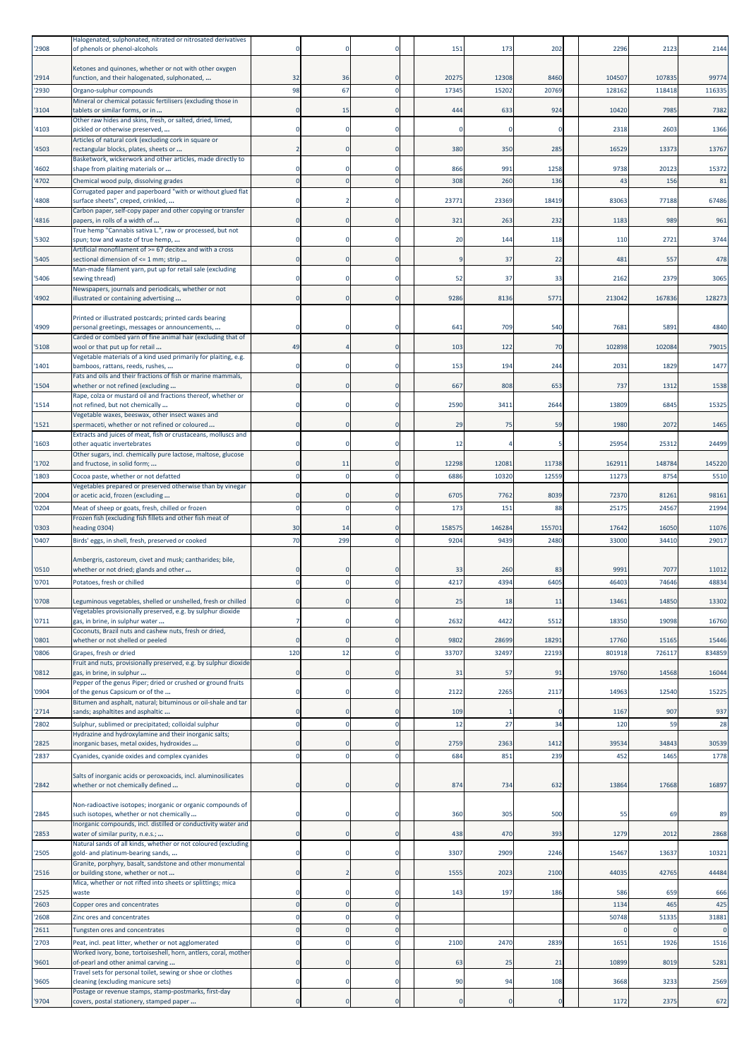| | | | | | | | | | | |
|---|---|---|---|---|---|---|---|---|---|---|
| '2908 | Halogenated, sulphonated, nitrated or nitrosated derivatives of phenols or phenol-alcohols | 0 | 0 | 0 | 151 | 173 | 202 | 2296 | 2123 | 2144 |
| '2914 | Ketones and quinones, whether or not with other oxygen function, and their halogenated, sulphonated, ... | 32 | 36 | 0 | 20275 | 12308 | 8460 | 104507 | 107835 | 99774 |
| '2930 | Organo-sulphur compounds | 98 | 67 | 0 | 17345 | 15202 | 20769 | 128162 | 118418 | 116335 |
| '3104 | Mineral or chemical potassic fertilisers (excluding those in tablets or similar forms, or in ... | 0 | 15 | 0 | 444 | 633 | 924 | 10420 | 7985 | 7382 |
| '4103 | Other raw hides and skins, fresh, or salted, dried, limed, pickled or otherwise preserved, ... | 0 | 0 | 0 | 0 | 0 | 0 | 2318 | 2603 | 1366 |
| '4503 | Articles of natural cork (excluding cork in square or rectangular blocks, plates, sheets or ... | 2 | 0 | 0 | 380 | 350 | 285 | 16529 | 13373 | 13767 |
| '4602 | Basketwork, wickerwork and other articles, made directly to shape from plaiting materials or ... | 0 | 0 | 0 | 866 | 991 | 1258 | 9738 | 20123 | 15372 |
| '4702 | Chemical wood pulp, dissolving grades | 0 | 0 | 0 | 308 | 260 | 136 | 43 | 156 | 81 |
| '4808 | Corrugated paper and paperboard "with or without glued flat surface sheets", creped, crinkled, ... | 0 | 2 | 0 | 23771 | 23369 | 18419 | 83063 | 77188 | 67486 |
| '4816 | Carbon paper, self-copy paper and other copying or transfer papers, in rolls of a width of ... | 0 | 0 | 0 | 321 | 263 | 232 | 1183 | 989 | 961 |
| '5302 | True hemp "Cannabis sativa L.", raw or processed, but not spun; tow and waste of true hemp, ... | 0 | 0 | 0 | 20 | 144 | 118 | 110 | 2721 | 3744 |
| '5405 | Artificial monofilament of >= 67 decitex and with a cross sectional dimension of <= 1 mm; strip ... | 0 | 0 | 0 | 9 | 37 | 22 | 481 | 557 | 478 |
| '5406 | Man-made filament yarn, put up for retail sale (excluding sewing thread) | 0 | 0 | 0 | 52 | 37 | 33 | 2162 | 2379 | 3065 |
| '4902 | Newspapers, journals and periodicals, whether or not illustrated or containing advertising ... | 0 | 0 | 0 | 9286 | 8136 | 5771 | 213042 | 167836 | 128273 |
| '4909 | Printed or illustrated postcards; printed cards bearing personal greetings, messages or announcements, ... | 0 | 0 | 0 | 641 | 709 | 540 | 7681 | 5891 | 4840 |
| '5108 | Carded or combed yarn of fine animal hair (excluding that of wool or that put up for retail ... | 49 | 4 | 0 | 103 | 122 | 70 | 102898 | 102084 | 79015 |
| '1401 | Vegetable materials of a kind used primarily for plaiting, e.g. bamboos, rattans, reeds, rushes, ... | 0 | 0 | 0 | 153 | 194 | 244 | 2031 | 1829 | 1477 |
| '1504 | Fats and oils and their fractions of fish or marine mammals, whether or not refined (excluding ... | 0 | 0 | 0 | 667 | 808 | 653 | 737 | 1312 | 1538 |
| '1514 | Rape, colza or mustard oil and fractions thereof, whether or not refined, but not chemically ... | 0 | 0 | 0 | 2590 | 3411 | 2644 | 13809 | 6845 | 15325 |
| '1521 | Vegetable waxes, beeswax, other insect waxes and spermaceti, whether or not refined or coloured ... | 0 | 0 | 0 | 29 | 75 | 59 | 1980 | 2072 | 1465 |
| '1603 | Extracts and juices of meat, fish or crustaceans, molluscs and other aquatic invertebrates | 0 | 0 | 0 | 12 | 4 | 5 | 25954 | 25312 | 24499 |
| '1702 | Other sugars, incl. chemically pure lactose, maltose, glucose and fructose, in solid form; ... | 0 | 11 | 0 | 12298 | 12081 | 11738 | 162911 | 148784 | 145220 |
| '1803 | Cocoa paste, whether or not defatted | 0 | 0 | 0 | 6886 | 10320 | 12559 | 11273 | 8754 | 5510 |
| '2004 | Vegetables prepared or preserved otherwise than by vinegar or acetic acid, frozen (excluding ... | 0 | 0 | 0 | 6705 | 7762 | 8039 | 72370 | 81261 | 98161 |
| '0204 | Meat of sheep or goats, fresh, chilled or frozen | 0 | 0 | 0 | 173 | 151 | 88 | 25175 | 24567 | 21994 |
| '0303 | Frozen fish (excluding fish fillets and other fish meat of heading 0304) | 30 | 14 | 0 | 158575 | 146284 | 155701 | 17642 | 16050 | 11076 |
| '0407 | Birds' eggs, in shell, fresh, preserved or cooked | 70 | 299 | 0 | 9204 | 9439 | 2480 | 33000 | 34410 | 29017 |
| '0510 | Ambergris, castoreum, civet and musk; cantharides; bile, whether or not dried; glands and other ... | 0 | 0 | 0 | 33 | 260 | 83 | 9991 | 7077 | 11012 |
| '0701 | Potatoes, fresh or chilled | 0 | 0 | 0 | 4217 | 4394 | 6405 | 46403 | 74646 | 48834 |
| '0708 | Leguminous vegetables, shelled or unshelled, fresh or chilled | 0 | 0 | 0 | 25 | 18 | 11 | 13461 | 14850 | 13302 |
| '0711 | Vegetables provisionally preserved, e.g. by sulphur dioxide gas, in brine, in sulphur water ... | 7 | 0 | 0 | 2632 | 4422 | 5512 | 18350 | 19098 | 16760 |
| '0801 | Coconuts, Brazil nuts and cashew nuts, fresh or dried, whether or not shelled or peeled | 0 | 0 | 0 | 9802 | 28699 | 18291 | 17760 | 15165 | 15446 |
| '0806 | Grapes, fresh or dried | 120 | 12 | 0 | 33707 | 32497 | 22193 | 801918 | 726117 | 834859 |
| '0812 | Fruit and nuts, provisionally preserved, e.g. by sulphur dioxide gas, in brine, in sulphur ... | 0 | 0 | 0 | 31 | 57 | 91 | 19760 | 14568 | 16044 |
| '0904 | Pepper of the genus Piper; dried or crushed or ground fruits of the genus Capsicum or of the ... | 0 | 0 | 0 | 2122 | 2265 | 2117 | 14963 | 12540 | 15225 |
| '2714 | Bitumen and asphalt, natural; bituminous or oil-shale and tar sands; asphaltites and asphaltic ... | 0 | 0 | 0 | 109 | 1 | 0 | 1167 | 907 | 937 |
| '2802 | Sulphur, sublimed or precipitated; colloidal sulphur | 0 | 0 | 0 | 12 | 27 | 34 | 120 | 59 | 28 |
| '2825 | Hydrazine and hydroxylamine and their inorganic salts; inorganic bases, metal oxides, hydroxides ... | 0 | 0 | 0 | 2759 | 2363 | 1412 | 39534 | 34843 | 30539 |
| '2837 | Cyanides, cyanide oxides and complex cyanides | 0 | 0 | 0 | 684 | 851 | 239 | 452 | 1465 | 1778 |
| '2842 | Salts of inorganic acids or peroxoacids, incl. aluminosilicates whether or not chemically defined ... | 0 | 0 | 0 | 874 | 734 | 632 | 13864 | 17668 | 16897 |
| '2845 | Non-radioactive isotopes; inorganic or organic compounds of such isotopes, whether or not chemically ... | 0 | 0 | 0 | 360 | 305 | 500 | 55 | 69 | 89 |
| '2853 | Inorganic compounds, incl. distilled or conductivity water and water of similar purity, n.e.s.; ... | 0 | 0 | 0 | 438 | 470 | 393 | 1279 | 2012 | 2868 |
| '2505 | Natural sands of all kinds, whether or not coloured (excluding gold- and platinum-bearing sands, ... | 0 | 0 | 0 | 3307 | 2909 | 2246 | 15467 | 13637 | 10321 |
| '2516 | Granite, porphyry, basalt, sandstone and other monumental or building stone, whether or not ... | 0 | 2 | 0 | 1555 | 2023 | 2100 | 44035 | 42765 | 44484 |
| '2525 | Mica, whether or not rifted into sheets or splittings; mica waste | 0 | 0 | 0 | 143 | 197 | 186 | 586 | 659 | 666 |
| '2603 | Copper ores and concentrates | 0 | 0 | 0 | | | | 1134 | 465 | 425 |
| '2608 | Zinc ores and concentrates | 0 | 0 | 0 | | | | 50748 | 51335 | 31881 |
| '2611 | Tungsten ores and concentrates | 0 | 0 | 0 | | | | 0 | 0 | 0 |
| '2703 | Peat, incl. peat litter, whether or not agglomerated | 0 | 0 | 0 | 2100 | 2470 | 2839 | 1651 | 1926 | 1516 |
| '9601 | Worked ivory, bone, tortoiseshell, horn, antlers, coral, mother-of-pearl and other animal carving ... | 0 | 0 | 0 | 63 | 25 | 21 | 10899 | 8019 | 5281 |
| '9605 | Travel sets for personal toilet, sewing or shoe or clothes cleaning (excluding manicure sets) | 0 | 0 | 0 | 90 | 94 | 108 | 3668 | 3233 | 2569 |
| '9704 | Postage or revenue stamps, stamp-postmarks, first-day covers, postal stationery, stamped paper ... | 0 | 0 | 0 | 0 | 0 | 0 | 1172 | 2375 | 672 |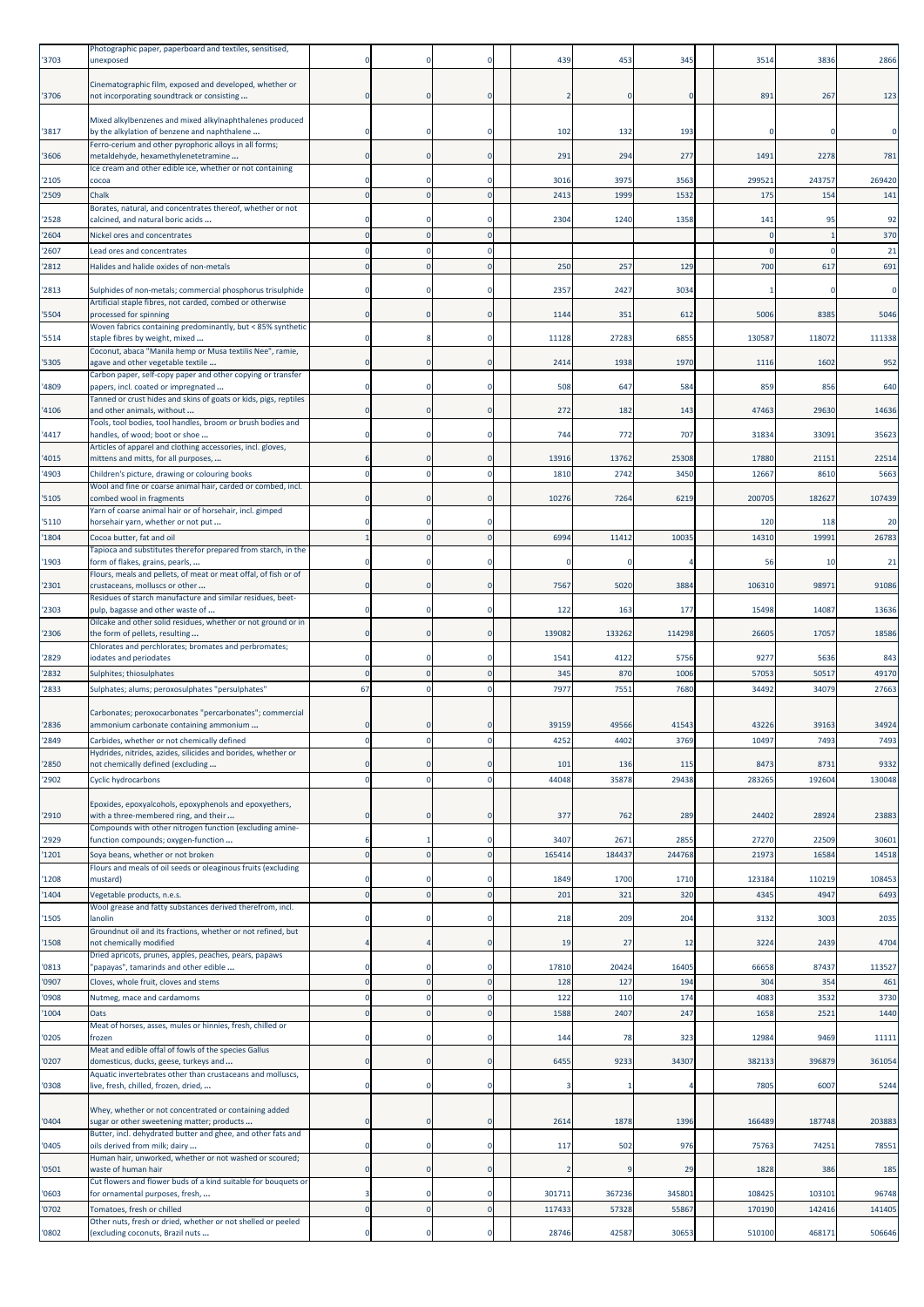| | | | | | | | | | | |
|---|---|---|---|---|---|---|---|---|---|---|
| '3703 | Photographic paper, paperboard and textiles, sensitised, unexposed | 0 | 0 | 0 | 439 | 453 | 345 | 3514 | 3836 | 2866 |
| '3706 | Cinematographic film, exposed and developed, whether or not incorporating soundtrack or consisting ... | 0 | 0 | 0 | 2 | 0 | 0 | 891 | 267 | 123 |
| '3817 | Mixed alkylbenzenes and mixed alkylnaphthalenes produced by the alkylation of benzene and naphthalene ... | 0 | 0 | 0 | 102 | 132 | 193 | 0 | 0 | 0 |
| '3606 | Ferro-cerium and other pyrophoric alloys in all forms; metaldehyde, hexamethylenetetramine ... | 0 | 0 | 0 | 291 | 294 | 277 | 1491 | 2278 | 781 |
| '2105 | Ice cream and other edible ice, whether or not containing cocoa | 0 | 0 | 0 | 3016 | 3975 | 3563 | 299521 | 243757 | 269420 |
| '2509 | Chalk | 0 | 0 | 0 | 2413 | 1999 | 1532 | 175 | 154 | 141 |
| '2528 | Borates, natural, and concentrates thereof, whether or not calcined, and natural boric acids ... | 0 | 0 | 0 | 2304 | 1240 | 1358 | 141 | 95 | 92 |
| '2604 | Nickel ores and concentrates | 0 | 0 | 0 | | | | 0 | 1 | 370 |
| '2607 | Lead ores and concentrates | 0 | 0 | 0 | | | | 0 | 0 | 21 |
| '2812 | Halides and halide oxides of non-metals | 0 | 0 | 0 | 250 | 257 | 129 | 700 | 617 | 691 |
| '2813 | Sulphides of non-metals; commercial phosphorus trisulphide | 0 | 0 | 0 | 2357 | 2427 | 3034 | 1 | 0 | 0 |
| '5504 | Artificial staple fibres, not carded, combed or otherwise processed for spinning | 0 | 0 | 0 | 1144 | 351 | 612 | 5006 | 8385 | 5046 |
| '5514 | Woven fabrics containing predominantly, but < 85% synthetic staple fibres by weight, mixed ... | 0 | 8 | 0 | 11128 | 27283 | 6855 | 130587 | 118072 | 111338 |
| '5305 | Coconut, abaca "Manila hemp or Musa textilis Nee", ramie, agave and other vegetable textile ... | 0 | 0 | 0 | 2414 | 1938 | 1970 | 1116 | 1602 | 952 |
| '4809 | Carbon paper, self-copy paper and other copying or transfer papers, incl. coated or impregnated ... | 0 | 0 | 0 | 508 | 647 | 584 | 859 | 856 | 640 |
| '4106 | Tanned or crust hides and skins of goats or kids, pigs, reptiles and other animals, without ... | 0 | 0 | 0 | 272 | 182 | 143 | 47463 | 29630 | 14636 |
| '4417 | Tools, tool bodies, tool handles, broom or brush bodies and handles, of wood; boot or shoe ... | 0 | 0 | 0 | 744 | 772 | 707 | 31834 | 33091 | 35623 |
| '4015 | Articles of apparel and clothing accessories, incl. gloves, mittens and mitts, for all purposes, ... | 6 | 0 | 0 | 13916 | 13762 | 25308 | 17880 | 21151 | 22514 |
| '4903 | Children's picture, drawing or colouring books | 0 | 0 | 0 | 1810 | 2742 | 3450 | 12667 | 8610 | 5663 |
| '5105 | Wool and fine or coarse animal hair, carded or combed, incl. combed wool in fragments | 0 | 0 | 0 | 10276 | 7264 | 6219 | 200705 | 182627 | 107439 |
| '5110 | Yarn of coarse animal hair or of horsehair, incl. gimped horsehair yarn, whether or not put ... | 0 | 0 | 0 | | | | 120 | 118 | 20 |
| '1804 | Cocoa butter, fat and oil | 1 | 0 | 0 | 6994 | 11412 | 10035 | 14310 | 19991 | 26783 |
| '1903 | Tapioca and substitutes therefor prepared from starch, in the form of flakes, grains, pearls, ... | 0 | 0 | 0 | 0 | 0 | 4 | 56 | 10 | 21 |
| '2301 | Flours, meals and pellets, of meat or meat offal, of fish or of crustaceans, molluscs or other ... | 0 | 0 | 0 | 7567 | 5020 | 3884 | 106310 | 98971 | 91086 |
| '2303 | Residues of starch manufacture and similar residues, beet-pulp, bagasse and other waste of ... | 0 | 0 | 0 | 122 | 163 | 177 | 15498 | 14087 | 13636 |
| '2306 | Oilcake and other solid residues, whether or not ground or in the form of pellets, resulting ... | 0 | 0 | 0 | 139082 | 133262 | 114298 | 26605 | 17057 | 18586 |
| '2829 | Chlorates and perchlorates; bromates and perbromates; iodates and periodates | 0 | 0 | 0 | 1541 | 4122 | 5756 | 9277 | 5636 | 843 |
| '2832 | Sulphites; thiosulphates | 0 | 0 | 0 | 345 | 870 | 1006 | 57053 | 50517 | 49170 |
| '2833 | Sulphates; alums; peroxosulphates "persulphates" | 67 | 0 | 0 | 7977 | 7551 | 7680 | 34492 | 34079 | 27663 |
| '2836 | Carbonates; peroxocarbonates "percarbonates"; commercial ammonium carbonate containing ammonium ... | 0 | 0 | 0 | 39159 | 49566 | 41543 | 43226 | 39163 | 34924 |
| '2849 | Carbides, whether or not chemically defined | 0 | 0 | 0 | 4252 | 4402 | 3769 | 10497 | 7493 | 7493 |
| '2850 | Hydrides, nitrides, azides, silicides and borides, whether or not chemically defined (excluding ... | 0 | 0 | 0 | 101 | 136 | 115 | 8473 | 8731 | 9332 |
| '2902 | Cyclic hydrocarbons | 0 | 0 | 0 | 44048 | 35878 | 29438 | 283265 | 192604 | 130048 |
| '2910 | Epoxides, epoxyalcohols, epoxyphenols and epoxyethers, with a three-membered ring, and their ... | 0 | 0 | 0 | 377 | 762 | 289 | 24402 | 28924 | 23883 |
| '2929 | Compounds with other nitrogen function (excluding amine-function compounds; oxygen-function ... | 6 | 1 | 0 | 3407 | 2671 | 2855 | 27270 | 22509 | 30601 |
| '1201 | Soya beans, whether or not broken | 0 | 0 | 0 | 165414 | 184437 | 244768 | 21973 | 16584 | 14518 |
| '1208 | Flours and meals of oil seeds or oleaginous fruits (excluding mustard) | 0 | 0 | 0 | 1849 | 1700 | 1710 | 123184 | 110219 | 108453 |
| '1404 | Vegetable products, n.e.s. | 0 | 0 | 0 | 201 | 321 | 320 | 4345 | 4947 | 6493 |
| '1505 | Wool grease and fatty substances derived therefrom, incl. lanolin | 0 | 0 | 0 | 218 | 209 | 204 | 3132 | 3003 | 2035 |
| '1508 | Groundnut oil and its fractions, whether or not refined, but not chemically modified | 4 | 4 | 0 | 19 | 27 | 12 | 3224 | 2439 | 4704 |
| '0813 | Dried apricots, prunes, apples, peaches, pears, papaws "papayas", tamarinds and other edible ... | 0 | 0 | 0 | 17810 | 20424 | 16405 | 66658 | 87437 | 113527 |
| '0907 | Cloves, whole fruit, cloves and stems | 0 | 0 | 0 | 128 | 127 | 194 | 304 | 354 | 461 |
| '0908 | Nutmeg, mace and cardamoms | 0 | 0 | 0 | 122 | 110 | 174 | 4083 | 3532 | 3730 |
| '1004 | Oats | 0 | 0 | 0 | 1588 | 2407 | 247 | 1658 | 2521 | 1440 |
| '0205 | Meat of horses, asses, mules or hinnies, fresh, chilled or frozen | 0 | 0 | 0 | 144 | 78 | 323 | 12984 | 9469 | 11111 |
| '0207 | Meat and edible offal of fowls of the species Gallus domesticus, ducks, geese, turkeys and ... | 0 | 0 | 0 | 6455 | 9233 | 34307 | 382133 | 396879 | 361054 |
| '0308 | Aquatic invertebrates other than crustaceans and molluscs, live, fresh, chilled, frozen, dried, ... | 0 | 0 | 0 | 3 | 1 | 4 | 7805 | 6007 | 5244 |
| '0404 | Whey, whether or not concentrated or containing added sugar or other sweetening matter; products ... | 0 | 0 | 0 | 2614 | 1878 | 1396 | 166489 | 187748 | 203883 |
| '0405 | Butter, incl. dehydrated butter and ghee, and other fats and oils derived from milk; dairy ... | 0 | 0 | 0 | 117 | 502 | 976 | 75763 | 74251 | 78551 |
| '0501 | Human hair, unworked, whether or not washed or scoured; waste of human hair | 0 | 0 | 0 | 2 | 9 | 29 | 1828 | 386 | 185 |
| '0603 | Cut flowers and flower buds of a kind suitable for bouquets or for ornamental purposes, fresh, ... | 3 | 0 | 0 | 301711 | 367236 | 345801 | 108425 | 103101 | 96748 |
| '0702 | Tomatoes, fresh or chilled | 0 | 0 | 0 | 117433 | 57328 | 55867 | 170190 | 142416 | 141405 |
| '0802 | Other nuts, fresh or dried, whether or not shelled or peeled (excluding coconuts, Brazil nuts ... | 0 | 0 | 0 | 28746 | 42587 | 30653 | 510100 | 468171 | 506646 |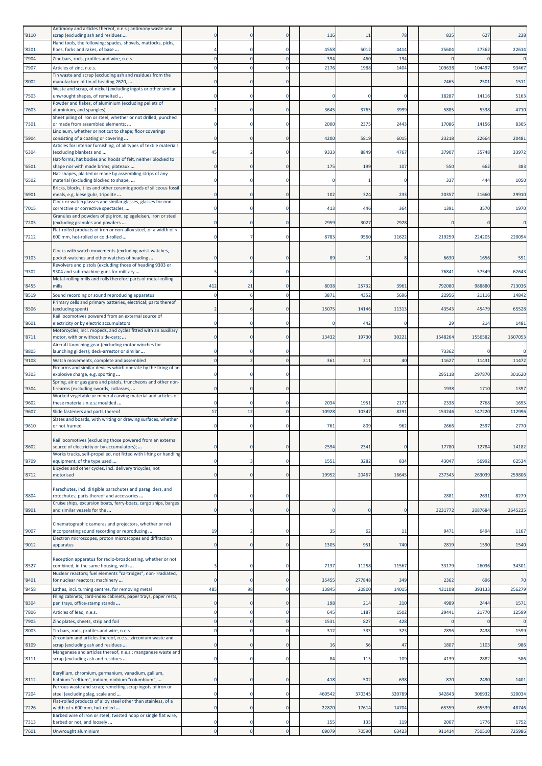| | | | | | | | | | | | |
|---|---|---|---|---|---|---|---|---|---|---|---|
| '8110 | Antimony and articles thereof, n.e.s.; antimony waste and scrap (excluding ash and residues ... | 0 | 0 | 0 | 116 | 11 | 78 | | 835 | 627 | 238 |
| '8201 | Hand tools, the following: spades, shovels, mattocks, picks, hoes, forks and rakes, of base ... | 4 | 0 | 0 | 4558 | 5012 | 4414 | | 25604 | 27362 | 22614 |
| '7904 | Zinc bars, rods, profiles and wire, n.e.s. | 0 | 0 | 0 | 394 | 460 | 194 | | 0 | 0 | 0 |
| '7907 | Articles of zinc, n.e.s. | 0 | 0 | 0 | 2176 | 1988 | 1404 | | 109638 | 104497 | 93467 |
| '8002 | Tin waste and scrap (excluding ash and residues from the manufacture of tin of heading 2620, ... | 0 | 0 | 0 | | | | | 2465 | 2501 | 1511 |
| '7503 | Waste and scrap, of nickel (excluding ingots or other similar unwrought shapes, of remelted ... | 0 | 0 | 0 | 0 | 0 | 0 | | 18287 | 14116 | 5163 |
| '7603 | Powder and flakes, of aluminium (excluding pellets of aluminium, and spangles) | 2 | 0 | 0 | 3645 | 3765 | 3999 | | 5885 | 5338 | 4710 |
| '7301 | Sheet piling of iron or steel, whether or not drilled, punched or made from assembled elements; ... | 0 | 0 | 0 | 2000 | 2375 | 2443 | | 17086 | 14156 | 8305 |
| '5904 | Linoleum, whether or not cut to shape; floor coverings consisting of a coating or covering ... | 0 | 0 | 0 | 4200 | 5819 | 6015 | | 23218 | 22664 | 20481 |
| '6304 | Articles for interior furnishing, of all types of textile materials (excluding blankets and ... | 45 | 2 | 0 | 9333 | 8849 | 4767 | | 37907 | 35748 | 33972 |
| '6501 | Hat-forms, hat bodies and hoods of felt, neither blocked to shape nor with made brims; plateaux ... | 0 | 0 | 0 | 175 | 199 | 107 | | 550 | 662 | 383 |
| '6502 | Hat-shapes, plaited or made by assembling strips of any material (excluding blocked to shape, ... | 0 | 0 | 0 | 0 | 1 | 0 | | 337 | 444 | 1050 |
| '6901 | Bricks, blocks, tiles and other ceramic goods of siliceous fossil meals, e.g. kieselguhr, tripolite ... | 0 | 0 | 0 | 102 | 324 | 233 | | 20357 | 21660 | 29910 |
| '7015 | Clock or watch glasses and similar glasses, glasses for non-corrective or corrective spectacles, ... | 0 | 0 | 0 | 413 | 446 | 364 | | 1391 | 3570 | 1970 |
| '7205 | Granules and powders of pig iron, spiegeleisen, iron or steel (excluding granules and powders ... | 0 | 0 | 0 | 2959 | 3027 | 2928 | | 0 | 0 | 0 |
| '7212 | Flat-rolled products of iron or non-alloy steel, of a width of < 600 mm, hot-rolled or cold-rolled ... | 0 | 7 | 0 | 8783 | 9560 | 11622 | | 219259 | 224205 | 220094 |
| '9103 | Clocks with watch movements (excluding wrist-watches, pocket-watches and other watches of heading ... | 0 | 0 | 0 | 89 | 11 | 8 | | 6630 | 1656 | 591 |
| '9302 | Revolvers and pistols (excluding those of heading 9303 or 9304 and sub-machine guns for military ... | 5 | 8 | 0 | | | | | 76841 | 57549 | 62643 |
| '8455 | Metal-rolling mills and rolls therefor; parts of metal-rolling mills | 412 | 21 | 0 | 8038 | 25732 | 3961 | | 792080 | 988880 | 713036 |
| '8519 | Sound recording or sound reproducing apparatus | 0 | 6 | 0 | 3871 | 4352 | 5696 | | 22956 | 21116 | 14842 |
| '8506 | Primary cells and primary batteries, electrical; parts thereof (excluding spent) | 2 | 6 | 0 | 15075 | 14146 | 11313 | | 43543 | 45479 | 65528 |
| '8601 | Rail locomotives powered from an external source of electricity or by electric accumulators | 0 | 0 | 0 | 0 | 442 | 0 | | 29 | 214 | 1481 |
| '8711 | Motorcycles, incl. mopeds, and cycles fitted with an auxiliary motor, with or without side-cars; ... | 0 | 0 | 0 | 13432 | 19730 | 30221 | | 1548264 | 1556582 | 1607053 |
| '8805 | Aircraft launching gear (excluding motor winches for launching gliders); deck-arrestor or similar ... | 0 | 0 | 0 | | | | | 73362 | 0 | 0 |
| '9108 | Watch movements, complete and assembled | 0 | 2 | 0 | 361 | 211 | 40 | | 11627 | 11431 | 11472 |
| '9303 | Firearms and similar devices which operate by the firing of an explosive charge, e.g. sporting ... | 0 | 0 | 0 | | | | | 295118 | 297870 | 301620 |
| '9304 | Spring, air or gas guns and pistols, truncheons and other non-firearms (excluding swords, cutlasses, ... | 0 | 0 | 0 | | | | | 1938 | 1710 | 1397 |
| '9602 | Worked vegetable or mineral carving material and articles of these materials n.e.s; moulded ... | 0 | 0 | 0 | 2034 | 1951 | 2177 | | 2338 | 2768 | 1695 |
| '9607 | Slide fasteners and parts thereof | 17 | 12 | 0 | 10928 | 10347 | 8291 | | 153246 | 147220 | 112996 |
| '9610 | Slates and boards, with writing or drawing surfaces, whether or not framed | 0 | 0 | 0 | 761 | 809 | 962 | | 2666 | 2597 | 2770 |
| '8602 | Rail locomotives (excluding those powered from an external source of electricity or by accumulators); ... | 0 | 0 | 0 | 2594 | 2341 | 0 | | 17780 | 12784 | 14182 |
| '8709 | Works trucks, self-propelled, not fitted with lifting or handling equipment, of the type used ... | 0 | 3 | 0 | 1551 | 3282 | 834 | | 43047 | 56992 | 62534 |
| '8712 | Bicycles and other cycles, incl. delivery tricycles, not motorised | 0 | 0 | 0 | 19952 | 20467 | 16645 | | 237343 | 263039 | 259806 |
| '8804 | Parachutes, incl. dirigible parachutes and paragliders, and rotochutes; parts thereof and accessories ... | 0 | 0 | 0 | | | | | 2881 | 2631 | 8279 |
| '8901 | Cruise ships, excursion boats, ferry-boats, cargo ships, barges and similar vessels for the ... | 0 | 0 | 0 | 0 | 0 | 0 | | 3231772 | 2087684 | 2645235 |
| '9007 | Cinematographic cameras and projectors, whether or not incorporating sound recording or reproducing ... | 19 | 2 | 0 | 35 | 62 | 11 | | 9471 | 6494 | 1167 |
| '9012 | Electron microscopes, proton microscopes and diffraction apparatus | 0 | 0 | 0 | 1305 | 951 | 740 | | 2819 | 1590 | 1540 |
| '8527 | Reception apparatus for radio-broadcasting, whether or not combined, in the same housing, with ... | 3 | 0 | 0 | 7137 | 11258 | 11567 | | 33179 | 26036 | 34301 |
| '8401 | Nuclear reactors; fuel elements "cartridges", non-irradiated, for nuclear reactors; machinery ... | 0 | 0 | 0 | 35455 | 277848 | 349 | | 2362 | 696 | 70 |
| '8458 | Lathes, incl. turning centres, for removing metal | 485 | 98 | 0 | 13845 | 20800 | 14015 | | 431108 | 393133 | 256279 |
| '8304 | Filing cabinets, card-index cabinets, paper trays, paper rests, pen trays, office-stamp stands ... | 0 | 0 | 0 | 198 | 214 | 210 | | 4989 | 2444 | 1571 |
| '7806 | Articles of lead, n.e.s. | 0 | 0 | 0 | 645 | 1187 | 1502 | | 29441 | 21770 | 12599 |
| '7905 | Zinc plates, sheets, strip and foil | 0 | 0 | 0 | 1531 | 827 | 428 | | 0 | 0 | 0 |
| '8003 | Tin bars, rods, profiles and wire, n.e.s. | 0 | 0 | 0 | 312 | 333 | 323 | | 2896 | 2438 | 1599 |
| '8109 | Zirconium and articles thereof, n.e.s.; zirconium waste and scrap (excluding ash and residues ... | 0 | 0 | 0 | 16 | 56 | 47 | | 1807 | 1103 | 986 |
| '8111 | Manganese and articles thereof, n.e.s.; manganese waste and scrap (excluding ash and residues ... | 0 | 0 | 0 | 84 | 115 | 109 | | 4139 | 2882 | 586 |
| '8112 | Beryllium, chromium, germanium, vanadium, gallium, hafnium "celtium", indium, niobium "columbium", ... | 0 | 0 | 0 | 418 | 502 | 638 | | 870 | 2490 | 1401 |
| '7204 | Ferrous waste and scrap; remelting scrap ingots of iron or steel (excluding slag, scale and ... | 0 | 0 | 0 | 460542 | 370345 | 320789 | | 342843 | 306932 | 320034 |
| '7226 | Flat-rolled products of alloy steel other than stainless, of a width of < 600 mm, hot-rolled ... | 0 | 0 | 0 | 22820 | 17614 | 14704 | | 65359 | 65539 | 48746 |
| '7313 | Barbed wire of iron or steel; twisted hoop or single flat wire, barbed or not, and loosely ... | 0 | 0 | 0 | 155 | 135 | 119 | | 2007 | 1776 | 1752 |
| '7601 | Unwrought aluminium | 0 | 0 | 0 | 69079 | 70590 | 63423 | | 911414 | 750510 | 725986 |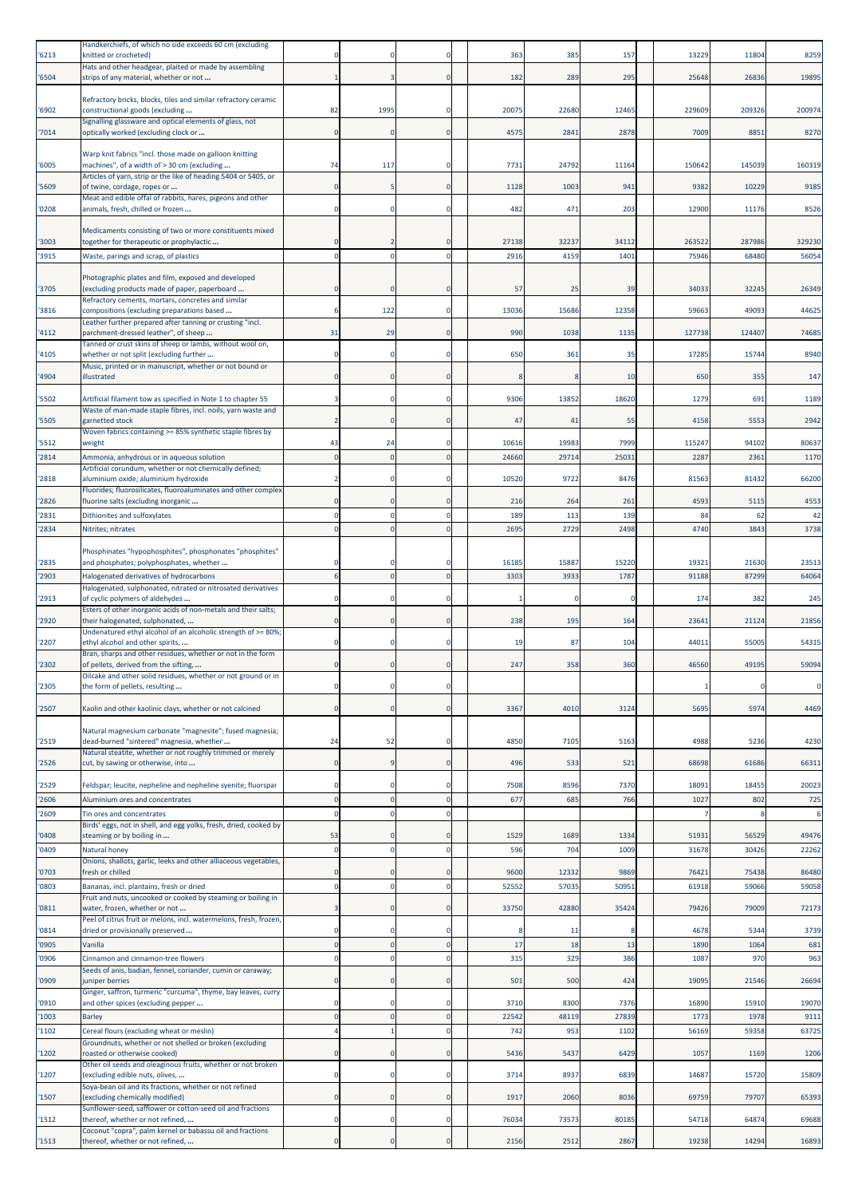| | | | | | | | | | | |
|---|---|---|---|---|---|---|---|---|---|---|
| '6213 | Handkerchiefs, of which no side exceeds 60 cm (excluding knitted or crocheted) | 0 | 0 | 0 | 363 | 385 | 157 | 13229 | 11804 | 8259 |
| '6504 | Hats and other headgear, plaited or made by assembling strips of any material, whether or not ... | 1 | 3 | 0 | 182 | 289 | 295 | 25648 | 26836 | 19895 |
| '6902 | Refractory bricks, blocks, tiles and similar refractory ceramic constructional goods (excluding ... | 82 | 1995 | 0 | 20075 | 22680 | 12465 | 229609 | 209326 | 200974 |
| '7014 | Signalling glassware and optical elements of glass, not optically worked (excluding clock or ... | 0 | 0 | 0 | 4575 | 2841 | 2878 | 7009 | 8851 | 8270 |
| '6005 | Warp knit fabrics "incl. those made on galloon knitting machines", of a width of > 30 cm (excluding ... | 74 | 117 | 0 | 7731 | 24792 | 11164 | 150642 | 145039 | 160319 |
| '5609 | Articles of yarn, strip or the like of heading 5404 or 5405, or of twine, cordage, ropes or ... | 0 | 5 | 0 | 1128 | 1003 | 941 | 9382 | 10229 | 9185 |
| '0208 | Meat and edible offal of rabbits, hares, pigeons and other animals, fresh, chilled or frozen ... | 0 | 0 | 0 | 482 | 471 | 203 | 12900 | 11176 | 8526 |
| '3003 | Medicaments consisting of two or more constituents mixed together for therapeutic or prophylactic ... | 0 | 2 | 0 | 27138 | 32237 | 34112 | 263522 | 287986 | 329230 |
| '3915 | Waste, parings and scrap, of plastics | 0 | 0 | 0 | 2916 | 4159 | 1401 | 75946 | 68480 | 56054 |
| '3705 | Photographic plates and film, exposed and developed (excluding products made of paper, paperboard ... | 0 | 0 | 0 | 57 | 25 | 39 | 34033 | 32245 | 26349 |
| '3816 | Refractory cements, mortars, concretes and similar compositions (excluding preparations based ... | 6 | 122 | 0 | 13036 | 15686 | 12358 | 59663 | 49093 | 44625 |
| '4112 | Leather further prepared after tanning or crusting "incl. parchment-dressed leather", of sheep ... | 31 | 29 | 0 | 990 | 1038 | 1135 | 127738 | 124407 | 74685 |
| '4105 | Tanned or crust skins of sheep or lambs, without wool on, whether or not split (excluding further ... | 0 | 0 | 0 | 650 | 361 | 35 | 17285 | 15744 | 8940 |
| '4904 | Music, printed or in manuscript, whether or not bound or illustrated | 0 | 0 | 0 | 8 | 8 | 10 | 650 | 355 | 147 |
| '5502 | Artificial filament tow as specified in Note 1 to chapter 55 | 3 | 0 | 0 | 9306 | 13852 | 18620 | 1279 | 691 | 1189 |
| '5505 | Waste of man-made staple fibres, incl. noils, yarn waste and garnetted stock | 2 | 0 | 0 | 47 | 41 | 55 | 4158 | 5553 | 2942 |
| '5512 | Woven fabrics containing >= 85% synthetic staple fibres by weight | 43 | 24 | 0 | 10616 | 19983 | 7999 | 115247 | 94102 | 80637 |
| '2814 | Ammonia, anhydrous or in aqueous solution | 0 | 0 | 0 | 24660 | 29714 | 25031 | 2287 | 2361 | 1170 |
| '2818 | Artificial corundum, whether or not chemically defined; aluminium oxide; aluminium hydroxide | 2 | 0 | 0 | 10520 | 9722 | 8476 | 81563 | 81432 | 66200 |
| '2826 | Fluorides; fluorosilicates, fluoroaluminates and other complex fluorine salts (excluding inorganic ... | 0 | 0 | 0 | 216 | 264 | 261 | 4593 | 5115 | 4553 |
| '2831 | Dithionites and sulfoxylates | 0 | 0 | 0 | 189 | 113 | 139 | 84 | 62 | 42 |
| '2834 | Nitrites; nitrates | 0 | 0 | 0 | 2695 | 2729 | 2498 | 4740 | 3843 | 3738 |
| '2835 | Phosphinates "hypophosphites", phosphonates "phosphites" and phosphates; polyphosphates, whether ... | 0 | 0 | 0 | 16185 | 15887 | 15220 | 19321 | 21630 | 23513 |
| '2903 | Halogenated derivatives of hydrocarbons | 6 | 0 | 0 | 3303 | 3933 | 1787 | 91188 | 87299 | 64064 |
| '2913 | Halogenated, sulphonated, nitrated or nitrosated derivatives of cyclic polymers of aldehydes ... | 0 | 0 | 0 | 1 | 0 | 0 | 174 | 382 | 245 |
| '2920 | Esters of other inorganic acids of non-metals and their salts; their halogenated, sulphonated, ... | 0 | 0 | 0 | 238 | 195 | 164 | 23641 | 21124 | 21856 |
| '2207 | Undenatured ethyl alcohol of an alcoholic strength of >= 80%; ethyl alcohol and other spirits, ... | 0 | 0 | 0 | 19 | 87 | 104 | 44011 | 55005 | 54315 |
| '2302 | Bran, sharps and other residues, whether or not in the form of pellets, derived from the sifting, ... | 0 | 0 | 0 | 247 | 358 | 360 | 46560 | 49195 | 59094 |
| '2305 | Oilcake and other solid residues, whether or not ground or in the form of pellets, resulting ... | 0 | 0 | 0 | | | | 1 | 0 | 0 |
| '2507 | Kaolin and other kaolinic clays, whether or not calcined | 0 | 0 | 0 | 3367 | 4010 | 3124 | 5695 | 5974 | 4469 |
| '2519 | Natural magnesium carbonate "magnesite"; fused magnesia; dead-burned "sintered" magnesia, whether ... | 24 | 52 | 0 | 4850 | 7105 | 5163 | 4988 | 5236 | 4230 |
| '2526 | Natural steatite, whether or not roughly trimmed or merely cut, by sawing or otherwise, into ... | 0 | 9 | 0 | 496 | 533 | 521 | 68698 | 61686 | 66311 |
| '2529 | Feldspar; leucite, nepheline and nepheline syenite; fluorspar | 0 | 0 | 0 | 7508 | 8596 | 7370 | 18091 | 18455 | 20023 |
| '2606 | Aluminium ores and concentrates | 0 | 0 | 0 | 677 | 685 | 766 | 1027 | 802 | 725 |
| '2609 | Tin ores and concentrates | 0 | 0 | 0 | | | | 7 | 8 | 6 |
| '0408 | Birds' eggs, not in shell, and egg yolks, fresh, dried, cooked by steaming or by boiling in ... | 53 | 0 | 0 | 1529 | 1689 | 1334 | 51931 | 56529 | 49476 |
| '0409 | Natural honey | 0 | 0 | 0 | 596 | 704 | 1009 | 31678 | 30426 | 22262 |
| '0703 | Onions, shallots, garlic, leeks and other alliaceous vegetables, fresh or chilled | 0 | 0 | 0 | 9600 | 12332 | 9869 | 76421 | 75438 | 86480 |
| '0803 | Bananas, incl. plantains, fresh or dried | 0 | 0 | 0 | 52552 | 57035 | 50951 | 61918 | 59066 | 59058 |
| '0811 | Fruit and nuts, uncooked or cooked by steaming or boiling in water, frozen, whether or not ... | 3 | 0 | 0 | 33750 | 42880 | 35424 | 79426 | 79009 | 72173 |
| '0814 | Peel of citrus fruit or melons, incl. watermelons, fresh, frozen, dried or provisionally preserved ... | 0 | 0 | 0 | 8 | 11 | 8 | 4678 | 5344 | 3739 |
| '0905 | Vanilla | 0 | 0 | 0 | 17 | 18 | 13 | 1890 | 1064 | 681 |
| '0906 | Cinnamon and cinnamon-tree flowers | 0 | 0 | 0 | 315 | 329 | 386 | 1087 | 970 | 963 |
| '0909 | Seeds of anis, badian, fennel, coriander, cumin or caraway; juniper berries | 0 | 0 | 0 | 501 | 500 | 424 | 19095 | 21546 | 26694 |
| '0910 | Ginger, saffron, turmeric "curcuma", thyme, bay leaves, curry and other spices (excluding pepper ... | 0 | 0 | 0 | 3710 | 8300 | 7376 | 16890 | 15910 | 19070 |
| '1003 | Barley | 0 | 0 | 0 | 22542 | 48119 | 27839 | 1773 | 1978 | 9111 |
| '1102 | Cereal flours (excluding wheat or meslin) | 4 | 1 | 0 | 742 | 953 | 1102 | 56169 | 59358 | 63725 |
| '1202 | Groundnuts, whether or not shelled or broken (excluding roasted or otherwise cooked) | 0 | 0 | 0 | 5436 | 5437 | 6429 | 1057 | 1169 | 1206 |
| '1207 | Other oil seeds and oleaginous fruits, whether or not broken (excluding edible nuts, olives, ... | 0 | 0 | 0 | 3714 | 8937 | 6839 | 14687 | 15720 | 15809 |
| '1507 | Soya-bean oil and its fractions, whether or not refined (excluding chemically modified) | 0 | 0 | 0 | 1917 | 2060 | 8036 | 69759 | 79707 | 65393 |
| '1512 | Sunflower-seed, safflower or cotton-seed oil and fractions thereof, whether or not refined, ... | 0 | 0 | 0 | 76034 | 73573 | 80185 | 54718 | 64874 | 69688 |
| '1513 | Coconut "copra", palm kernel or babassu oil and fractions thereof, whether or not refined, ... | 0 | 0 | 0 | 2156 | 2512 | 2867 | 19238 | 14294 | 16893 |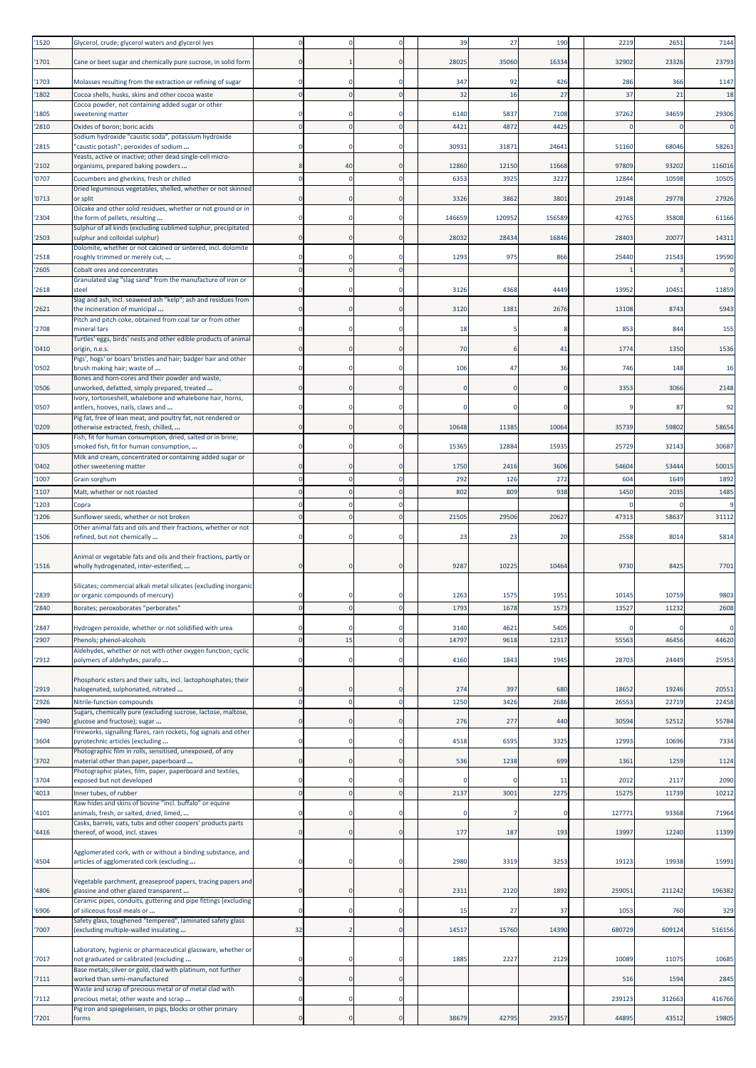| '1520 | Glycerol, crude; glycerol waters and glycerol lyes | 0 | 0 | 0 | 39 | 27 | 190 | 2219 | 2651 | 7144 |
|---|---|---|---|---|---|---|---|---|---|---|
| '1701 | Cane or beet sugar and chemically pure sucrose, in solid form | 0 | 1 | 0 | 28025 | 35060 | 16334 | 32902 | 23326 | 23793 |
| '1703 | Molasses resulting from the extraction or refining of sugar | 0 | 0 | 0 | 347 | 92 | 426 | 286 | 366 | 1147 |
| '1802 | Cocoa shells, husks, skins and other cocoa waste | 0 | 0 | 0 | 32 | 16 | 27 | 37 | 21 | 18 |
| '1805 | Cocoa powder, not containing added sugar or other sweetening matter | 0 | 0 | 0 | 6140 | 5837 | 7108 | 37262 | 34659 | 29306 |
| '2810 | Oxides of boron; boric acids | 0 | 0 | 0 | 4421 | 4872 | 4425 | 0 | 0 | 0 |
| '2815 | Sodium hydroxide "caustic soda", potassium hydroxide "caustic potash"; peroxides of sodium ... | 0 | 0 | 0 | 30931 | 31871 | 24641 | 51160 | 68046 | 58261 |
| '2102 | Yeasts, active or inactive; other dead single-cell micro-organisms, prepared baking powders ... | 8 | 40 | 0 | 12860 | 12150 | 11668 | 97809 | 93202 | 116016 |
| '0707 | Cucumbers and gherkins, fresh or chilled | 0 | 0 | 0 | 6353 | 3925 | 3227 | 12844 | 10598 | 10505 |
| '0713 | Dried leguminous vegetables, shelled, whether or not skinned or split | 0 | 0 | 0 | 3326 | 3862 | 3801 | 29148 | 29778 | 27926 |
| '2304 | Oilcake and other solid residues, whether or not ground or in the form of pellets, resulting ... | 0 | 0 | 0 | 146659 | 120952 | 156589 | 42765 | 35808 | 61166 |
| '2503 | Sulphur of all kinds (excluding sublimed sulphur, precipitated sulphur and colloidal sulphur) | 0 | 0 | 0 | 28032 | 28434 | 16846 | 28403 | 20077 | 14311 |
| '2518 | Dolomite, whether or not calcined or sintered, incl. dolomite roughly trimmed or merely cut, ... | 0 | 0 | 0 | 1293 | 975 | 866 | 25440 | 21543 | 19590 |
| '2605 | Cobalt ores and concentrates | 0 | 0 | 0 | | | | 1 | 3 | 0 |
| '2618 | Granulated slag "slag sand" from the manufacture of iron or steel | 0 | 0 | 0 | 3126 | 4368 | 4449 | 13952 | 10451 | 11859 |
| '2621 | Slag and ash, incl. seaweed ash "kelp"; ash and residues from the incineration of municipal ... | 0 | 0 | 0 | 3120 | 1381 | 2676 | 13108 | 8743 | 5943 |
| '2708 | Pitch and pitch coke, obtained from coal tar or from other mineral tars | 0 | 0 | 0 | 18 | 5 | 8 | 853 | 844 | 155 |
| '0410 | Turtles' eggs, birds' nests and other edible products of animal origin, n.e.s. | 0 | 0 | 0 | 70 | 6 | 41 | 1774 | 1350 | 1536 |
| '0502 | Pigs', hogs' or boars' bristles and hair; badger hair and other brush making hair; waste of ... | 0 | 0 | 0 | 106 | 47 | 36 | 746 | 148 | 16 |
| '0506 | Bones and horn-cores and their powder and waste, unworked, defatted, simply prepared, treated ... | 0 | 0 | 0 | 0 | 0 | 0 | 3353 | 3066 | 2148 |
| '0507 | Ivory, tortoiseshell, whalebone and whalebone hair, horns, antlers, hooves, nails, claws and ... | 0 | 0 | 0 | 0 | 0 | 0 | 9 | 87 | 92 |
| '0209 | Pig fat, free of lean meat, and poultry fat, not rendered or otherwise extracted, fresh, chilled, ... | 0 | 0 | 0 | 10648 | 11385 | 10064 | 35739 | 59802 | 58654 |
| '0305 | Fish, fit for human consumption, dried, salted or in brine; smoked fish, fit for human consumption, ... | 0 | 0 | 0 | 15365 | 12884 | 15935 | 25729 | 32143 | 30687 |
| '0402 | Milk and cream, concentrated or containing added sugar or other sweetening matter | 0 | 0 | 0 | 1750 | 2416 | 3606 | 54604 | 53444 | 50015 |
| '1007 | Grain sorghum | 0 | 0 | 0 | 292 | 126 | 272 | 604 | 1649 | 1892 |
| '1107 | Malt, whether or not roasted | 0 | 0 | 0 | 802 | 809 | 938 | 1450 | 2035 | 1485 |
| '1203 | Copra | 0 | 0 | 0 | | | | 0 | 0 | 9 |
| '1206 | Sunflower seeds, whether or not broken | 0 | 0 | 0 | 21505 | 29506 | 20627 | 47313 | 58637 | 31112 |
| '1506 | Other animal fats and oils and their fractions, whether or not refined, but not chemically ... | 0 | 0 | 0 | 23 | 23 | 20 | 2558 | 8014 | 5814 |
| '1516 | Animal or vegetable fats and oils and their fractions, partly or wholly hydrogenated, inter-esterified, ... | 0 | 0 | 0 | 9287 | 10225 | 10464 | 9730 | 8425 | 7701 |
| '2839 | Silicates; commercial alkali metal silicates (excluding inorganic or organic compounds of mercury) | 0 | 0 | 0 | 1263 | 1575 | 1951 | 10145 | 10759 | 9803 |
| '2840 | Borates; peroxoborates "perborates" | 0 | 0 | 0 | 1793 | 1678 | 1573 | 13527 | 11232 | 2608 |
| '2847 | Hydrogen peroxide, whether or not solidified with urea | 0 | 0 | 0 | 3140 | 4621 | 5405 | 0 | 0 | 0 |
| '2907 | Phenols; phenol-alcohols | 0 | 15 | 0 | 14797 | 9618 | 12317 | 55563 | 46456 | 44620 |
| '2912 | Aldehydes, whether or not with other oxygen function; cyclic polymers of aldehydes; parafo ... | 0 | 0 | 0 | 4160 | 1843 | 1945 | 28703 | 24449 | 25953 |
| '2919 | Phosphoric esters and their salts, incl. lactophosphates; their halogenated, sulphonated, nitrated ... | 0 | 0 | 0 | 274 | 397 | 680 | 18652 | 19246 | 20551 |
| '2926 | Nitrile-function compounds | 0 | 0 | 0 | 1250 | 3426 | 2686 | 26553 | 22719 | 22458 |
| '2940 | Sugars, chemically pure (excluding sucrose, lactose, maltose, glucose and fructose); sugar ... | 0 | 0 | 0 | 276 | 277 | 440 | 30594 | 52512 | 55784 |
| '3604 | Fireworks, signalling flares, rain rockets, fog signals and other pyrotechnic articles (excluding ... | 0 | 0 | 0 | 4518 | 6595 | 3325 | 12993 | 10696 | 7334 |
| '3702 | Photographic film in rolls, sensitised, unexposed, of any material other than paper, paperboard ... | 0 | 0 | 0 | 536 | 1238 | 699 | 1361 | 1259 | 1124 |
| '3704 | Photographic plates, film, paper, paperboard and textiles, exposed but not developed | 0 | 0 | 0 | 0 | 0 | 11 | 2012 | 2117 | 2090 |
| '4013 | Inner tubes, of rubber | 0 | 0 | 0 | 2137 | 3001 | 2275 | 15275 | 11739 | 10212 |
| '4101 | Raw hides and skins of bovine "incl. buffalo" or equine animals, fresh, or salted, dried, limed, ... | 0 | 0 | 0 | 0 | 7 | 0 | 127771 | 93368 | 71964 |
| '4416 | Casks, barrels, vats, tubs and other coopers' products parts thereof, of wood, incl. staves | 0 | 0 | 0 | 177 | 187 | 193 | 13997 | 12240 | 11399 |
| '4504 | Agglomerated cork, with or without a binding substance, and articles of agglomerated cork (excluding ... | 0 | 0 | 0 | 2980 | 3319 | 3253 | 19123 | 19938 | 15991 |
| '4806 | Vegetable parchment, greaseproof papers, tracing papers and glassine and other glazed transparent ... | 0 | 0 | 0 | 2311 | 2120 | 1892 | 259051 | 211242 | 196382 |
| '6906 | Ceramic pipes, conduits, guttering and pipe fittings (excluding of siliceous fossil meals or ... | 0 | 0 | 0 | 15 | 27 | 37 | 1053 | 760 | 329 |
| '7007 | Safety glass, toughened "tempered", laminated safety glass (excluding multiple-walled insulating ... | 32 | 2 | 0 | 14517 | 15760 | 14390 | 680729 | 609124 | 516156 |
| '7017 | Laboratory, hygienic or pharmaceutical glassware, whether or not graduated or calibrated (excluding ... | 0 | 0 | 0 | 1885 | 2227 | 2129 | 10089 | 11075 | 10685 |
| '7111 | Base metals, silver or gold, clad with platinum, not further worked than semi-manufactured | 0 | 0 | 0 | | | | 516 | 1594 | 2845 |
| '7112 | Waste and scrap of precious metal or of metal clad with precious metal; other waste and scrap ... | 0 | 0 | 0 | | | | 239123 | 312663 | 416766 |
| '7201 | Pig iron and spiegeleisen, in pigs, blocks or other primary forms | 0 | 0 | 0 | 38679 | 42795 | 29357 | 44895 | 43512 | 19805 |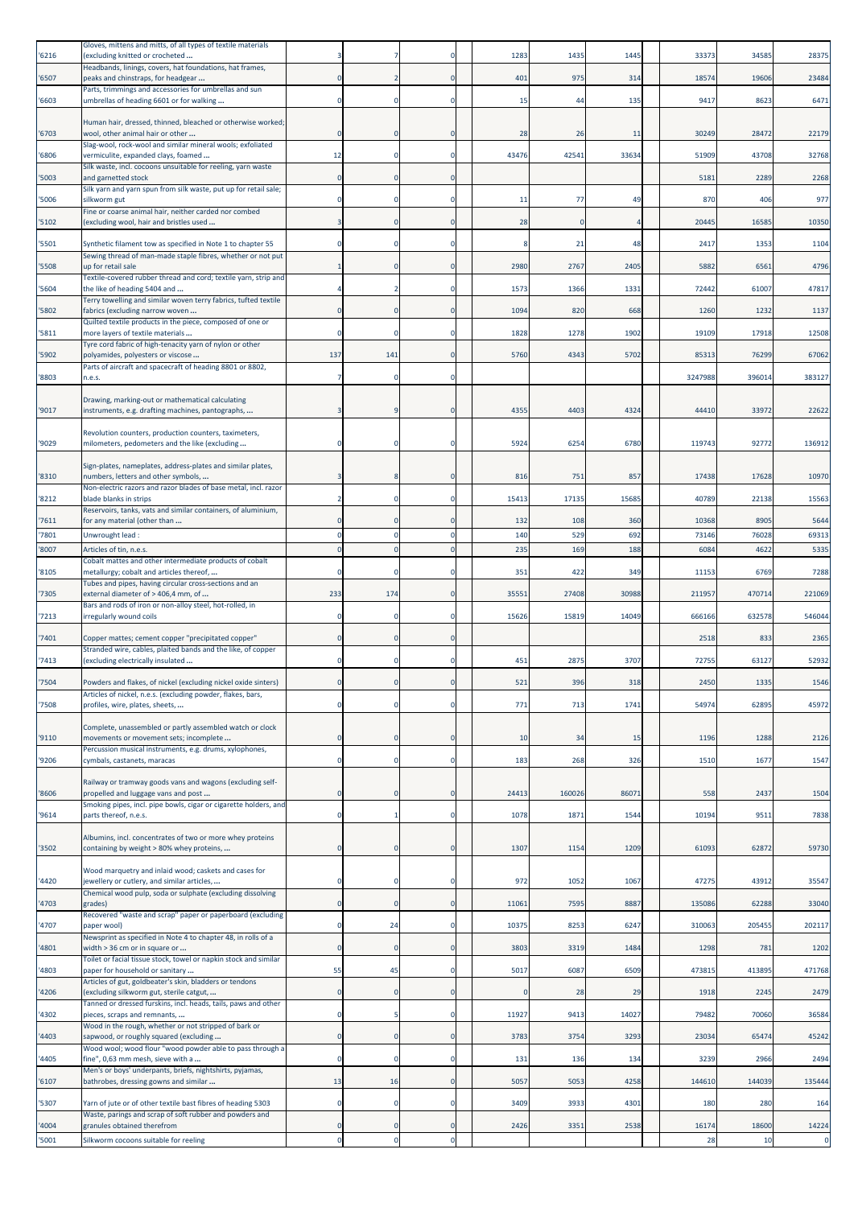| | | | | | | | | | | |
|---|---|---|---|---|---|---|---|---|---|---|
| '6216 | Gloves, mittens and mitts, of all types of textile materials (excluding knitted or crocheted ... | 3 | 7 | 0 | 1283 | 1435 | 1445 | 33373 | 34585 | 28375 |
| '6507 | Headbands, linings, covers, hat foundations, hat frames, peaks and chinstraps, for headgear ... | 0 | 2 | 0 | 401 | 975 | 314 | 18574 | 19606 | 23484 |
| '6603 | Parts, trimmings and accessories for umbrellas and sun umbrellas of heading 6601 or for walking ... | 0 | 0 | 0 | 15 | 44 | 135 | 9417 | 8623 | 6471 |
| '6703 | Human hair, dressed, thinned, bleached or otherwise worked; wool, other animal hair or other ... | 0 | 0 | 0 | 28 | 26 | 11 | 30249 | 28472 | 22179 |
| '6806 | Slag-wool, rock-wool and similar mineral wools; exfoliated vermiculite, expanded clays, foamed ... | 12 | 0 | 0 | 43476 | 42541 | 33634 | 51909 | 43708 | 32768 |
| '5003 | Silk waste, incl. cocoons unsuitable for reeling, yarn waste and garnetted stock | 0 | 0 | 0 | | | | 5181 | 2289 | 2268 |
| '5006 | Silk yarn and yarn spun from silk waste, put up for retail sale; silkworm gut | 0 | 0 | 0 | 11 | 77 | 49 | 870 | 406 | 977 |
| '5102 | Fine or coarse animal hair, neither carded nor combed (excluding wool, hair and bristles used ... | 3 | 0 | 0 | 28 | 0 | 4 | 20445 | 16585 | 10350 |
| '5501 | Synthetic filament tow as specified in Note 1 to chapter 55 | 0 | 0 | 0 | 8 | 21 | 48 | 2417 | 1353 | 1104 |
| '5508 | Sewing thread of man-made staple fibres, whether or not put up for retail sale | 1 | 0 | 0 | 2980 | 2767 | 2405 | 5882 | 6561 | 4796 |
| '5604 | Textile-covered rubber thread and cord; textile yarn, strip and the like of heading 5404 and ... | 4 | 2 | 0 | 1573 | 1366 | 1331 | 72442 | 61007 | 47817 |
| '5802 | Terry towelling and similar woven terry fabrics, tufted textile fabrics (excluding narrow woven ... | 0 | 0 | 0 | 1094 | 820 | 668 | 1260 | 1232 | 1137 |
| '5811 | Quilted textile products in the piece, composed of one or more layers of textile materials ... | 0 | 0 | 0 | 1828 | 1278 | 1902 | 19109 | 17918 | 12508 |
| '5902 | Tyre cord fabric of high-tenacity yarn of nylon or other polyamides, polyesters or viscose ... | 137 | 141 | 0 | 5760 | 4343 | 5702 | 85313 | 76299 | 67062 |
| '8803 | Parts of aircraft and spacecraft of heading 8801 or 8802, n.e.s. | 7 | 0 | 0 | | | | 3247988 | 396014 | 383127 |
| '9017 | Drawing, marking-out or mathematical calculating instruments, e.g. drafting machines, pantographs, ... | 3 | 9 | 0 | 4355 | 4403 | 4324 | 44410 | 33972 | 22622 |
| '9029 | Revolution counters, production counters, taximeters, milometers, pedometers and the like (excluding ... | 0 | 0 | 0 | 5924 | 6254 | 6780 | 119743 | 92772 | 136912 |
| '8310 | Sign-plates, nameplates, address-plates and similar plates, numbers, letters and other symbols, ... | 3 | 8 | 0 | 816 | 751 | 857 | 17438 | 17628 | 10970 |
| '8212 | Non-electric razors and razor blades of base metal, incl. razor blade blanks in strips | 2 | 0 | 0 | 15413 | 17135 | 15685 | 40789 | 22138 | 15563 |
| '7611 | Reservoirs, tanks, vats and similar containers, of aluminium, for any material (other than ... | 0 | 0 | 0 | 132 | 108 | 360 | 10368 | 8905 | 5644 |
| '7801 | Unwrought lead : | 0 | 0 | 0 | 140 | 529 | 692 | 73146 | 76028 | 69313 |
| '8007 | Articles of tin, n.e.s. | 0 | 0 | 0 | 235 | 169 | 188 | 6084 | 4622 | 5335 |
| '8105 | Cobalt mattes and other intermediate products of cobalt metallurgy; cobalt and articles thereof, ... | 0 | 0 | 0 | 351 | 422 | 349 | 11153 | 6769 | 7288 |
| '7305 | Tubes and pipes, having circular cross-sections and an external diameter of > 406,4 mm, of ... | 233 | 174 | 0 | 35551 | 27408 | 30988 | 211957 | 470714 | 221069 |
| '7213 | Bars and rods of iron or non-alloy steel, hot-rolled, in irregularly wound coils | 0 | 0 | 0 | 15626 | 15819 | 14049 | 666166 | 632578 | 546044 |
| '7401 | Copper mattes; cement copper "precipitated copper" | 0 | 0 | 0 | | | | 2518 | 833 | 2365 |
| '7413 | Stranded wire, cables, plaited bands and the like, of copper (excluding electrically insulated ... | 0 | 0 | 0 | 451 | 2875 | 3707 | 72755 | 63127 | 52932 |
| '7504 | Powders and flakes, of nickel (excluding nickel oxide sinters) | 0 | 0 | 0 | 521 | 396 | 318 | 2450 | 1335 | 1546 |
| '7508 | Articles of nickel, n.e.s. (excluding powder, flakes, bars, profiles, wire, plates, sheets, ... | 0 | 0 | 0 | 771 | 713 | 1741 | 54974 | 62895 | 45972 |
| '9110 | Complete, unassembled or partly assembled watch or clock movements or movement sets; incomplete ... | 0 | 0 | 0 | 10 | 34 | 15 | 1196 | 1288 | 2126 |
| '9206 | Percussion musical instruments, e.g. drums, xylophones, cymbals, castanets, maracas | 0 | 0 | 0 | 183 | 268 | 326 | 1510 | 1677 | 1547 |
| '8606 | Railway or tramway goods vans and wagons (excluding self-propelled and luggage vans and post ... | 0 | 0 | 0 | 24413 | 160026 | 86071 | 558 | 2437 | 1504 |
| '9614 | Smoking pipes, incl. pipe bowls, cigar or cigarette holders, and parts thereof, n.e.s. | 0 | 1 | 0 | 1078 | 1871 | 1544 | 10194 | 9511 | 7838 |
| '3502 | Albumins, incl. concentrates of two or more whey proteins containing by weight > 80% whey proteins, ... | 0 | 0 | 0 | 1307 | 1154 | 1209 | 61093 | 62872 | 59730 |
| '4420 | Wood marquetry and inlaid wood; caskets and cases for jewellery or cutlery, and similar articles, ... | 0 | 0 | 0 | 972 | 1052 | 1067 | 47275 | 43912 | 35547 |
| '4703 | Chemical wood pulp, soda or sulphate (excluding dissolving grades) | 0 | 0 | 0 | 11061 | 7595 | 8887 | 135086 | 62288 | 33040 |
| '4707 | Recovered "waste and scrap" paper or paperboard (excluding paper wool) | 0 | 24 | 0 | 10375 | 8253 | 6247 | 310063 | 205455 | 202117 |
| '4801 | Newsprint as specified in Note 4 to chapter 48, in rolls of a width > 36 cm or in square or ... | 0 | 0 | 0 | 3803 | 3319 | 1484 | 1298 | 781 | 1202 |
| '4803 | Toilet or facial tissue stock, towel or napkin stock and similar paper for household or sanitary ... | 55 | 45 | 0 | 5017 | 6087 | 6509 | 473815 | 413895 | 471768 |
| '4206 | Articles of gut, goldbeater's skin, bladders or tendons (excluding silkworm gut, sterile catgut, ... | 0 | 0 | 0 | 0 | 28 | 29 | 1918 | 2245 | 2479 |
| '4302 | Tanned or dressed furskins, incl. heads, tails, paws and other pieces, scraps and remnants, ... | 0 | 5 | 0 | 11927 | 9413 | 14027 | 79482 | 70060 | 36584 |
| '4403 | Wood in the rough, whether or not stripped of bark or sapwood, or roughly squared (excluding ... | 0 | 0 | 0 | 3783 | 3754 | 3293 | 23034 | 65474 | 45242 |
| '4405 | Wood wool; wood flour "wood powder able to pass through a fine", 0,63 mm mesh, sieve with a ... | 0 | 0 | 0 | 131 | 136 | 134 | 3239 | 2966 | 2494 |
| '6107 | Men's or boys' underpants, briefs, nightshirts, pyjamas, bathrobes, dressing gowns and similar ... | 13 | 16 | 0 | 5057 | 5053 | 4258 | 144610 | 144039 | 135444 |
| '5307 | Yarn of jute or of other textile bast fibres of heading 5303 | 0 | 0 | 0 | 3409 | 3933 | 4301 | 180 | 280 | 164 |
| '4004 | Waste, parings and scrap of soft rubber and powders and granules obtained therefrom | 0 | 0 | 0 | 2426 | 3351 | 2538 | 16174 | 18600 | 14224 |
| '5001 | Silkworm cocoons suitable for reeling | 0 | 0 | 0 | | | | 28 | 10 | 0 |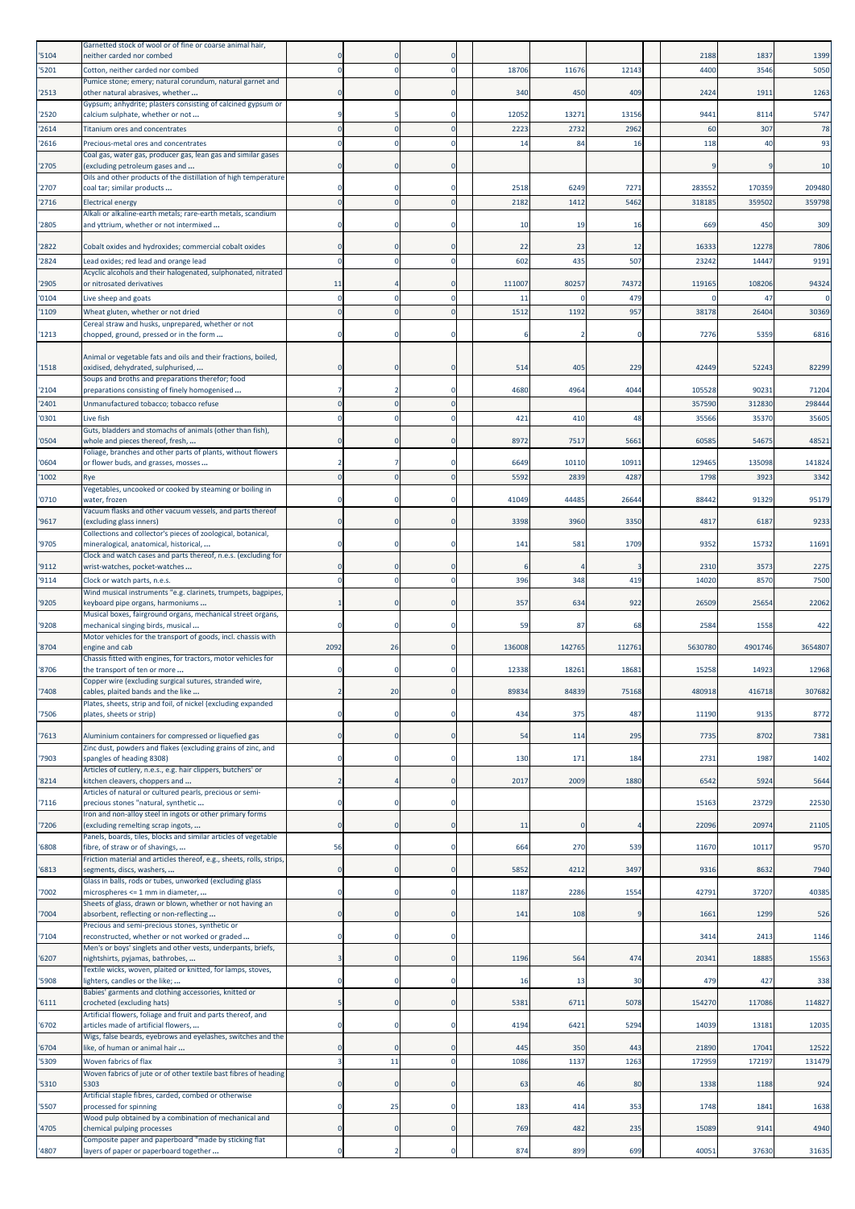| | | | | | | | | | | | |
|---|---|---|---|---|---|---|---|---|---|---|---|
| '5104 | Garnetted stock of wool or of fine or coarse animal hair, neither carded nor combed | 0 | 0 | 0 | | | | | 2188 | 1837 | 1399 |
| '5201 | Cotton, neither carded nor combed | 0 | 0 | 0 | 18706 | 11676 | 12143 | | 4400 | 3546 | 5050 |
| '2513 | Pumice stone; emery; natural corundum, natural garnet and other natural abrasives, whether ... | 0 | 0 | 0 | 340 | 450 | 409 | | 2424 | 1911 | 1263 |
| '2520 | Gypsum; anhydrite; plasters consisting of calcined gypsum or calcium sulphate, whether or not ... | 9 | 5 | 0 | 12052 | 13271 | 13156 | | 9441 | 8114 | 5747 |
| '2614 | Titanium ores and concentrates | 0 | 0 | 0 | 2223 | 2732 | 2962 | | 60 | 307 | 78 |
| '2616 | Precious-metal ores and concentrates | 0 | 0 | 0 | 14 | 84 | 16 | | 118 | 40 | 93 |
| '2705 | Coal gas, water gas, producer gas, lean gas and similar gases (excluding petroleum gases and ... | 0 | 0 | 0 | | | | | 9 | 9 | 10 |
| '2707 | Oils and other products of the distillation of high temperature coal tar; similar products ... | 0 | 0 | 0 | 2518 | 6249 | 7271 | | 283552 | 170359 | 209480 |
| '2716 | Electrical energy | 0 | 0 | 0 | 2182 | 1412 | 5462 | | 318185 | 359502 | 359798 |
| '2805 | Alkali or alkaline-earth metals; rare-earth metals, scandium and yttrium, whether or not intermixed ... | 0 | 0 | 0 | 10 | 19 | 16 | | 669 | 450 | 309 |
| '2822 | Cobalt oxides and hydroxides; commercial cobalt oxides | 0 | 0 | 0 | 22 | 23 | 12 | | 16333 | 12278 | 7806 |
| '2824 | Lead oxides; red lead and orange lead | 0 | 0 | 0 | 602 | 435 | 507 | | 23242 | 14447 | 9191 |
| '2905 | Acyclic alcohols and their halogenated, sulphonated, nitrated or nitrosated derivatives | 11 | 4 | 0 | 111007 | 80257 | 74372 | | 119165 | 108206 | 94324 |
| '0104 | Live sheep and goats | 0 | 0 | 0 | 11 | 0 | 479 | | 0 | 47 | 0 |
| '1109 | Wheat gluten, whether or not dried | 0 | 0 | 0 | 1512 | 1192 | 957 | | 38178 | 26404 | 30369 |
| '1213 | Cereal straw and husks, unprepared, whether or not chopped, ground, pressed or in the form ... | 0 | 0 | 0 | 6 | 2 | 0 | | 7276 | 5359 | 6816 |
| '1518 | Animal or vegetable fats and oils and their fractions, boiled, oxidised, dehydrated, sulphurised, ... | 0 | 0 | 0 | 514 | 405 | 229 | | 42449 | 52243 | 82299 |
| '2104 | Soups and broths and preparations therefor; food preparations consisting of finely homogenised ... | 7 | 2 | 0 | 4680 | 4964 | 4044 | | 105528 | 90231 | 71204 |
| '2401 | Unmanufactured tobacco; tobacco refuse | 0 | 0 | 0 | | | | | 357590 | 312830 | 298444 |
| '0301 | Live fish | 0 | 0 | 0 | 421 | 410 | 48 | | 35566 | 35370 | 35605 |
| '0504 | Guts, bladders and stomachs of animals (other than fish), whole and pieces thereof, fresh, ... | 0 | 0 | 0 | 8972 | 7517 | 5661 | | 60585 | 54675 | 48521 |
| '0604 | Foliage, branches and other parts of plants, without flowers or flower buds, and grasses, mosses ... | 2 | 7 | 0 | 6649 | 10110 | 10911 | | 129465 | 135098 | 141824 |
| '1002 | Rye | 0 | 0 | 0 | 5592 | 2839 | 4287 | | 1798 | 3923 | 3342 |
| '0710 | Vegetables, uncooked or cooked by steaming or boiling in water, frozen | 0 | 0 | 0 | 41049 | 44485 | 26644 | | 88442 | 91329 | 95179 |
| '9617 | Vacuum flasks and other vacuum vessels, and parts thereof (excluding glass inners) | 0 | 0 | 0 | 3398 | 3960 | 3350 | | 4817 | 6187 | 9233 |
| '9705 | Collections and collector's pieces of zoological, botanical, mineralogical, anatomical, historical, ... | 0 | 0 | 0 | 141 | 581 | 1709 | | 9352 | 15732 | 11691 |
| '9112 | Clock and watch cases and parts thereof, n.e.s. (excluding for wrist-watches, pocket-watches ... | 0 | 0 | 0 | 6 | 4 | 3 | | 2310 | 3573 | 2275 |
| '9114 | Clock or watch parts, n.e.s. | 0 | 0 | 0 | 396 | 348 | 419 | | 14020 | 8570 | 7500 |
| '9205 | Wind musical instruments "e.g. clarinets, trumpets, bagpipes, keyboard pipe organs, harmoniums ... | 1 | 0 | 0 | 357 | 634 | 922 | | 26509 | 25654 | 22062 |
| '9208 | Musical boxes, fairground organs, mechanical street organs, mechanical singing birds, musical ... | 0 | 0 | 0 | 59 | 87 | 68 | | 2584 | 1558 | 422 |
| '8704 | Motor vehicles for the transport of goods, incl. chassis with engine and cab | 2092 | 26 | 0 | 136008 | 142765 | 112761 | | 5630780 | 4901746 | 3654807 |
| '8706 | Chassis fitted with engines, for tractors, motor vehicles for the transport of ten or more ... | 0 | 0 | 0 | 12338 | 18261 | 18681 | | 15258 | 14923 | 12968 |
| '7408 | Copper wire (excluding surgical sutures, stranded wire, cables, plaited bands and the like ... | 2 | 20 | 0 | 89834 | 84839 | 75168 | | 480918 | 416718 | 307682 |
| '7506 | Plates, sheets, strip and foil, of nickel (excluding expanded plates, sheets or strip) | 0 | 0 | 0 | 434 | 375 | 487 | | 11190 | 9135 | 8772 |
| '7613 | Aluminium containers for compressed or liquefied gas | 0 | 0 | 0 | 54 | 114 | 295 | | 7735 | 8702 | 7381 |
| '7903 | Zinc dust, powders and flakes (excluding grains of zinc, and spangles of heading 8308) | 0 | 0 | 0 | 130 | 171 | 184 | | 2731 | 1987 | 1402 |
| '8214 | Articles of cutlery, n.e.s., e.g. hair clippers, butchers' or kitchen cleavers, choppers and ... | 2 | 4 | 0 | 2017 | 2009 | 1880 | | 6542 | 5924 | 5644 |
| '7116 | Articles of natural or cultured pearls, precious or semi-precious stones "natural, synthetic ... | 0 | 0 | 0 | | | | | 15163 | 23729 | 22530 |
| '7206 | Iron and non-alloy steel in ingots or other primary forms (excluding remelting scrap ingots, ... | 0 | 0 | 0 | 11 | 0 | 4 | | 22096 | 20974 | 21105 |
| '6808 | Panels, boards, tiles, blocks and similar articles of vegetable fibre, of straw or of shavings, ... | 56 | 0 | 0 | 664 | 270 | 539 | | 11670 | 10117 | 9570 |
| '6813 | Friction material and articles thereof, e.g., sheets, rolls, strips, segments, discs, washers, ... | 0 | 0 | 0 | 5852 | 4212 | 3497 | | 9316 | 8632 | 7940 |
| '7002 | Glass in balls, rods or tubes, unworked (excluding glass microspheres <= 1 mm in diameter, ... | 0 | 0 | 0 | 1187 | 2286 | 1554 | | 42791 | 37207 | 40385 |
| '7004 | Sheets of glass, drawn or blown, whether or not having an absorbent, reflecting or non-reflecting ... | 0 | 0 | 0 | 141 | 108 | 9 | | 1661 | 1299 | 526 |
| '7104 | Precious and semi-precious stones, synthetic or reconstructed, whether or not worked or graded ... | 0 | 0 | 0 | | | | | 3414 | 2413 | 1146 |
| '6207 | Men's or boys' singlets and other vests, underpants, briefs, nightshirts, pyjamas, bathrobes, ... | 3 | 0 | 0 | 1196 | 564 | 474 | | 20341 | 18885 | 15563 |
| '5908 | Textile wicks, woven, plaited or knitted, for lamps, stoves, lighters, candles or the like; ... | 0 | 0 | 0 | 16 | 13 | 30 | | 479 | 427 | 338 |
| '6111 | Babies' garments and clothing accessories, knitted or crocheted (excluding hats) | 5 | 0 | 0 | 5381 | 6711 | 5078 | | 154270 | 117086 | 114827 |
| '6702 | Artificial flowers, foliage and fruit and parts thereof, and articles made of artificial flowers, ... | 0 | 0 | 0 | 4194 | 6421 | 5294 | | 14039 | 13181 | 12035 |
| '6704 | Wigs, false beards, eyebrows and eyelashes, switches and the like, of human or animal hair ... | 0 | 0 | 0 | 445 | 350 | 443 | | 21890 | 17041 | 12522 |
| '5309 | Woven fabrics of flax | 3 | 11 | 0 | 1086 | 1137 | 1263 | | 172959 | 172197 | 131479 |
| '5310 | Woven fabrics of jute or of other textile bast fibres of heading 5303 | 0 | 0 | 0 | 63 | 46 | 80 | | 1338 | 1188 | 924 |
| '5507 | Artificial staple fibres, carded, combed or otherwise processed for spinning | 0 | 25 | 0 | 183 | 414 | 353 | | 1748 | 1841 | 1638 |
| '4705 | Wood pulp obtained by a combination of mechanical and chemical pulping processes | 0 | 0 | 0 | 769 | 482 | 235 | | 15089 | 9141 | 4940 |
| '4807 | Composite paper and paperboard "made by sticking flat layers of paper or paperboard together ... | 0 | 2 | 0 | 874 | 899 | 699 | | 40051 | 37630 | 31635 |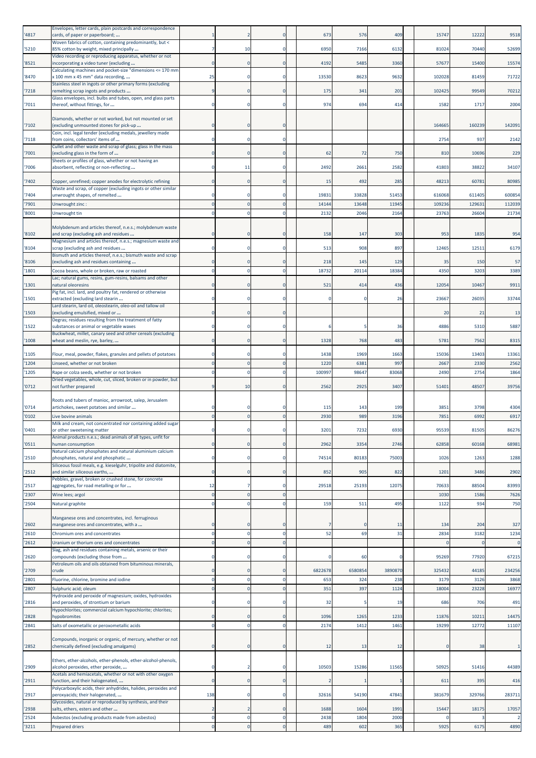| | | | | | | | | | | |
|---|---|---|---|---|---|---|---|---|---|---|
| '4817 | Envelopes, letter cards, plain postcards and correspondence cards, of paper or paperboard; ... | 1 | 2 | 0 | 673 | 576 | 409 | 15747 | 12222 | 9518 |
| '5210 | Woven fabrics of cotton, containing predominantly, but < 85% cotton by weight, mixed principally ... | 7 | 10 | 0 | 6950 | 7166 | 6132 | 81024 | 70440 | 52699 |
| '8521 | Video recording or reproducing apparatus, whether or not incorporating a video tuner (excluding ... | 0 | 0 | 0 | 4192 | 5485 | 3360 | 57677 | 15400 | 15574 |
| '8470 | Calculating machines and pocket-size "dimensions <= 170 mm x 100 mm x 45 mm" data recording, ... | 25 | 0 | 0 | 13530 | 8623 | 9632 | 102028 | 81459 | 71722 |
| '7218 | Stainless steel in ingots or other primary forms (excluding remelting scrap ingots and products ... | 9 | 0 | 0 | 175 | 341 | 201 | 102425 | 99549 | 70212 |
| '7011 | Glass envelopes, incl. bulbs and tubes, open, and glass parts thereof, without fittings, for ... | 0 | 0 | 0 | 974 | 694 | 414 | 1582 | 1717 | 2004 |
| '7102 | Diamonds, whether or not worked, but not mounted or set (excluding unmounted stones for pick-up ... | 0 | 0 | 0 | | | | 164665 | 160239 | 142091 |
| '7118 | Coin, incl. legal tender (excluding medals, jewellery made from coins, collectors' items of ... | 0 | 0 | 0 | | | | 2754 | 937 | 2142 |
| '7001 | Cullet and other waste and scrap of glass; glass in the mass (excluding glass in the form of ... | 0 | 0 | 0 | 62 | 72 | 750 | 810 | 10696 | 229 |
| '7006 | Sheets or profiles of glass, whether or not having an absorbent, reflecting or non-reflecting ... | 0 | 11 | 0 | 2492 | 2661 | 2582 | 41803 | 38822 | 34107 |
| '7402 | Copper, unrefined; copper anodes for electrolytic refining | 0 | 0 | 0 | 15 | 492 | 285 | 48213 | 60781 | 80985 |
| '7404 | Waste and scrap, of copper (excluding ingots or other similar unwrought shapes, of remelted ... | 0 | 0 | 0 | 19831 | 33828 | 51453 | 616068 | 611405 | 600854 |
| '7901 | Unwrought zinc : | 0 | 0 | 0 | 14144 | 13648 | 11945 | 109236 | 129631 | 112039 |
| '8001 | Unwrought tin | 0 | 0 | 0 | 2132 | 2046 | 2164 | 23763 | 26604 | 21734 |
| '8102 | Molybdenum and articles thereof, n.e.s.; molybdenum waste and scrap (excluding ash and residues ... | 0 | 0 | 0 | 158 | 147 | 303 | 953 | 1835 | 954 |
| '8104 | Magnesium and articles thereof, n.e.s.; magnesium waste and scrap (excluding ash and residues ... | 0 | 0 | 0 | 513 | 908 | 897 | 12465 | 12511 | 6179 |
| '8106 | Bismuth and articles thereof, n.e.s.; bismuth waste and scrap (excluding ash and residues containing ... | 0 | 0 | 0 | 218 | 145 | 129 | 35 | 150 | 57 |
| '1801 | Cocoa beans, whole or broken, raw or roasted | 0 | 0 | 0 | 18732 | 20114 | 18384 | 4350 | 3203 | 3389 |
| '1301 | Lac; natural gums, resins, gum-resins, balsams and other natural oleoresins | 0 | 0 | 0 | 521 | 414 | 436 | 12054 | 10467 | 9911 |
| '1501 | Pig fat, incl. lard, and poultry fat, rendered or otherwise extracted (excluding lard stearin ... | 0 | 0 | 0 | 0 | 0 | 26 | 23667 | 26035 | 33744 |
| '1503 | Lard stearin, lard oil, oleostearin, oleo-oil and tallow oil (excluding emulsified, mixed or ... | 0 | 0 | 0 | | | | 20 | 21 | 13 |
| '1522 | Degras; residues resulting from the treatment of fatty substances or animal or vegetable waxes | 0 | 0 | 0 | 6 | 5 | 36 | 4886 | 5310 | 5887 |
| '1008 | Buckwheat, millet, canary seed and other cereals (excluding wheat and meslin, rye, barley, ... | 0 | 0 | 0 | 1328 | 768 | 483 | 5781 | 7562 | 8315 |
| '1105 | Flour, meal, powder, flakes, granules and pellets of potatoes | 0 | 0 | 0 | 1438 | 1969 | 1663 | 15036 | 13403 | 13361 |
| '1204 | Linseed, whether or not broken | 0 | 0 | 0 | 1220 | 6381 | 997 | 2667 | 2330 | 2562 |
| '1205 | Rape or colza seeds, whether or not broken | 0 | 0 | 0 | 100997 | 98647 | 83068 | 2490 | 2754 | 1864 |
| '0712 | Dried vegetables, whole, cut, sliced, broken or in powder, but not further prepared | 9 | 10 | 0 | 2562 | 2925 | 3407 | 51401 | 48507 | 39756 |
| '0714 | Roots and tubers of manioc, arrowroot, salep, Jerusalem artichokes, sweet potatoes and similar ... | 0 | 0 | 0 | 115 | 143 | 199 | 3851 | 3798 | 4304 |
| '0102 | Live bovine animals | 0 | 0 | 0 | 2930 | 989 | 3196 | 7851 | 6992 | 6917 |
| '0401 | Milk and cream, not concentrated nor containing added sugar or other sweetening matter | 0 | 0 | 0 | 3201 | 7232 | 6930 | 95539 | 81505 | 86276 |
| '0511 | Animal products n.e.s.; dead animals of all types, unfit for human consumption | 0 | 0 | 0 | 2962 | 3354 | 2746 | 62858 | 60168 | 68981 |
| '2510 | Natural calcium phosphates and natural aluminium calcium phosphates, natural and phosphatic ... | 0 | 0 | 0 | 74514 | 80183 | 75003 | 1026 | 1263 | 1288 |
| '2512 | Siliceous fossil meals, e.g. kieselguhr, tripolite and diatomite, and similar siliceous earths, ... | 0 | 0 | 0 | 852 | 905 | 822 | 1201 | 3486 | 2902 |
| '2517 | Pebbles, gravel, broken or crushed stone, for concrete aggregates, for road metalling or for ... | 12 | 7 | 0 | 29518 | 25193 | 12075 | 70633 | 88504 | 83993 |
| '2307 | Wine lees; argol | 0 | 0 | 0 | | | | 1030 | 1586 | 7626 |
| '2504 | Natural graphite | 0 | 0 | 0 | 159 | 511 | 495 | 1122 | 934 | 750 |
| '2602 | Manganese ores and concentrates, incl. ferruginous manganese ores and concentrates, with a ... | 0 | 0 | 0 | 7 | 0 | 11 | 134 | 204 | 327 |
| '2610 | Chromium ores and concentrates | 0 | 0 | 0 | 52 | 69 | 31 | 2834 | 3182 | 1234 |
| '2612 | Uranium or thorium ores and concentrates | 0 | 0 | 0 | | | | 0 | 0 | 0 |
| '2620 | Slag, ash and residues containing metals, arsenic or their compounds (excluding those from ... | 0 | 0 | 0 | 0 | 60 | 0 | 95269 | 77920 | 67215 |
| '2709 | Petroleum oils and oils obtained from bituminous minerals, crude | 0 | 0 | 0 | 6822678 | 6580854 | 3890870 | 325432 | 44185 | 234256 |
| '2801 | Fluorine, chlorine, bromine and iodine | 0 | 0 | 0 | 653 | 324 | 238 | 3179 | 3126 | 3868 |
| '2807 | Sulphuric acid; oleum | 0 | 0 | 0 | 351 | 397 | 1124 | 18004 | 23228 | 16977 |
| '2816 | Hydroxide and peroxide of magnesium; oxides, hydroxides and peroxides, of strontium or barium | 0 | 0 | 0 | 32 | 5 | 19 | 686 | 706 | 491 |
| '2828 | Hypochlorites; commercial calcium hypochlorite; chlorites; hypobromites | 0 | 0 | 0 | 1096 | 1265 | 1233 | 11876 | 10211 | 14475 |
| '2841 | Salts of oxometallic or peroxometallic acids | 0 | 0 | 0 | 2174 | 1412 | 1461 | 19299 | 12772 | 11107 |
| '2852 | Compounds, inorganic or organic, of mercury, whether or not chemically defined (excluding amalgams) | 0 | 0 | 0 | 12 | 13 | 12 | 0 | 38 | 1 |
| '2909 | Ethers, ether-alcohols, ether-phenols, ether-alcohol-phenols, alcohol peroxides, ether peroxide, ... | 0 | 2 | 0 | 10503 | 15286 | 11565 | 50925 | 51416 | 44389 |
| '2911 | Acetals and hemiacetals, whether or not with other oxygen function, and their halogenated, ... | 0 | 0 | 0 | 2 | 1 | 1 | 611 | 395 | 416 |
| '2917 | Polycarboxylic acids, their anhydrides, halides, peroxides and peroxyacids; their halogenated, ... | 138 | 0 | 0 | 32616 | 54190 | 47841 | 381679 | 329766 | 283711 |
| '2938 | Glycosides, natural or reproduced by synthesis, and their salts, ethers, esters and other ... | 2 | 2 | 0 | 1688 | 1604 | 1991 | 15447 | 18175 | 17057 |
| '2524 | Asbestos (excluding products made from asbestos) | 0 | 0 | 0 | 2438 | 1804 | 2000 | 0 | 3 | 2 |
| '3211 | Prepared driers | 0 | 0 | 0 | 489 | 602 | 365 | 5925 | 6175 | 4890 |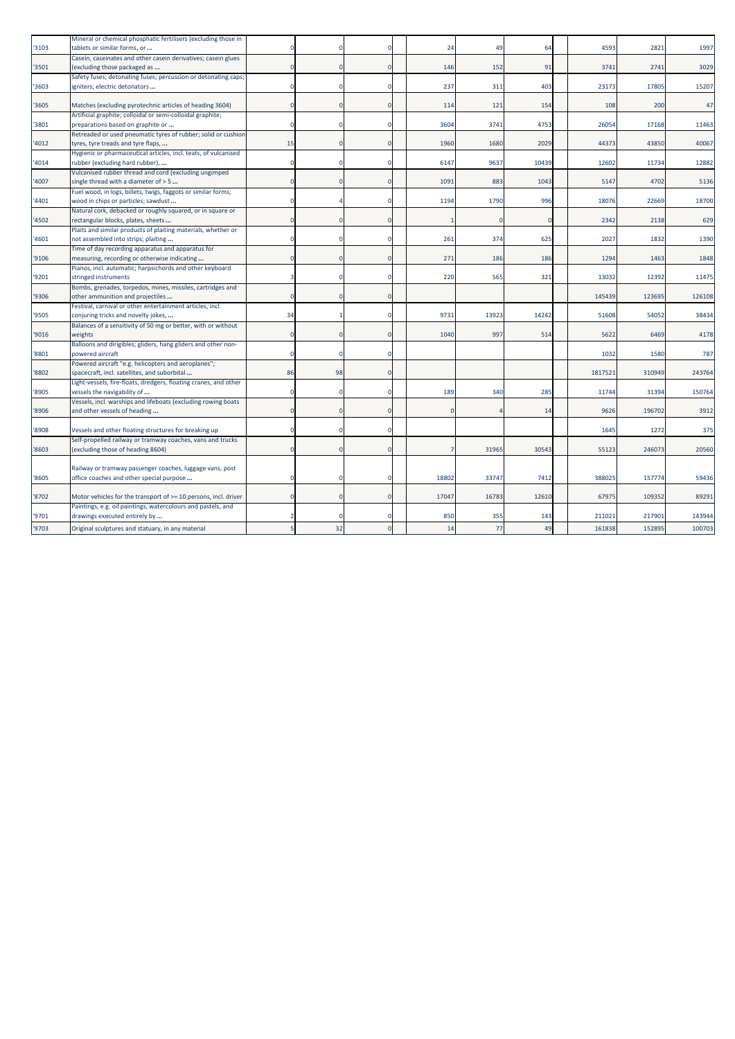| | | | | | | | | | | | | | |
|---|---|---|---|---|---|---|---|---|---|---|---|---|---|
| '3103 | Mineral or chemical phosphatic fertilisers (excluding those in tablets or similar forms, or ... | 0 | 0 | 0 | | 24 | 49 | 64 | | 4593 | 2821 | 1997 |
| '3501 | Casein, caseinates and other casein derivatives; casein glues (excluding those packaged as ... | 0 | 0 | 0 | | 146 | 152 | 91 | | 3741 | 2741 | 3029 |
| '3603 | Safety fuses; detonating fuses; percussion or detonating caps; igniters; electric detonators ... | 0 | 0 | 0 | | 237 | 311 | 403 | | 23173 | 17805 | 15207 |
| '3605 | Matches (excluding pyrotechnic articles of heading 3604) | 0 | 0 | 0 | | 114 | 121 | 154 | | 108 | 200 | 47 |
| '3801 | Artificial graphite; colloidal or semi-colloidal graphite; preparations based on graphite or ... | 0 | 0 | 0 | | 3604 | 3741 | 4753 | | 26054 | 17168 | 11463 |
| '4012 | Retreaded or used pneumatic tyres of rubber; solid or cushion tyres, tyre treads and tyre flaps, ... | 15 | 0 | 0 | | 1960 | 1680 | 2029 | | 44373 | 43850 | 40067 |
| '4014 | Hygienic or pharmaceutical articles, incl. teats, of vulcanised rubber (excluding hard rubber), ... | 0 | 0 | 0 | | 6147 | 9637 | 10439 | | 12602 | 11734 | 12882 |
| '4007 | Vulcanised rubber thread and cord (excluding ungimped single thread with a diameter of > 5 ... | 0 | 0 | 0 | | 1091 | 883 | 1043 | | 5147 | 4702 | 5136 |
| '4401 | Fuel wood, in logs, billets, twigs, faggots or similar forms; wood in chips or particles; sawdust ... | 0 | 4 | 0 | | 1194 | 1790 | 996 | | 18076 | 22669 | 18700 |
| '4502 | Natural cork, debacked or roughly squared, or in square or rectangular blocks, plates, sheets ... | 0 | 0 | 0 | | 1 | 0 | 0 | | 2342 | 2138 | 629 |
| '4601 | Plaits and similar products of plaiting materials, whether or not assembled into strips; plaiting ... | 0 | 0 | 0 | | 261 | 374 | 625 | | 2027 | 1832 | 1390 |
| '9106 | Time of day recording apparatus and apparatus for measuring, recording or otherwise indicating ... | 0 | 0 | 0 | | 271 | 186 | 186 | | 1294 | 1463 | 1848 |
| '9201 | Pianos, incl. automatic; harpsichords and other keyboard stringed instruments | 3 | 0 | 0 | | 220 | 565 | 321 | | 13032 | 12392 | 11475 |
| '9306 | Bombs, grenades, torpedos, mines, missiles, cartridges and other ammunition and projectiles ... | 0 | 0 | 0 | | | | | | 145439 | 123695 | 126108 |
| '9505 | Festival, carnival or other entertainment articles, incl. conjuring tricks and novelty jokes, ... | 34 | 1 | 0 | | 9731 | 13923 | 14242 | | 51608 | 54052 | 38434 |
| '9016 | Balances of a sensitivity of 50 mg or better, with or without weights | 0 | 0 | 0 | | 1040 | 997 | 514 | | 5622 | 6469 | 4178 |
| '8801 | Balloons and dirigibles; gliders, hang gliders and other non-powered aircraft | 0 | 0 | 0 | | | | | | 1032 | 1580 | 787 |
| '8802 | Powered aircraft "e.g. helicopters and aeroplanes"; spacecraft, incl. satellites, and suborbital ... | 86 | 98 | 0 | | | | | | 1817521 | 310949 | 243764 |
| '8905 | Light-vessels, fire-floats, dredgers, floating cranes, and other vessels the navigability of ... | 0 | 0 | 0 | | 189 | 340 | 285 | | 11744 | 31394 | 150764 |
| '8906 | Vessels, incl. warships and lifeboats (excluding rowing boats and other vessels of heading ... | 0 | 0 | 0 | | 0 | 4 | 14 | | 9626 | 196702 | 3912 |
| '8908 | Vessels and other floating structures for breaking up | 0 | 0 | 0 | | | | | | 1645 | 1272 | 375 |
| '8603 | Self-propelled railway or tramway coaches, vans and trucks (excluding those of heading 8604) | 0 | 0 | 0 | | 7 | 31965 | 30543 | | 55123 | 246073 | 20560 |
| '8605 | Railway or tramway passenger coaches, luggage vans, post office coaches and other special purpose ... | 0 | 0 | 0 | | 18802 | 33747 | 7412 | | 388025 | 157774 | 59436 |
| '8702 | Motor vehicles for the transport of >= 10 persons, incl. driver | 0 | 0 | 0 | | 17047 | 16783 | 12610 | | 67975 | 109352 | 89291 |
| '9701 | Paintings, e.g. oil paintings, watercolours and pastels, and drawings executed entirely by ... | 2 | 0 | 0 | | 850 | 355 | 143 | | 211021 | 217901 | 143944 |
| '9703 | Original sculptures and statuary, in any material | 5 | 32 | 0 | | 14 | 77 | 49 | | 161838 | 152895 | 100703 |